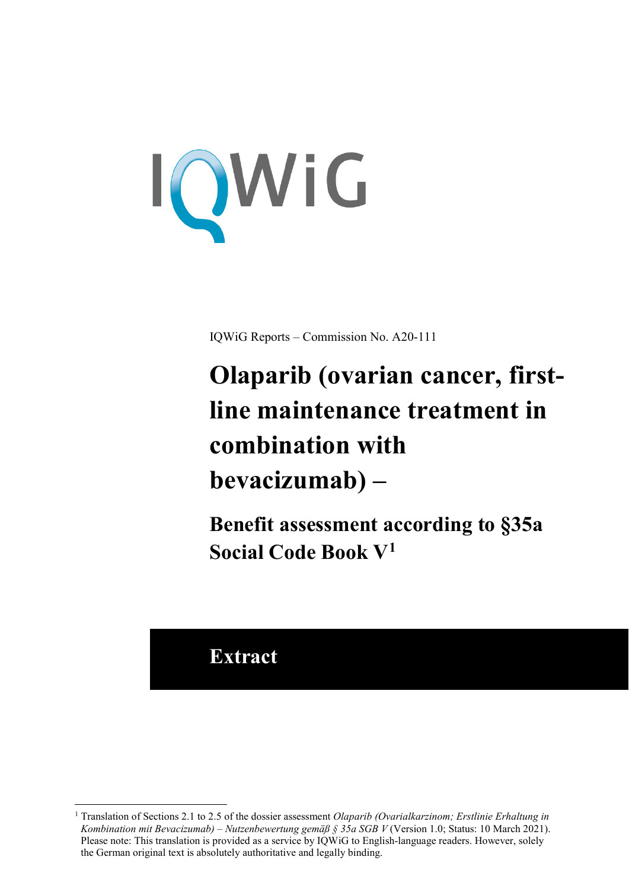IQWiG

IQWiG Reports – Commission No. A20-111

# Olaparib (ovarian cancer, first-line maintenance treatment in combination with bevacizumab) –

## Benefit assessment according to §35a Social Code Book V[1]

## Extract

---

[1] Translation of Sections 2.1 to 2.5 of the dossier assessment *Olaparib (Ovarialkarzinom; Erstlinie Erhaltung in Kombination mit Bevacizumab) – Nutzenbewertung gemäß § 35a SGB V* (Version 1.0; Status: 10 March 2021). Please note: This translation is provided as a service by IQWiG to English-language readers. However, solely the German original text is absolutely authoritative and legally binding.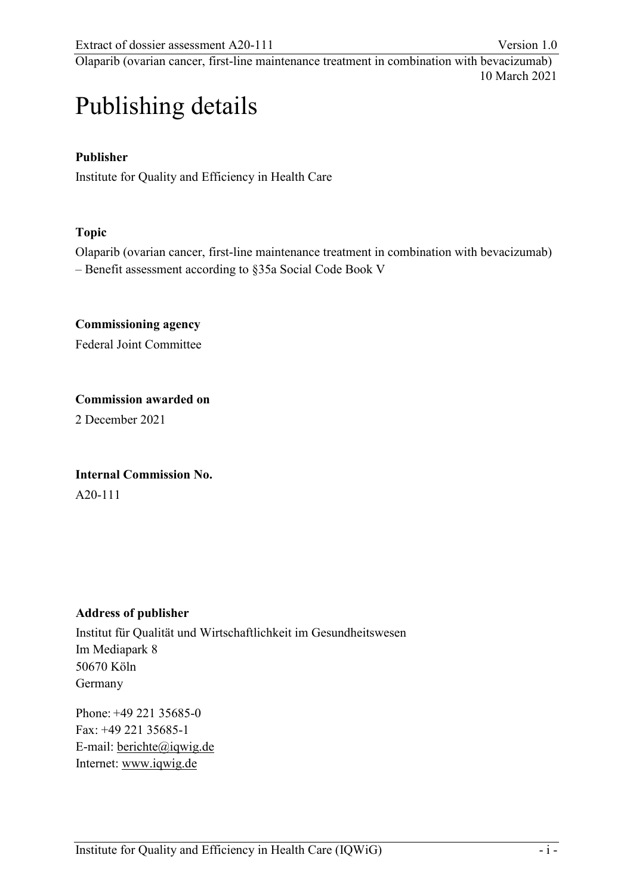# Publishing details

**Publisher**

Institute for Quality and Efficiency in Health Care

**Topic**

Olaparib (ovarian cancer, first-line maintenance treatment in combination with bevacizumab) – Benefit assessment according to §35a Social Code Book V

**Commissioning agency**

Federal Joint Committee

**Commission awarded on**

2 December 2021

**Internal Commission No.**

A20-111

**Address of publisher**

Institut für Qualität und Wirtschaftlichkeit im Gesundheitswesen
Im Mediapark 8
50670 Köln
Germany

Phone: +49 221 35685-0
Fax: +49 221 35685-1
E-mail: berichte@iqwig.de
Internet: www.iqwig.de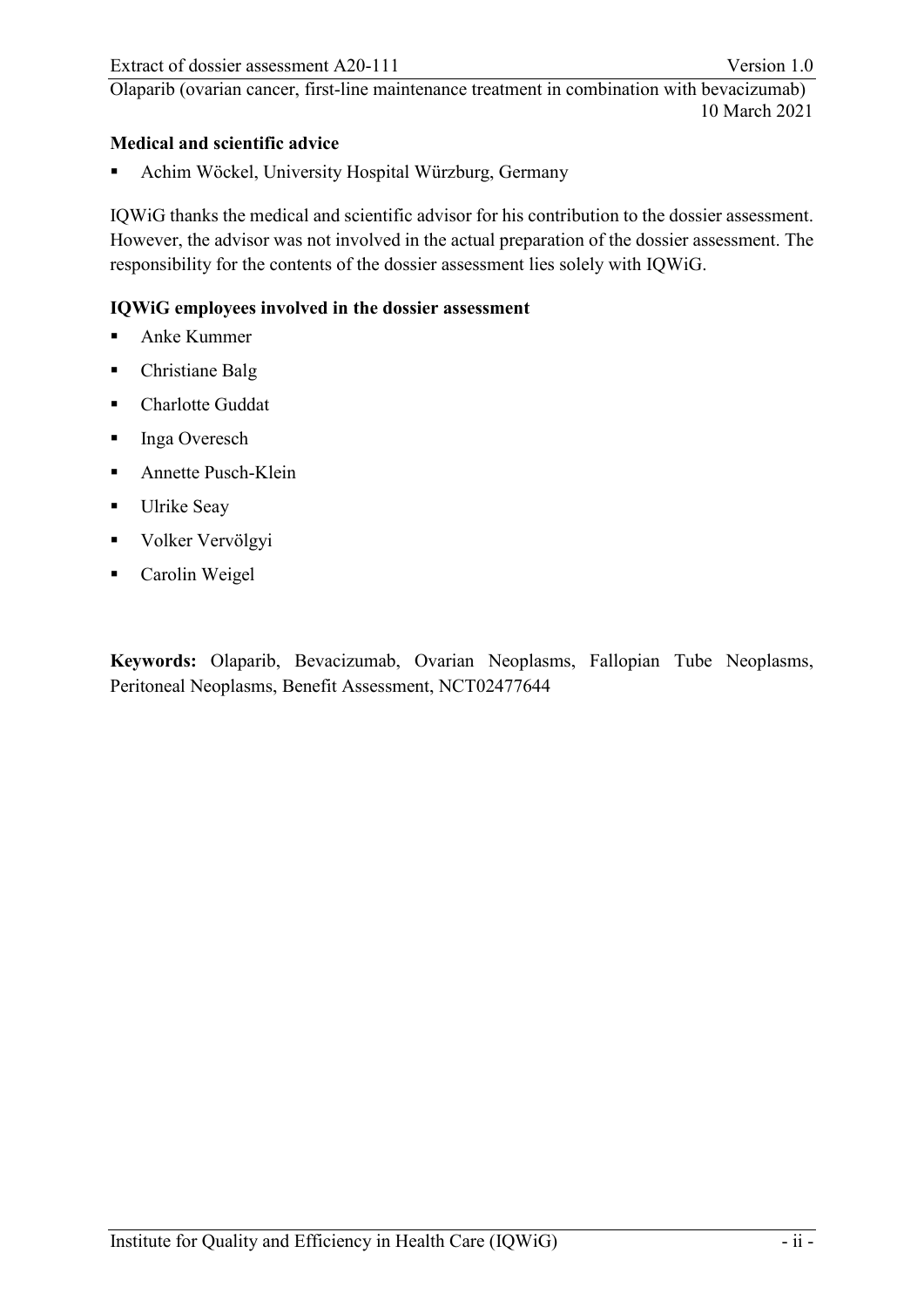**Medical and scientific advice**

- Achim Wöckel, University Hospital Würzburg, Germany

IQWiG thanks the medical and scientific advisor for his contribution to the dossier assessment. However, the advisor was not involved in the actual preparation of the dossier assessment. The responsibility for the contents of the dossier assessment lies solely with IQWiG.

**IQWiG employees involved in the dossier assessment**

- Anke Kummer
- Christiane Balg
- Charlotte Guddat
- Inga Overesch
- Annette Pusch-Klein
- Ulrike Seay
- Volker Vervölgyi
- Carolin Weigel

**Keywords:** Olaparib, Bevacizumab, Ovarian Neoplasms, Fallopian Tube Neoplasms, Peritoneal Neoplasms, Benefit Assessment, NCT02477644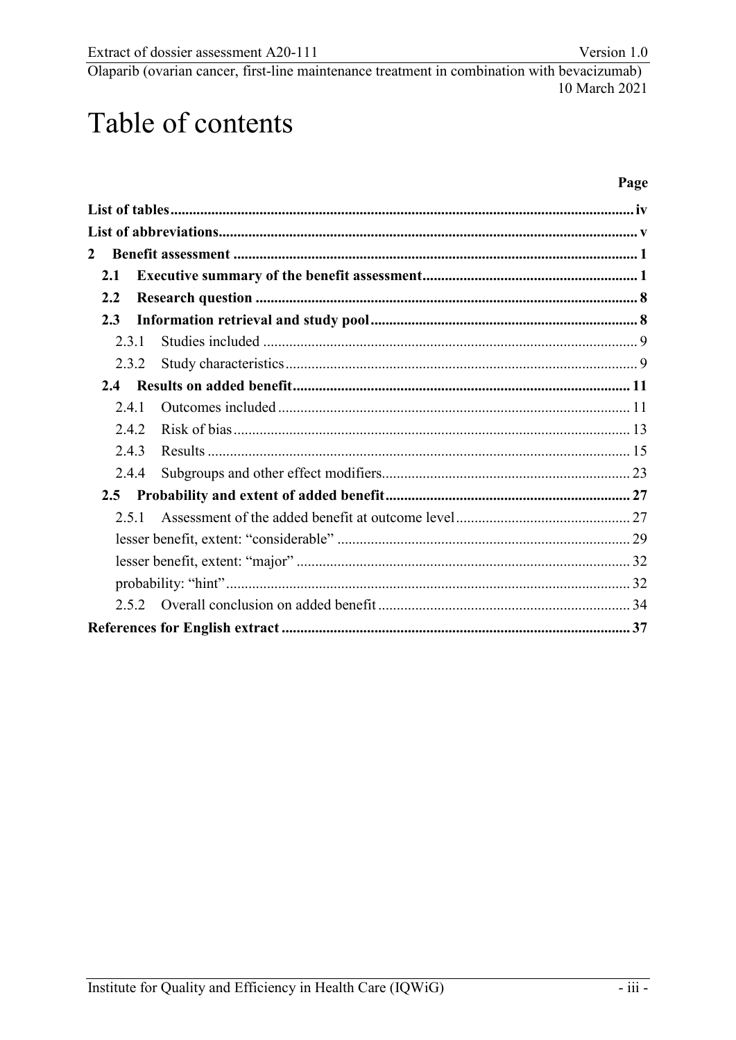# Table of contents

| | Page |
|---|---|
| **List of tables** | **iv** |
| **List of abbreviations** | **v** |
| **2 Benefit assessment** | **1** |
| **2.1 Executive summary of the benefit assessment** | **1** |
| **2.2 Research question** | **8** |
| **2.3 Information retrieval and study pool** | **8** |
| 2.3.1 Studies included | 9 |
| 2.3.2 Study characteristics | 9 |
| **2.4 Results on added benefit** | **11** |
| 2.4.1 Outcomes included | 11 |
| 2.4.2 Risk of bias | 13 |
| 2.4.3 Results | 15 |
| 2.4.4 Subgroups and other effect modifiers | 23 |
| **2.5 Probability and extent of added benefit** | **27** |
| 2.5.1 Assessment of the added benefit at outcome level | 27 |
| lesser benefit, extent: “considerable” | 29 |
| lesser benefit, extent: “major” | 32 |
| probability: “hint” | 32 |
| 2.5.2 Overall conclusion on added benefit | 34 |
| **References for English extract** | **37** |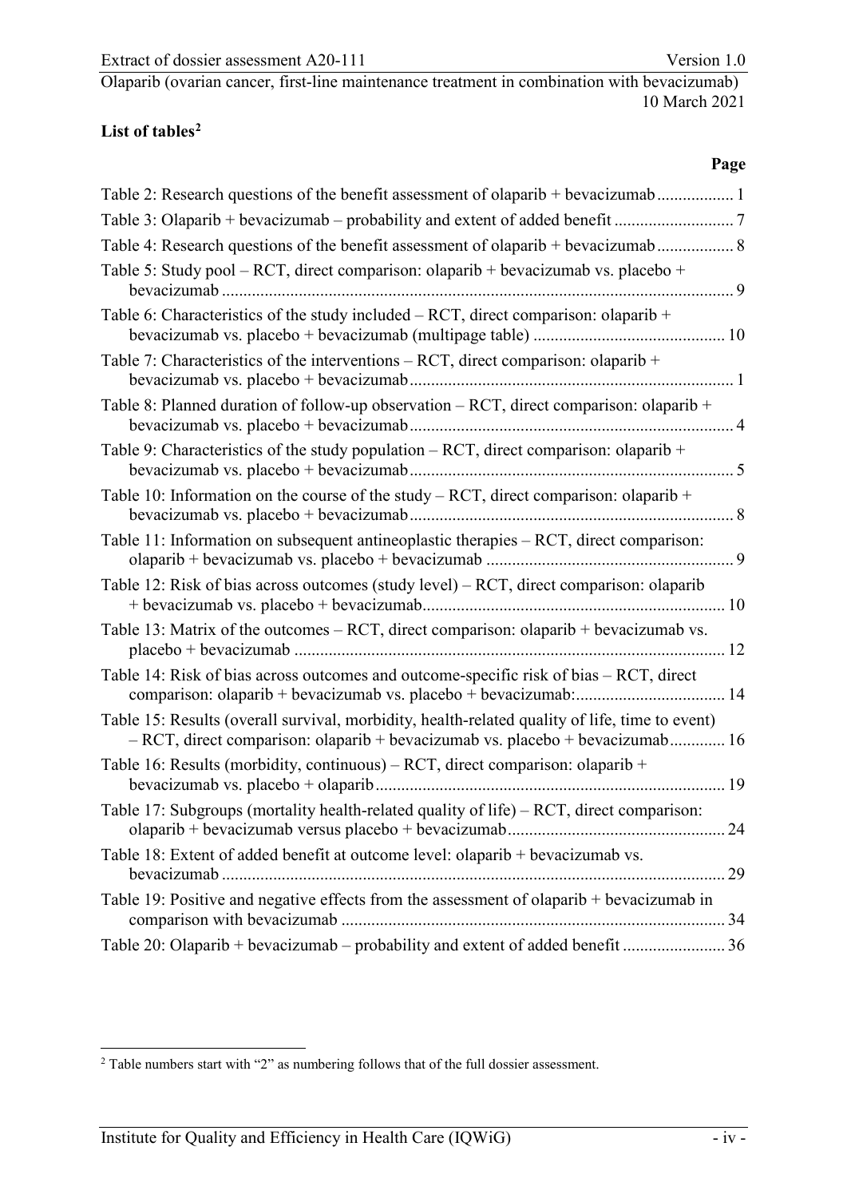## List of tables[2]

| | Page |
|---|---|
| Table 2: Research questions of the benefit assessment of olaparib + bevacizumab | 1 |
| Table 3: Olaparib + bevacizumab – probability and extent of added benefit | 7 |
| Table 4: Research questions of the benefit assessment of olaparib + bevacizumab | 8 |
| Table 5: Study pool – RCT, direct comparison: olaparib + bevacizumab vs. placebo + bevacizumab | 9 |
| Table 6: Characteristics of the study included – RCT, direct comparison: olaparib + bevacizumab vs. placebo + bevacizumab (multipage table) | 10 |
| Table 7: Characteristics of the interventions – RCT, direct comparison: olaparib + bevacizumab vs. placebo + bevacizumab | 1 |
| Table 8: Planned duration of follow-up observation – RCT, direct comparison: olaparib + bevacizumab vs. placebo + bevacizumab | 4 |
| Table 9: Characteristics of the study population – RCT, direct comparison: olaparib + bevacizumab vs. placebo + bevacizumab | 5 |
| Table 10: Information on the course of the study – RCT, direct comparison: olaparib + bevacizumab vs. placebo + bevacizumab | 8 |
| Table 11: Information on subsequent antineoplastic therapies – RCT, direct comparison: olaparib + bevacizumab vs. placebo + bevacizumab | 9 |
| Table 12: Risk of bias across outcomes (study level) – RCT, direct comparison: olaparib + bevacizumab vs. placebo + bevacizumab | 10 |
| Table 13: Matrix of the outcomes – RCT, direct comparison: olaparib + bevacizumab vs. placebo + bevacizumab | 12 |
| Table 14: Risk of bias across outcomes and outcome-specific risk of bias – RCT, direct comparison: olaparib + bevacizumab vs. placebo + bevacizumab: | 14 |
| Table 15: Results (overall survival, morbidity, health-related quality of life, time to event) – RCT, direct comparison: olaparib + bevacizumab vs. placebo + bevacizumab | 16 |
| Table 16: Results (morbidity, continuous) – RCT, direct comparison: olaparib + bevacizumab vs. placebo + olaparib | 19 |
| Table 17: Subgroups (mortality health-related quality of life) – RCT, direct comparison: olaparib + bevacizumab versus placebo + bevacizumab | 24 |
| Table 18: Extent of added benefit at outcome level: olaparib + bevacizumab vs. bevacizumab | 29 |
| Table 19: Positive and negative effects from the assessment of olaparib + bevacizumab in comparison with bevacizumab | 34 |
| Table 20: Olaparib + bevacizumab – probability and extent of added benefit | 36 |

[2] Table numbers start with "2" as numbering follows that of the full dossier assessment.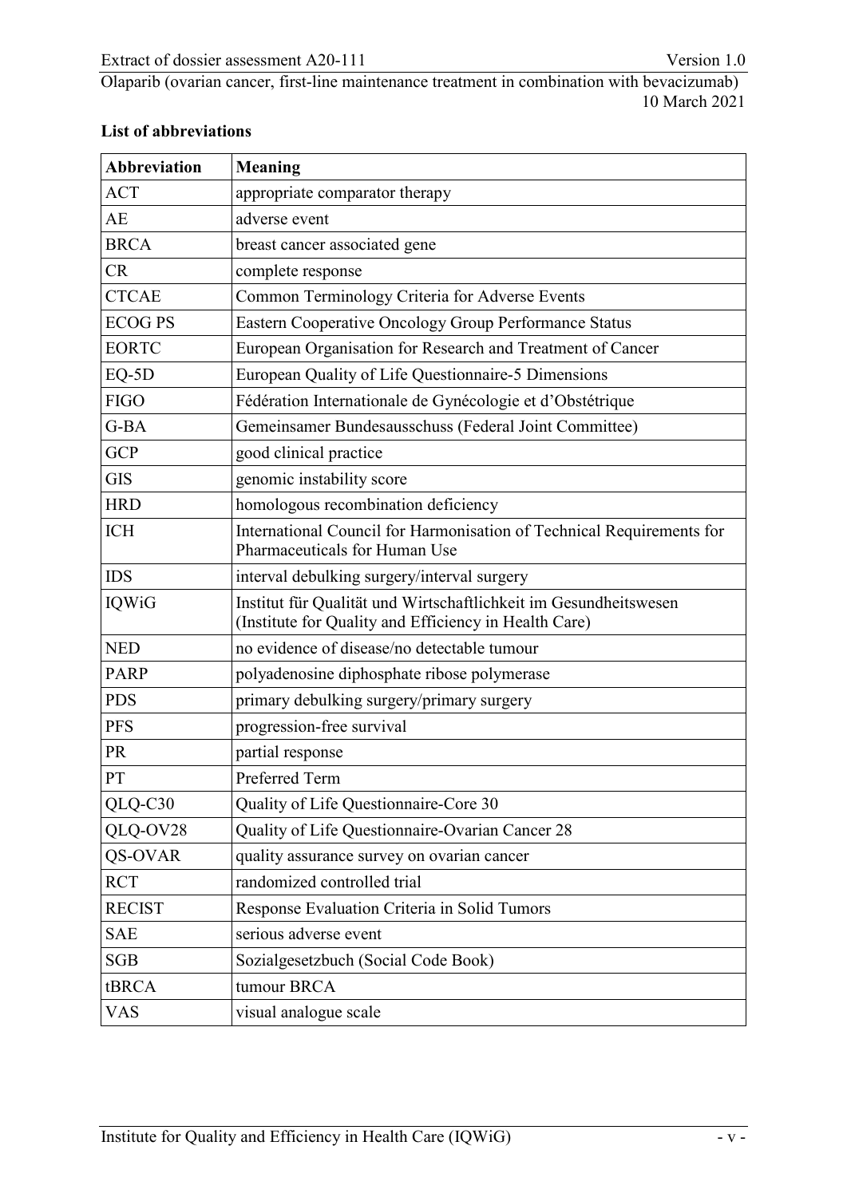**List of abbreviations**

| Abbreviation | Meaning |
|---|---|
| ACT | appropriate comparator therapy |
| AE | adverse event |
| BRCA | breast cancer associated gene |
| CR | complete response |
| CTCAE | Common Terminology Criteria for Adverse Events |
| ECOG PS | Eastern Cooperative Oncology Group Performance Status |
| EORTC | European Organisation for Research and Treatment of Cancer |
| EQ-5D | European Quality of Life Questionnaire-5 Dimensions |
| FIGO | Fédération Internationale de Gynécologie et d'Obstétrique |
| G-BA | Gemeinsamer Bundesausschuss (Federal Joint Committee) |
| GCP | good clinical practice |
| GIS | genomic instability score |
| HRD | homologous recombination deficiency |
| ICH | International Council for Harmonisation of Technical Requirements for Pharmaceuticals for Human Use |
| IDS | interval debulking surgery/interval surgery |
| IQWiG | Institut für Qualität und Wirtschaftlichkeit im Gesundheitswesen (Institute for Quality and Efficiency in Health Care) |
| NED | no evidence of disease/no detectable tumour |
| PARP | polyadenosine diphosphate ribose polymerase |
| PDS | primary debulking surgery/primary surgery |
| PFS | progression-free survival |
| PR | partial response |
| PT | Preferred Term |
| QLQ-C30 | Quality of Life Questionnaire-Core 30 |
| QLQ-OV28 | Quality of Life Questionnaire-Ovarian Cancer 28 |
| QS-OVAR | quality assurance survey on ovarian cancer |
| RCT | randomized controlled trial |
| RECIST | Response Evaluation Criteria in Solid Tumors |
| SAE | serious adverse event |
| SGB | Sozialgesetzbuch (Social Code Book) |
| tBRCA | tumour BRCA |
| VAS | visual analogue scale |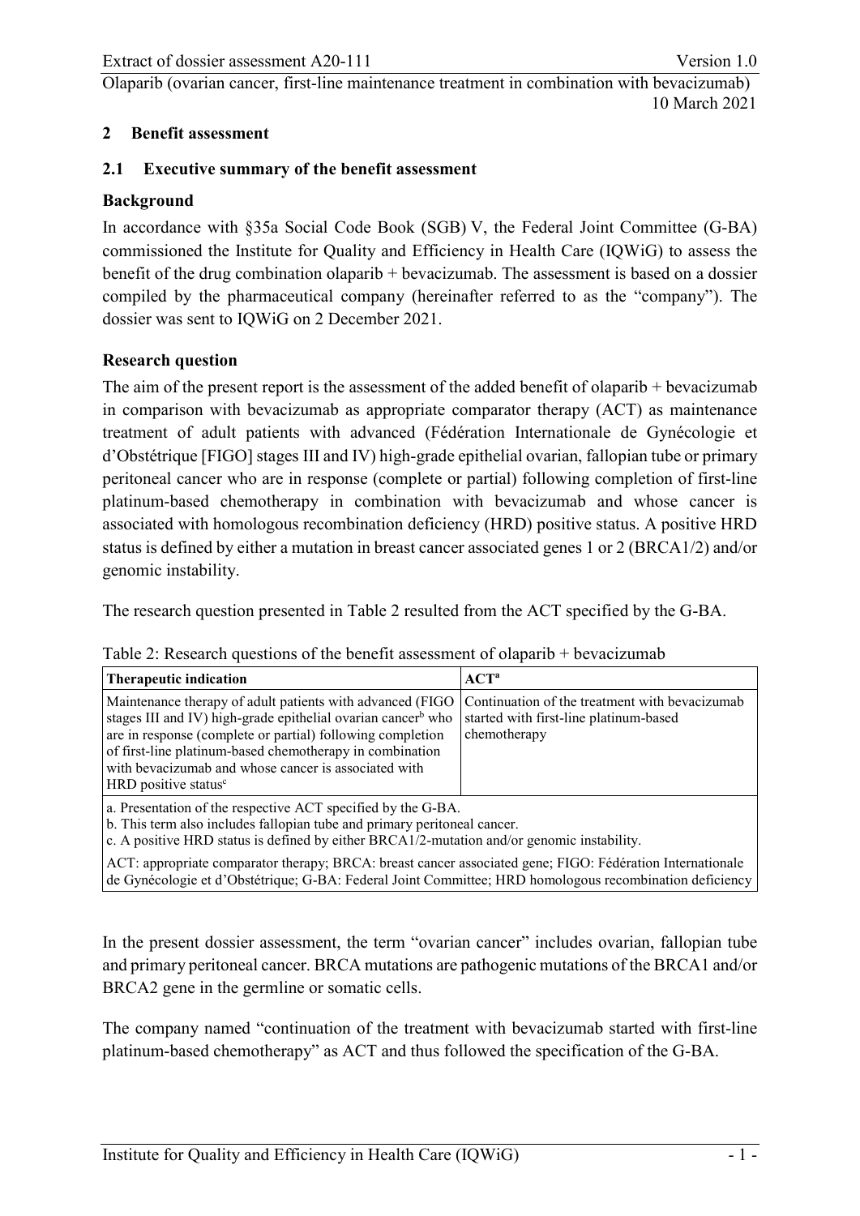## 2 Benefit assessment

### 2.1 Executive summary of the benefit assessment

**Background**

In accordance with §35a Social Code Book (SGB) V, the Federal Joint Committee (G-BA) commissioned the Institute for Quality and Efficiency in Health Care (IQWiG) to assess the benefit of the drug combination olaparib + bevacizumab. The assessment is based on a dossier compiled by the pharmaceutical company (hereinafter referred to as the "company"). The dossier was sent to IQWiG on 2 December 2021.

**Research question**

The aim of the present report is the assessment of the added benefit of olaparib + bevacizumab in comparison with bevacizumab as appropriate comparator therapy (ACT) as maintenance treatment of adult patients with advanced (Fédération Internationale de Gynécologie et d'Obstétrique [FIGO] stages III and IV) high-grade epithelial ovarian, fallopian tube or primary peritoneal cancer who are in response (complete or partial) following completion of first-line platinum-based chemotherapy in combination with bevacizumab and whose cancer is associated with homologous recombination deficiency (HRD) positive status. A positive HRD status is defined by either a mutation in breast cancer associated genes 1 or 2 (BRCA1/2) and/or genomic instability.

The research question presented in Table 2 resulted from the ACT specified by the G-BA.

Table 2: Research questions of the benefit assessment of olaparib + bevacizumab

| Therapeutic indication | ACT[a] |
|---|---|
| Maintenance therapy of adult patients with advanced (FIGO stages III and IV) high-grade epithelial ovarian cancer[b] who are in response (complete or partial) following completion of first-line platinum-based chemotherapy in combination with bevacizumab and whose cancer is associated with HRD positive status[c] | Continuation of the treatment with bevacizumab started with first-line platinum-based chemotherapy |

a. Presentation of the respective ACT specified by the G-BA.
b. This term also includes fallopian tube and primary peritoneal cancer.
c. A positive HRD status is defined by either BRCA1/2-mutation and/or genomic instability.

ACT: appropriate comparator therapy; BRCA: breast cancer associated gene; FIGO: Fédération Internationale de Gynécologie et d'Obstétrique; G-BA: Federal Joint Committee; HRD homologous recombination deficiency

In the present dossier assessment, the term "ovarian cancer" includes ovarian, fallopian tube and primary peritoneal cancer. BRCA mutations are pathogenic mutations of the BRCA1 and/or BRCA2 gene in the germline or somatic cells.

The company named "continuation of the treatment with bevacizumab started with first-line platinum-based chemotherapy" as ACT and thus followed the specification of the G-BA.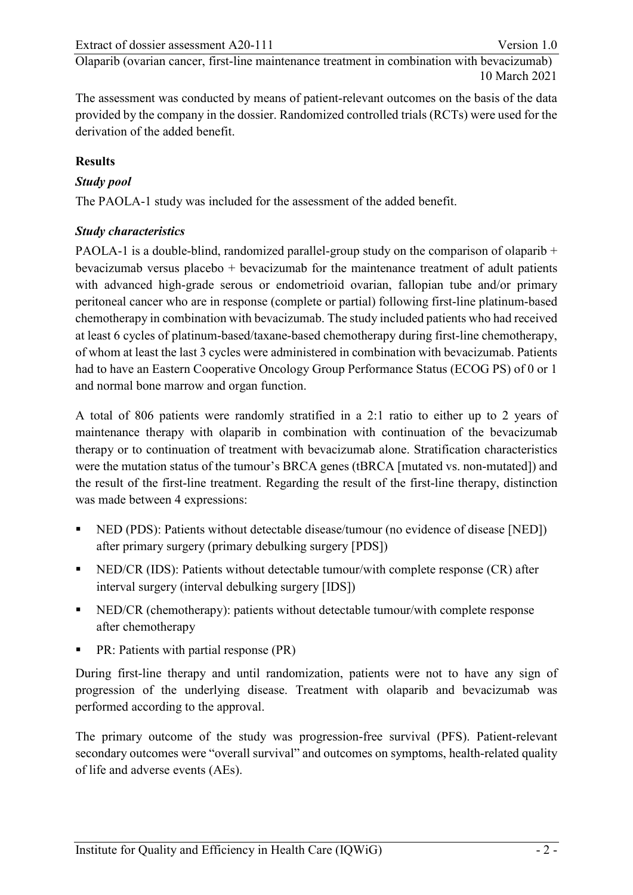The assessment was conducted by means of patient-relevant outcomes on the basis of the data provided by the company in the dossier. Randomized controlled trials (RCTs) were used for the derivation of the added benefit.

## Results

### *Study pool*

The PAOLA-1 study was included for the assessment of the added benefit.

### *Study characteristics*

PAOLA-1 is a double-blind, randomized parallel-group study on the comparison of olaparib + bevacizumab versus placebo + bevacizumab for the maintenance treatment of adult patients with advanced high-grade serous or endometrioid ovarian, fallopian tube and/or primary peritoneal cancer who are in response (complete or partial) following first-line platinum-based chemotherapy in combination with bevacizumab. The study included patients who had received at least 6 cycles of platinum-based/taxane-based chemotherapy during first-line chemotherapy, of whom at least the last 3 cycles were administered in combination with bevacizumab. Patients had to have an Eastern Cooperative Oncology Group Performance Status (ECOG PS) of 0 or 1 and normal bone marrow and organ function.

A total of 806 patients were randomly stratified in a 2:1 ratio to either up to 2 years of maintenance therapy with olaparib in combination with continuation of the bevacizumab therapy or to continuation of treatment with bevacizumab alone. Stratification characteristics were the mutation status of the tumour's BRCA genes (tBRCA [mutated vs. non-mutated]) and the result of the first-line treatment. Regarding the result of the first-line therapy, distinction was made between 4 expressions:

- NED (PDS): Patients without detectable disease/tumour (no evidence of disease [NED]) after primary surgery (primary debulking surgery [PDS])
- NED/CR (IDS): Patients without detectable tumour/with complete response (CR) after interval surgery (interval debulking surgery [IDS])
- NED/CR (chemotherapy): patients without detectable tumour/with complete response after chemotherapy
- PR: Patients with partial response (PR)

During first-line therapy and until randomization, patients were not to have any sign of progression of the underlying disease. Treatment with olaparib and bevacizumab was performed according to the approval.

The primary outcome of the study was progression-free survival (PFS). Patient-relevant secondary outcomes were "overall survival" and outcomes on symptoms, health-related quality of life and adverse events (AEs).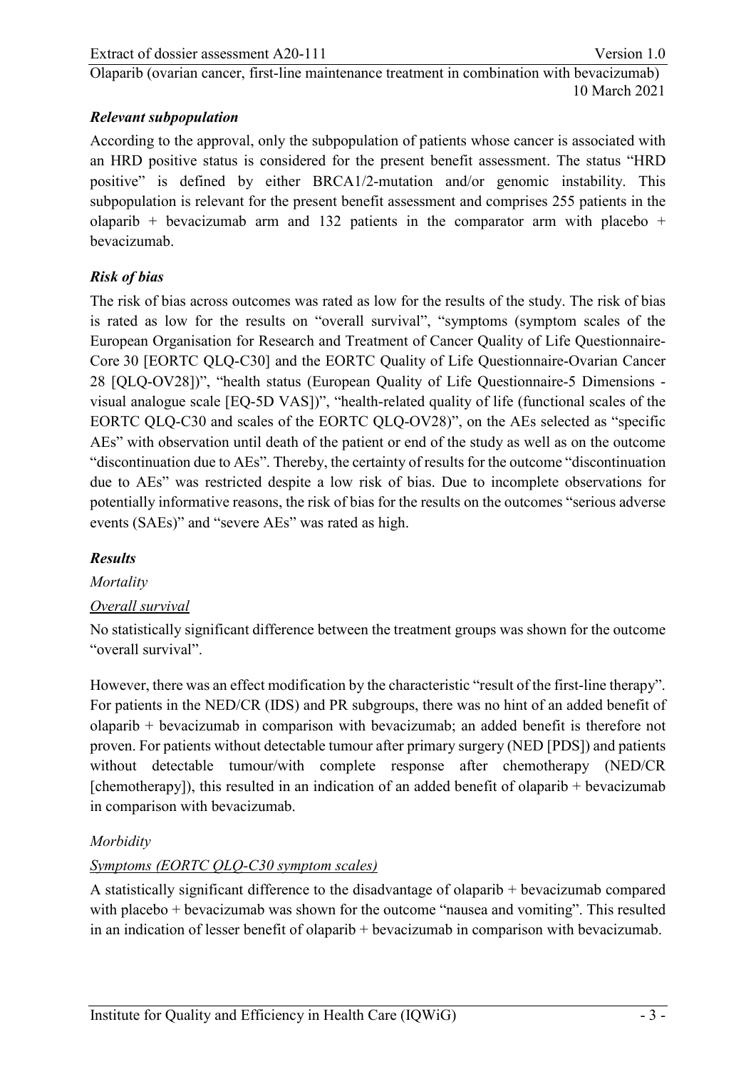***Relevant subpopulation***

According to the approval, only the subpopulation of patients whose cancer is associated with an HRD positive status is considered for the present benefit assessment. The status "HRD positive" is defined by either BRCA1/2-mutation and/or genomic instability. This subpopulation is relevant for the present benefit assessment and comprises 255 patients in the olaparib + bevacizumab arm and 132 patients in the comparator arm with placebo + bevacizumab.

***Risk of bias***

The risk of bias across outcomes was rated as low for the results of the study. The risk of bias is rated as low for the results on "overall survival", "symptoms (symptom scales of the European Organisation for Research and Treatment of Cancer Quality of Life Questionnaire-Core 30 [EORTC QLQ-C30] and the EORTC Quality of Life Questionnaire-Ovarian Cancer 28 [QLQ-OV28])", "health status (European Quality of Life Questionnaire-5 Dimensions - visual analogue scale [EQ-5D VAS])", "health-related quality of life (functional scales of the EORTC QLQ-C30 and scales of the EORTC QLQ-OV28)", on the AEs selected as "specific AEs" with observation until death of the patient or end of the study as well as on the outcome "discontinuation due to AEs". Thereby, the certainty of results for the outcome "discontinuation due to AEs" was restricted despite a low risk of bias. Due to incomplete observations for potentially informative reasons, the risk of bias for the results on the outcomes "serious adverse events (SAEs)" and "severe AEs" was rated as high.

***Results***

*Mortality*

<u>*Overall survival*</u>

No statistically significant difference between the treatment groups was shown for the outcome "overall survival".

However, there was an effect modification by the characteristic "result of the first-line therapy". For patients in the NED/CR (IDS) and PR subgroups, there was no hint of an added benefit of olaparib + bevacizumab in comparison with bevacizumab; an added benefit is therefore not proven. For patients without detectable tumour after primary surgery (NED [PDS]) and patients without detectable tumour/with complete response after chemotherapy (NED/CR [chemotherapy]), this resulted in an indication of an added benefit of olaparib + bevacizumab in comparison with bevacizumab.

*Morbidity*

<u>*Symptoms (EORTC QLQ-C30 symptom scales)*</u>

A statistically significant difference to the disadvantage of olaparib + bevacizumab compared with placebo + bevacizumab was shown for the outcome "nausea and vomiting". This resulted in an indication of lesser benefit of olaparib + bevacizumab in comparison with bevacizumab.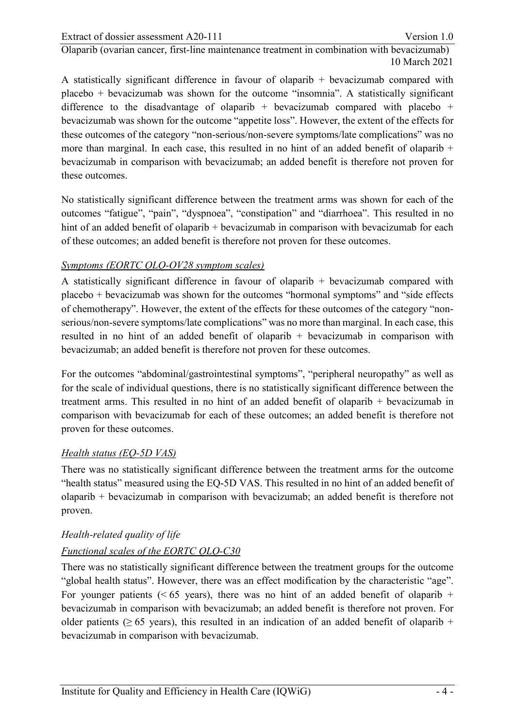A statistically significant difference in favour of olaparib + bevacizumab compared with placebo + bevacizumab was shown for the outcome "insomnia". A statistically significant difference to the disadvantage of olaparib + bevacizumab compared with placebo + bevacizumab was shown for the outcome "appetite loss". However, the extent of the effects for these outcomes of the category "non-serious/non-severe symptoms/late complications" was no more than marginal. In each case, this resulted in no hint of an added benefit of olaparib + bevacizumab in comparison with bevacizumab; an added benefit is therefore not proven for these outcomes.

No statistically significant difference between the treatment arms was shown for each of the outcomes "fatigue", "pain", "dyspnoea", "constipation" and "diarrhoea". This resulted in no hint of an added benefit of olaparib + bevacizumab in comparison with bevacizumab for each of these outcomes; an added benefit is therefore not proven for these outcomes.

*Symptoms (EORTC QLQ-OV28 symptom scales)*

A statistically significant difference in favour of olaparib + bevacizumab compared with placebo + bevacizumab was shown for the outcomes "hormonal symptoms" and "side effects of chemotherapy". However, the extent of the effects for these outcomes of the category "non-serious/non-severe symptoms/late complications" was no more than marginal. In each case, this resulted in no hint of an added benefit of olaparib + bevacizumab in comparison with bevacizumab; an added benefit is therefore not proven for these outcomes.

For the outcomes "abdominal/gastrointestinal symptoms", "peripheral neuropathy" as well as for the scale of individual questions, there is no statistically significant difference between the treatment arms. This resulted in no hint of an added benefit of olaparib + bevacizumab in comparison with bevacizumab for each of these outcomes; an added benefit is therefore not proven for these outcomes.

*Health status (EQ-5D VAS)*

There was no statistically significant difference between the treatment arms for the outcome "health status" measured using the EQ-5D VAS. This resulted in no hint of an added benefit of olaparib + bevacizumab in comparison with bevacizumab; an added benefit is therefore not proven.

*Health-related quality of life*

*Functional scales of the EORTC QLQ-C30*

There was no statistically significant difference between the treatment groups for the outcome "global health status". However, there was an effect modification by the characteristic "age". For younger patients (< 65 years), there was no hint of an added benefit of olaparib + bevacizumab in comparison with bevacizumab; an added benefit is therefore not proven. For older patients (≥ 65 years), this resulted in an indication of an added benefit of olaparib + bevacizumab in comparison with bevacizumab.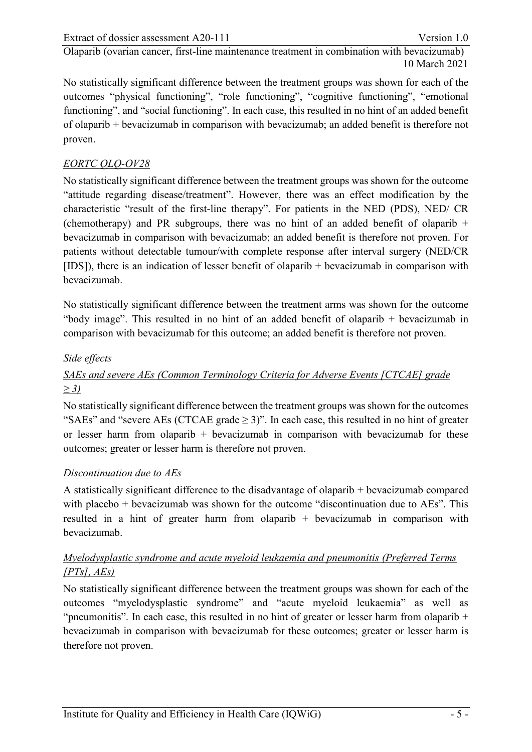No statistically significant difference between the treatment groups was shown for each of the outcomes "physical functioning", "role functioning", "cognitive functioning", "emotional functioning", and "social functioning". In each case, this resulted in no hint of an added benefit of olaparib + bevacizumab in comparison with bevacizumab; an added benefit is therefore not proven.

*EORTC QLQ-OV28*

No statistically significant difference between the treatment groups was shown for the outcome "attitude regarding disease/treatment". However, there was an effect modification by the characteristic "result of the first-line therapy". For patients in the NED (PDS), NED/ CR (chemotherapy) and PR subgroups, there was no hint of an added benefit of olaparib + bevacizumab in comparison with bevacizumab; an added benefit is therefore not proven. For patients without detectable tumour/with complete response after interval surgery (NED/CR [IDS]), there is an indication of lesser benefit of olaparib + bevacizumab in comparison with bevacizumab.

No statistically significant difference between the treatment arms was shown for the outcome "body image". This resulted in no hint of an added benefit of olaparib + bevacizumab in comparison with bevacizumab for this outcome; an added benefit is therefore not proven.

*Side effects*

*SAEs and severe AEs (Common Terminology Criteria for Adverse Events [CTCAE] grade ≥ 3)*

No statistically significant difference between the treatment groups was shown for the outcomes "SAEs" and "severe AEs (CTCAE grade ≥ 3)". In each case, this resulted in no hint of greater or lesser harm from olaparib + bevacizumab in comparison with bevacizumab for these outcomes; greater or lesser harm is therefore not proven.

*Discontinuation due to AEs*

A statistically significant difference to the disadvantage of olaparib + bevacizumab compared with placebo + bevacizumab was shown for the outcome "discontinuation due to AEs". This resulted in a hint of greater harm from olaparib + bevacizumab in comparison with bevacizumab.

*Myelodysplastic syndrome and acute myeloid leukaemia and pneumonitis (Preferred Terms [PTs], AEs)*

No statistically significant difference between the treatment groups was shown for each of the outcomes "myelodysplastic syndrome" and "acute myeloid leukaemia" as well as "pneumonitis". In each case, this resulted in no hint of greater or lesser harm from olaparib + bevacizumab in comparison with bevacizumab for these outcomes; greater or lesser harm is therefore not proven.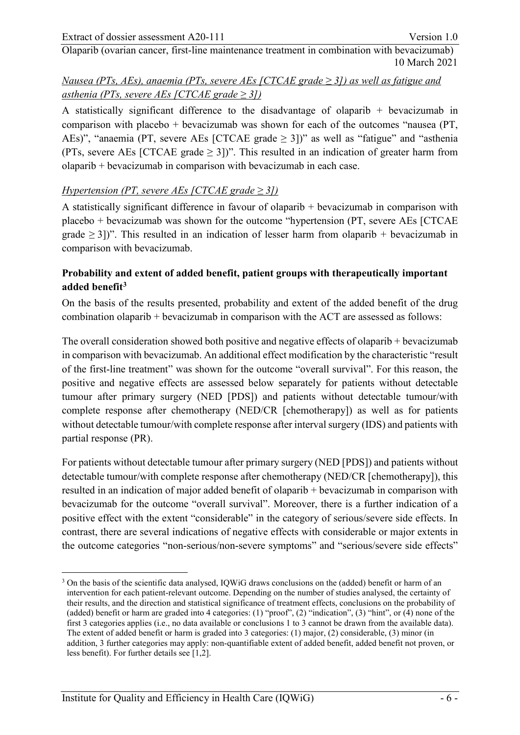*Nausea (PTs, AEs), anaemia (PTs, severe AEs [CTCAE grade ≥ 3]) as well as fatigue and asthenia (PTs, severe AEs [CTCAE grade ≥ 3])*

A statistically significant difference to the disadvantage of olaparib + bevacizumab in comparison with placebo + bevacizumab was shown for each of the outcomes "nausea (PT, AEs)", "anaemia (PT, severe AEs [CTCAE grade ≥ 3])" as well as "fatigue" and "asthenia (PTs, severe AEs [CTCAE grade ≥ 3])". This resulted in an indication of greater harm from olaparib + bevacizumab in comparison with bevacizumab in each case.

*Hypertension (PT, severe AEs [CTCAE grade ≥ 3])*

A statistically significant difference in favour of olaparib + bevacizumab in comparison with placebo + bevacizumab was shown for the outcome "hypertension (PT, severe AEs [CTCAE grade ≥ 3])". This resulted in an indication of lesser harm from olaparib + bevacizumab in comparison with bevacizumab.

**Probability and extent of added benefit, patient groups with therapeutically important added benefit[3]**

On the basis of the results presented, probability and extent of the added benefit of the drug combination olaparib + bevacizumab in comparison with the ACT are assessed as follows:

The overall consideration showed both positive and negative effects of olaparib + bevacizumab in comparison with bevacizumab. An additional effect modification by the characteristic "result of the first-line treatment" was shown for the outcome "overall survival". For this reason, the positive and negative effects are assessed below separately for patients without detectable tumour after primary surgery (NED [PDS]) and patients without detectable tumour/with complete response after chemotherapy (NED/CR [chemotherapy]) as well as for patients without detectable tumour/with complete response after interval surgery (IDS) and patients with partial response (PR).

For patients without detectable tumour after primary surgery (NED [PDS]) and patients without detectable tumour/with complete response after chemotherapy (NED/CR [chemotherapy]), this resulted in an indication of major added benefit of olaparib + bevacizumab in comparison with bevacizumab for the outcome "overall survival". Moreover, there is a further indication of a positive effect with the extent "considerable" in the category of serious/severe side effects. In contrast, there are several indications of negative effects with considerable or major extents in the outcome categories "non-serious/non-severe symptoms" and "serious/severe side effects"

[3] On the basis of the scientific data analysed, IQWiG draws conclusions on the (added) benefit or harm of an intervention for each patient-relevant outcome. Depending on the number of studies analysed, the certainty of their results, and the direction and statistical significance of treatment effects, conclusions on the probability of (added) benefit or harm are graded into 4 categories: (1) "proof", (2) "indication", (3) "hint", or (4) none of the first 3 categories applies (i.e., no data available or conclusions 1 to 3 cannot be drawn from the available data). The extent of added benefit or harm is graded into 3 categories: (1) major, (2) considerable, (3) minor (in addition, 3 further categories may apply: non-quantifiable extent of added benefit, added benefit not proven, or less benefit). For further details see [1,2].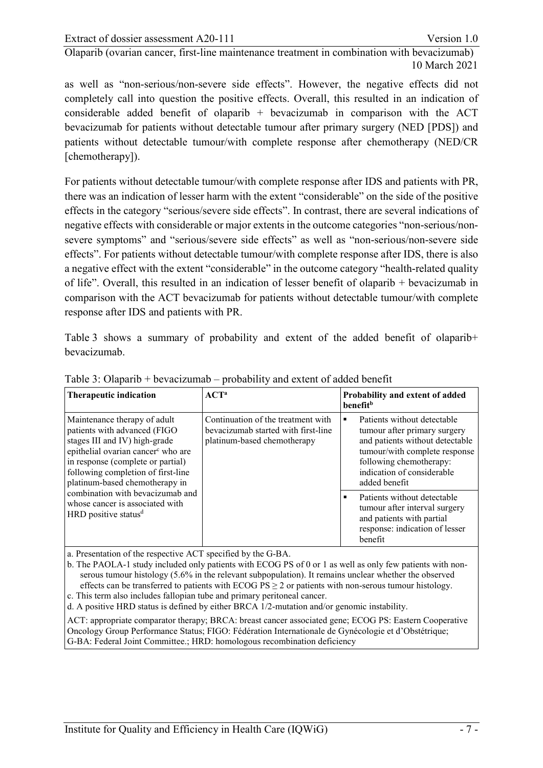as well as "non-serious/non-severe side effects". However, the negative effects did not completely call into question the positive effects. Overall, this resulted in an indication of considerable added benefit of olaparib + bevacizumab in comparison with the ACT bevacizumab for patients without detectable tumour after primary surgery (NED [PDS]) and patients without detectable tumour/with complete response after chemotherapy (NED/CR [chemotherapy]).

For patients without detectable tumour/with complete response after IDS and patients with PR, there was an indication of lesser harm with the extent "considerable" on the side of the positive effects in the category "serious/severe side effects". In contrast, there are several indications of negative effects with considerable or major extents in the outcome categories "non-serious/non-severe symptoms" and "serious/severe side effects" as well as "non-serious/non-severe side effects". For patients without detectable tumour/with complete response after IDS, there is also a negative effect with the extent "considerable" in the outcome category "health-related quality of life". Overall, this resulted in an indication of lesser benefit of olaparib + bevacizumab in comparison with the ACT bevacizumab for patients without detectable tumour/with complete response after IDS and patients with PR.

Table 3 shows a summary of probability and extent of the added benefit of olaparib+ bevacizumab.

Table 3: Olaparib + bevacizumab – probability and extent of added benefit

| Therapeutic indication | ACT[a] | Probability and extent of added benefit[b] |
|---|---|---|
| Maintenance therapy of adult patients with advanced (FIGO stages III and IV) high-grade epithelial ovarian cancer[c] who are in response (complete or partial) following completion of first-line platinum-based chemotherapy in combination with bevacizumab and whose cancer is associated with HRD positive status[d] | Continuation of the treatment with bevacizumab started with first-line platinum-based chemotherapy | ▪ Patients without detectable tumour after primary surgery and patients without detectable tumour/with complete response following chemotherapy: indication of considerable added benefit<br>▪ Patients without detectable tumour after interval surgery and patients with partial response: indication of lesser benefit |

a. Presentation of the respective ACT specified by the G-BA.
b. The PAOLA-1 study included only patients with ECOG PS of 0 or 1 as well as only few patients with non-serous tumour histology (5.6% in the relevant subpopulation). It remains unclear whether the observed effects can be transferred to patients with ECOG PS $\geq 2$ or patients with non-serous tumour histology.
c. This term also includes fallopian tube and primary peritoneal cancer.
d. A positive HRD status is defined by either BRCA 1/2-mutation and/or genomic instability.

ACT: appropriate comparator therapy; BRCA: breast cancer associated gene; ECOG PS: Eastern Cooperative Oncology Group Performance Status; FIGO: Fédération Internationale de Gynécologie et d'Obstétrique; G-BA: Federal Joint Committee.; HRD: homologous recombination deficiency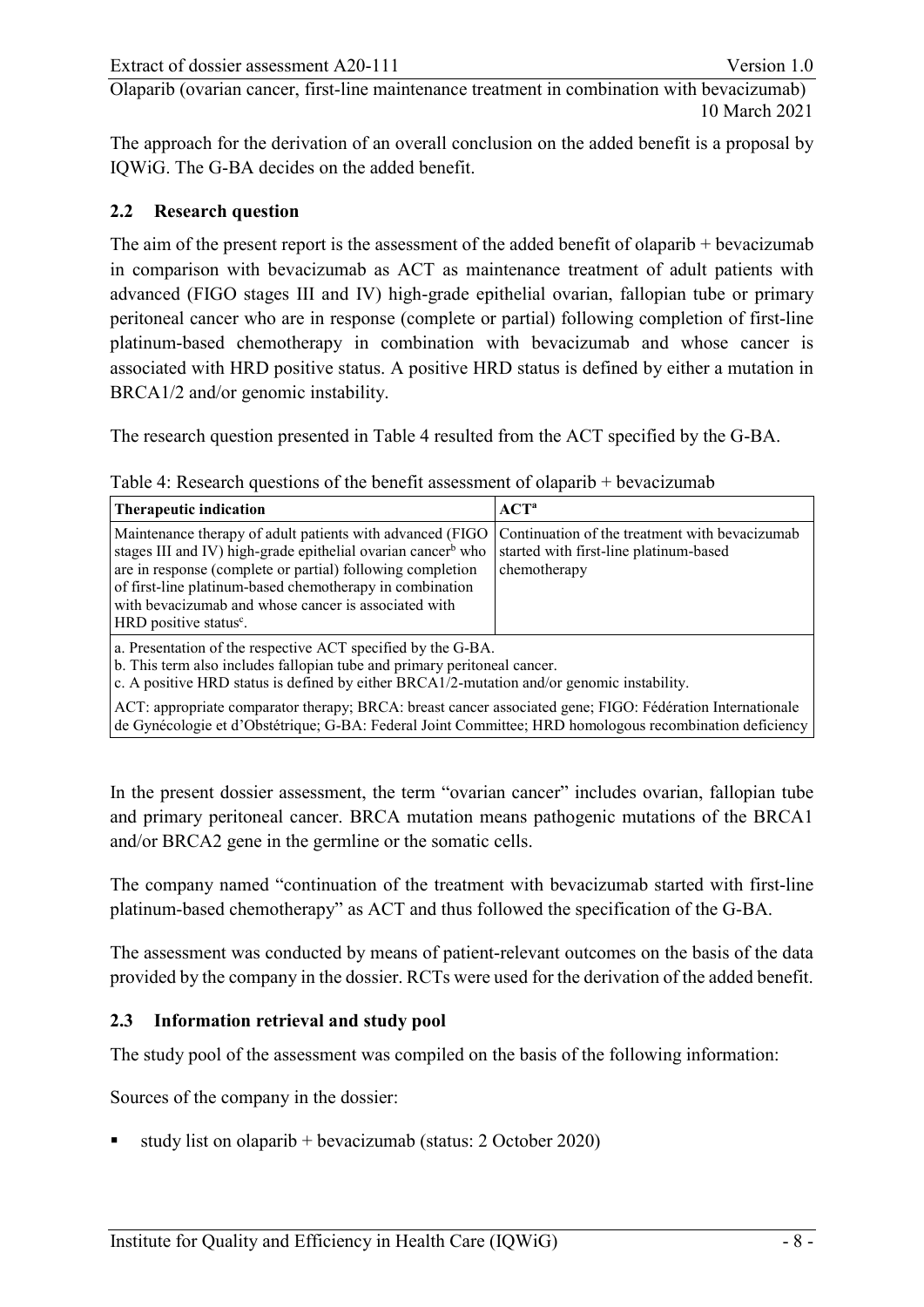The approach for the derivation of an overall conclusion on the added benefit is a proposal by IQWiG. The G-BA decides on the added benefit.

## 2.2 Research question

The aim of the present report is the assessment of the added benefit of olaparib + bevacizumab in comparison with bevacizumab as ACT as maintenance treatment of adult patients with advanced (FIGO stages III and IV) high-grade epithelial ovarian, fallopian tube or primary peritoneal cancer who are in response (complete or partial) following completion of first-line platinum-based chemotherapy in combination with bevacizumab and whose cancer is associated with HRD positive status. A positive HRD status is defined by either a mutation in BRCA1/2 and/or genomic instability.

The research question presented in Table 4 resulted from the ACT specified by the G-BA.

Table 4: Research questions of the benefit assessment of olaparib + bevacizumab

| Therapeutic indication | ACT[a] |
| --- | --- |
| Maintenance therapy of adult patients with advanced (FIGO stages III and IV) high-grade epithelial ovarian cancer[b] who are in response (complete or partial) following completion of first-line platinum-based chemotherapy in combination with bevacizumab and whose cancer is associated with HRD positive status[c]. | Continuation of the treatment with bevacizumab started with first-line platinum-based chemotherapy |

a. Presentation of the respective ACT specified by the G-BA.
b. This term also includes fallopian tube and primary peritoneal cancer.
c. A positive HRD status is defined by either BRCA1/2-mutation and/or genomic instability.

ACT: appropriate comparator therapy; BRCA: breast cancer associated gene; FIGO: Fédération Internationale de Gynécologie et d'Obstétrique; G-BA: Federal Joint Committee; HRD homologous recombination deficiency

In the present dossier assessment, the term "ovarian cancer" includes ovarian, fallopian tube and primary peritoneal cancer. BRCA mutation means pathogenic mutations of the BRCA1 and/or BRCA2 gene in the germline or the somatic cells.

The company named "continuation of the treatment with bevacizumab started with first-line platinum-based chemotherapy" as ACT and thus followed the specification of the G-BA.

The assessment was conducted by means of patient-relevant outcomes on the basis of the data provided by the company in the dossier. RCTs were used for the derivation of the added benefit.

## 2.3 Information retrieval and study pool

The study pool of the assessment was compiled on the basis of the following information:

Sources of the company in the dossier:

- study list on olaparib + bevacizumab (status: 2 October 2020)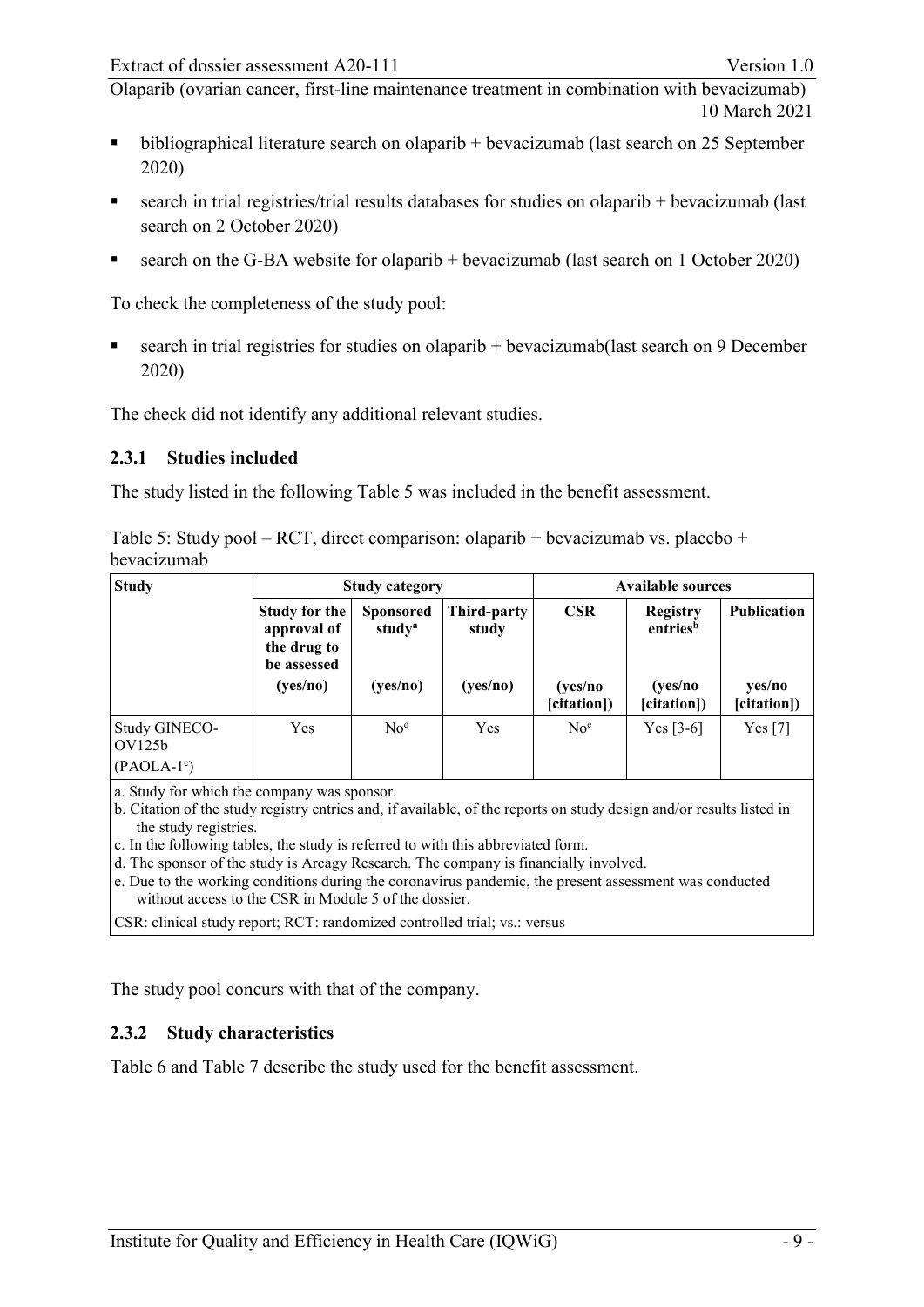- bibliographical literature search on olaparib + bevacizumab (last search on 25 September 2020)
- search in trial registries/trial results databases for studies on olaparib + bevacizumab (last search on 2 October 2020)
- search on the G-BA website for olaparib + bevacizumab (last search on 1 October 2020)

To check the completeness of the study pool:

- search in trial registries for studies on olaparib + bevacizumab(last search on 9 December 2020)

The check did not identify any additional relevant studies.

### 2.3.1 Studies included

The study listed in the following Table 5 was included in the benefit assessment.

Table 5: Study pool – RCT, direct comparison: olaparib + bevacizumab vs. placebo + bevacizumab

| Study | Study category | | | Available sources | | |
|---|---|---|---|---|---|---|
| | Study for the approval of the drug to be assessed (yes/no) | Sponsored study[a] (yes/no) | Third-party study (yes/no) | CSR (yes/no [citation]) | Registry entries[b] (yes/no [citation]) | Publication yes/no [citation]) |
| Study GINECO-OV125b (PAOLA-1[c]) | Yes | No[d] | Yes | No[e] | Yes [3-6] | Yes [7] |

a. Study for which the company was sponsor.
b. Citation of the study registry entries and, if available, of the reports on study design and/or results listed in the study registries.
c. In the following tables, the study is referred to with this abbreviated form.
d. The sponsor of the study is Arcagy Research. The company is financially involved.
e. Due to the working conditions during the coronavirus pandemic, the present assessment was conducted without access to the CSR in Module 5 of the dossier.
CSR: clinical study report; RCT: randomized controlled trial; vs.: versus

The study pool concurs with that of the company.

### 2.3.2 Study characteristics

Table 6 and Table 7 describe the study used for the benefit assessment.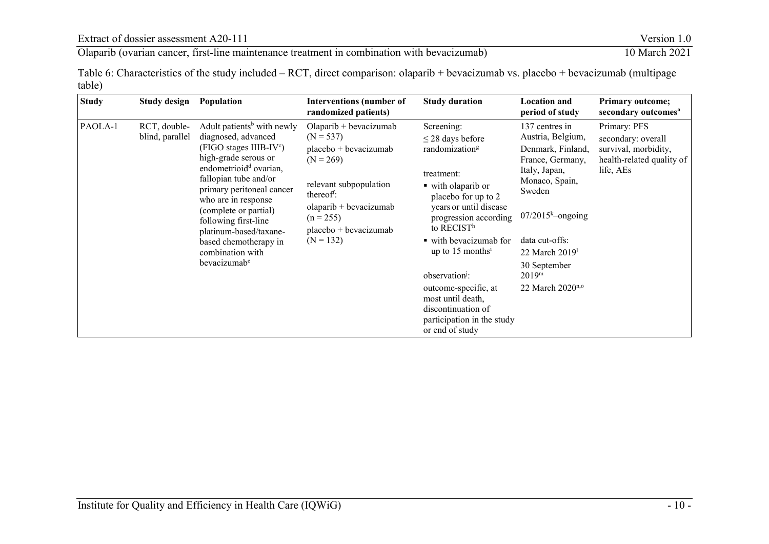Table 6: Characteristics of the study included – RCT, direct comparison: olaparib + bevacizumab vs. placebo + bevacizumab (multipage table)

| Study | Study design | Population | Interventions (number of randomized patients) | Study duration | Location and period of study | Primary outcome; secondary outcomes[a] |
|---|---|---|---|---|---|---|
| PAOLA-1 | RCT, double-blind, parallel | Adult patients[b] with newly diagnosed, advanced (FIGO stages IIIB-IV[c]) high-grade serous or endometrioid[d] ovarian, fallopian tube and/or primary peritoneal cancer who are in response (complete or partial) following first-line platinum-based/taxane-based chemotherapy in combination with bevacizumab[e] | Olaparib + bevacizumab (N = 537)<br>placebo + bevacizumab (N = 269)<br><br>relevant subpopulation thereof[f]:<br>olaparib + bevacizumab (n = 255)<br>placebo + bevacizumab (N = 132) | Screening:<br>≤ 28 days before randomization[g]<br><br>treatment:<br>▪ with olaparib or placebo for up to 2 years or until disease progression according to RECIST[h]<br>▪ with bevacizumab for up to 15 months[i]<br><br>observation[j]:<br>outcome-specific, at most until death, discontinuation of participation in the study or end of study | 137 centres in Austria, Belgium, Denmark, Finland, France, Germany, Italy, Japan, Monaco, Spain, Sweden<br><br>07/2015[k]–ongoing<br><br>data cut-offs:<br>22 March 2019[l]<br>30 September 2019[m]<br>22 March 2020[n,o] | Primary: PFS<br>secondary: overall survival, morbidity, health-related quality of life, AEs |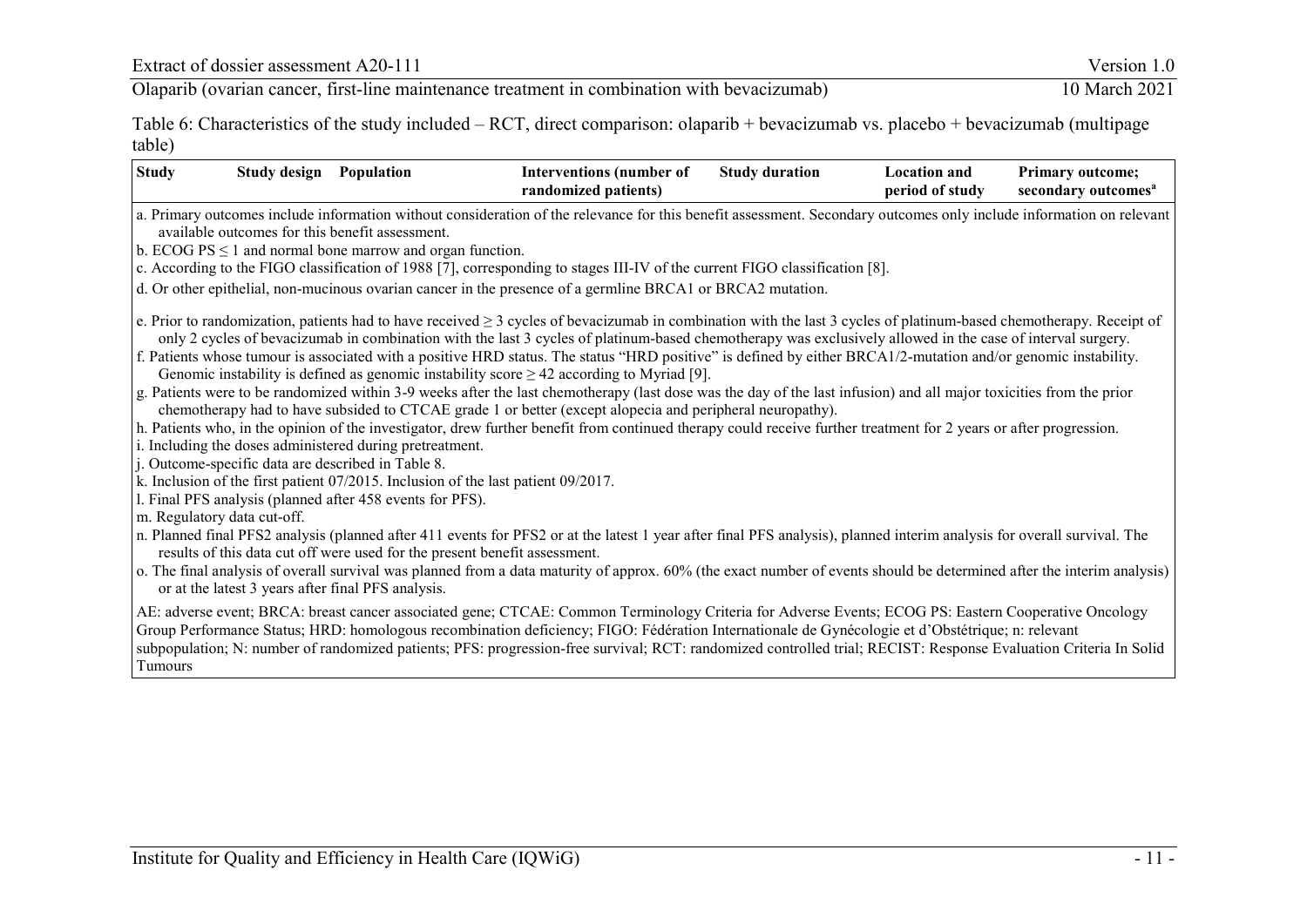Table 6: Characteristics of the study included – RCT, direct comparison: olaparib + bevacizumab vs. placebo + bevacizumab (multipage table)

| Study | Study design | Population | Interventions (number of randomized patients) | Study duration | Location and period of study | Primary outcome; secondary outcomes[a] |
|---|---|---|---|---|---|---|

a. Primary outcomes include information without consideration of the relevance for this benefit assessment. Secondary outcomes only include information on relevant available outcomes for this benefit assessment.
b. ECOG PS ≤ 1 and normal bone marrow and organ function.
c. According to the FIGO classification of 1988 [7], corresponding to stages III-IV of the current FIGO classification [8].
d. Or other epithelial, non-mucinous ovarian cancer in the presence of a germline BRCA1 or BRCA2 mutation.
e. Prior to randomization, patients had to have received ≥ 3 cycles of bevacizumab in combination with the last 3 cycles of platinum-based chemotherapy. Receipt of only 2 cycles of bevacizumab in combination with the last 3 cycles of platinum-based chemotherapy was exclusively allowed in the case of interval surgery.
f. Patients whose tumour is associated with a positive HRD status. The status "HRD positive" is defined by either BRCA1/2-mutation and/or genomic instability. Genomic instability is defined as genomic instability score ≥ 42 according to Myriad [9].
g. Patients were to be randomized within 3-9 weeks after the last chemotherapy (last dose was the day of the last infusion) and all major toxicities from the prior chemotherapy had to have subsided to CTCAE grade 1 or better (except alopecia and peripheral neuropathy).
h. Patients who, in the opinion of the investigator, drew further benefit from continued therapy could receive further treatment for 2 years or after progression.
i. Including the doses administered during pretreatment.
j. Outcome-specific data are described in Table 8.
k. Inclusion of the first patient 07/2015. Inclusion of the last patient 09/2017.
l. Final PFS analysis (planned after 458 events for PFS).
m. Regulatory data cut-off.
n. Planned final PFS2 analysis (planned after 411 events for PFS2 or at the latest 1 year after final PFS analysis), planned interim analysis for overall survival. The results of this data cut off were used for the present benefit assessment.
o. The final analysis of overall survival was planned from a data maturity of approx. 60% (the exact number of events should be determined after the interim analysis) or at the latest 3 years after final PFS analysis.

AE: adverse event; BRCA: breast cancer associated gene; CTCAE: Common Terminology Criteria for Adverse Events; ECOG PS: Eastern Cooperative Oncology Group Performance Status; HRD: homologous recombination deficiency; FIGO: Fédération Internationale de Gynécologie et d'Obstétrique; n: relevant subpopulation; N: number of randomized patients; PFS: progression-free survival; RCT: randomized controlled trial; RECIST: Response Evaluation Criteria In Solid Tumours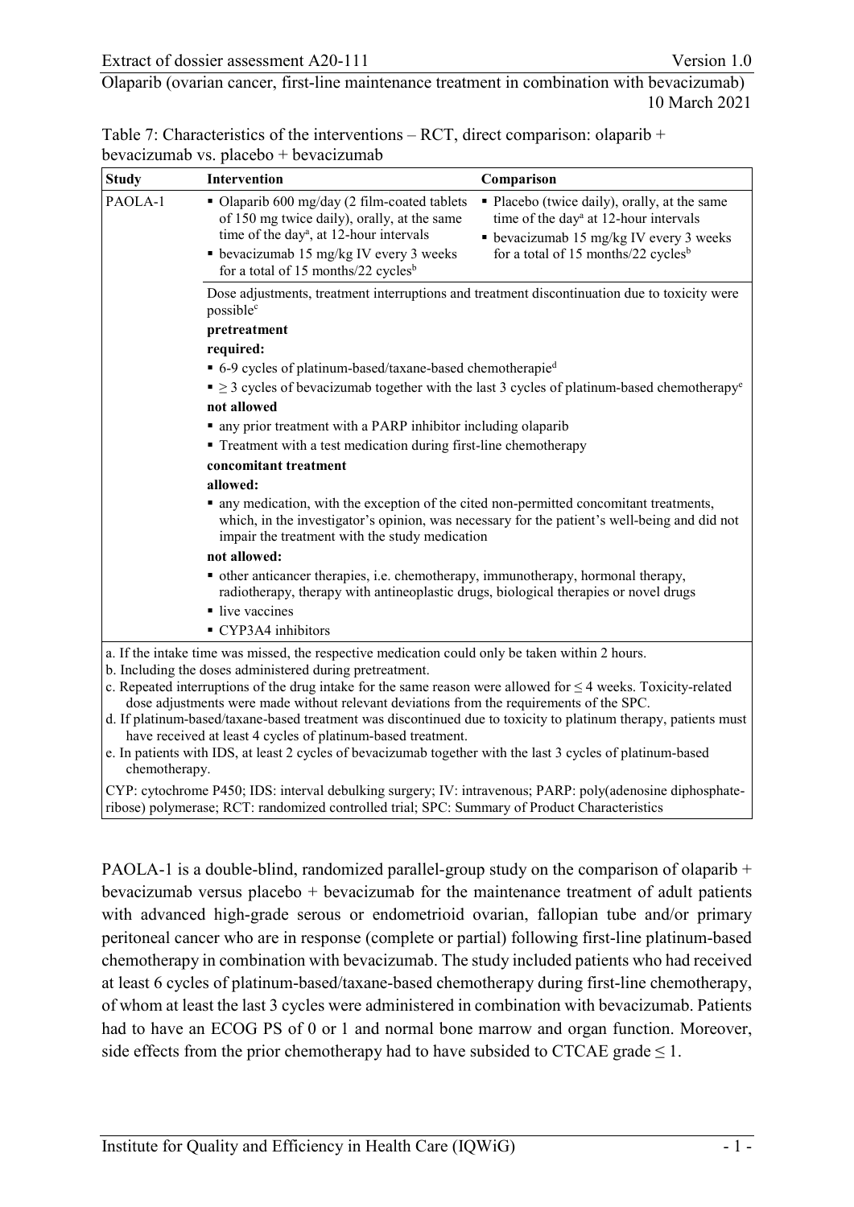Table 7: Characteristics of the interventions – RCT, direct comparison: olaparib + bevacizumab vs. placebo + bevacizumab

| Study | Intervention | Comparison |
|---|---|---|
| PAOLA-1 | ▪ Olaparib 600 mg/day (2 film-coated tablets of 150 mg twice daily), orally, at the same time of the day[a], at 12-hour intervals<br>▪ bevacizumab 15 mg/kg IV every 3 weeks for a total of 15 months/22 cycles[b] | ▪ Placebo (twice daily), orally, at the same time of the day[a] at 12-hour intervals<br>▪ bevacizumab 15 mg/kg IV every 3 weeks for a total of 15 months/22 cycles[b] |
| | Dose adjustments, treatment interruptions and treatment discontinuation due to toxicity were possible[c]<br>**pretreatment**<br>**required:**<br>▪ 6-9 cycles of platinum-based/taxane-based chemotherapie[d]<br>▪ ≥ 3 cycles of bevacizumab together with the last 3 cycles of platinum-based chemotherapy[e]<br>**not allowed**<br>▪ any prior treatment with a PARP inhibitor including olaparib<br>▪ Treatment with a test medication during first-line chemotherapy<br>**concomitant treatment**<br>**allowed:**<br>▪ any medication, with the exception of the cited non-permitted concomitant treatments, which, in the investigator's opinion, was necessary for the patient's well-being and did not impair the treatment with the study medication<br>**not allowed:**<br>▪ other anticancer therapies, i.e. chemotherapy, immunotherapy, hormonal therapy, radiotherapy, therapy with antineoplastic drugs, biological therapies or novel drugs<br>▪ live vaccines<br>▪ CYP3A4 inhibitors | |

a. If the intake time was missed, the respective medication could only be taken within 2 hours.
b. Including the doses administered during pretreatment.
c. Repeated interruptions of the drug intake for the same reason were allowed for ≤ 4 weeks. Toxicity-related dose adjustments were made without relevant deviations from the requirements of the SPC.
d. If platinum-based/taxane-based treatment was discontinued due to toxicity to platinum therapy, patients must have received at least 4 cycles of platinum-based treatment.
e. In patients with IDS, at least 2 cycles of bevacizumab together with the last 3 cycles of platinum-based chemotherapy.

CYP: cytochrome P450; IDS: interval debulking surgery; IV: intravenous; PARP: poly(adenosine diphosphate-ribose) polymerase; RCT: randomized controlled trial; SPC: Summary of Product Characteristics

PAOLA-1 is a double-blind, randomized parallel-group study on the comparison of olaparib + bevacizumab versus placebo + bevacizumab for the maintenance treatment of adult patients with advanced high-grade serous or endometrioid ovarian, fallopian tube and/or primary peritoneal cancer who are in response (complete or partial) following first-line platinum-based chemotherapy in combination with bevacizumab. The study included patients who had received at least 6 cycles of platinum-based/taxane-based chemotherapy during first-line chemotherapy, of whom at least the last 3 cycles were administered in combination with bevacizumab. Patients had to have an ECOG PS of 0 or 1 and normal bone marrow and organ function. Moreover, side effects from the prior chemotherapy had to have subsided to CTCAE grade ≤ 1.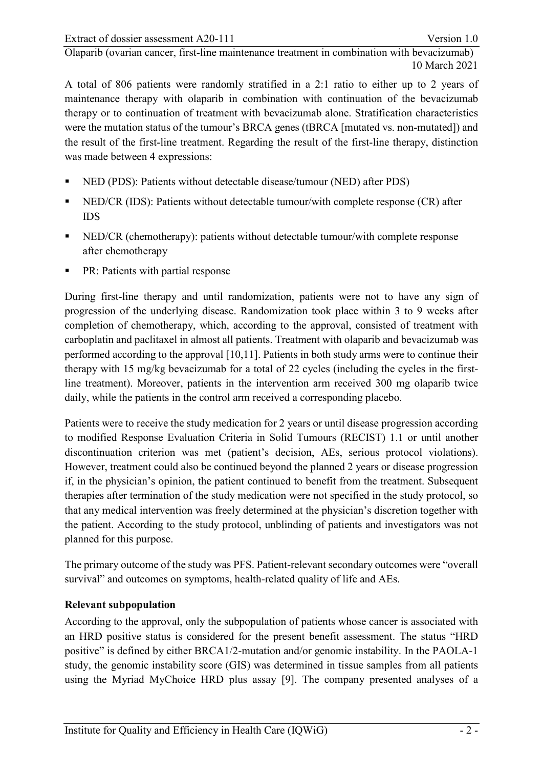A total of 806 patients were randomly stratified in a 2:1 ratio to either up to 2 years of maintenance therapy with olaparib in combination with continuation of the bevacizumab therapy or to continuation of treatment with bevacizumab alone. Stratification characteristics were the mutation status of the tumour's BRCA genes (tBRCA [mutated vs. non-mutated]) and the result of the first-line treatment. Regarding the result of the first-line therapy, distinction was made between 4 expressions:

- NED (PDS): Patients without detectable disease/tumour (NED) after PDS)
- NED/CR (IDS): Patients without detectable tumour/with complete response (CR) after IDS
- NED/CR (chemotherapy): patients without detectable tumour/with complete response after chemotherapy
- PR: Patients with partial response

During first-line therapy and until randomization, patients were not to have any sign of progression of the underlying disease. Randomization took place within 3 to 9 weeks after completion of chemotherapy, which, according to the approval, consisted of treatment with carboplatin and paclitaxel in almost all patients. Treatment with olaparib and bevacizumab was performed according to the approval [10,11]. Patients in both study arms were to continue their therapy with 15 mg/kg bevacizumab for a total of 22 cycles (including the cycles in the first-line treatment). Moreover, patients in the intervention arm received 300 mg olaparib twice daily, while the patients in the control arm received a corresponding placebo.

Patients were to receive the study medication for 2 years or until disease progression according to modified Response Evaluation Criteria in Solid Tumours (RECIST) 1.1 or until another discontinuation criterion was met (patient's decision, AEs, serious protocol violations). However, treatment could also be continued beyond the planned 2 years or disease progression if, in the physician's opinion, the patient continued to benefit from the treatment. Subsequent therapies after termination of the study medication were not specified in the study protocol, so that any medical intervention was freely determined at the physician's discretion together with the patient. According to the study protocol, unblinding of patients and investigators was not planned for this purpose.

The primary outcome of the study was PFS. Patient-relevant secondary outcomes were "overall survival" and outcomes on symptoms, health-related quality of life and AEs.

**Relevant subpopulation**

According to the approval, only the subpopulation of patients whose cancer is associated with an HRD positive status is considered for the present benefit assessment. The status "HRD positive" is defined by either BRCA1/2-mutation and/or genomic instability. In the PAOLA-1 study, the genomic instability score (GIS) was determined in tissue samples from all patients using the Myriad MyChoice HRD plus assay [9]. The company presented analyses of a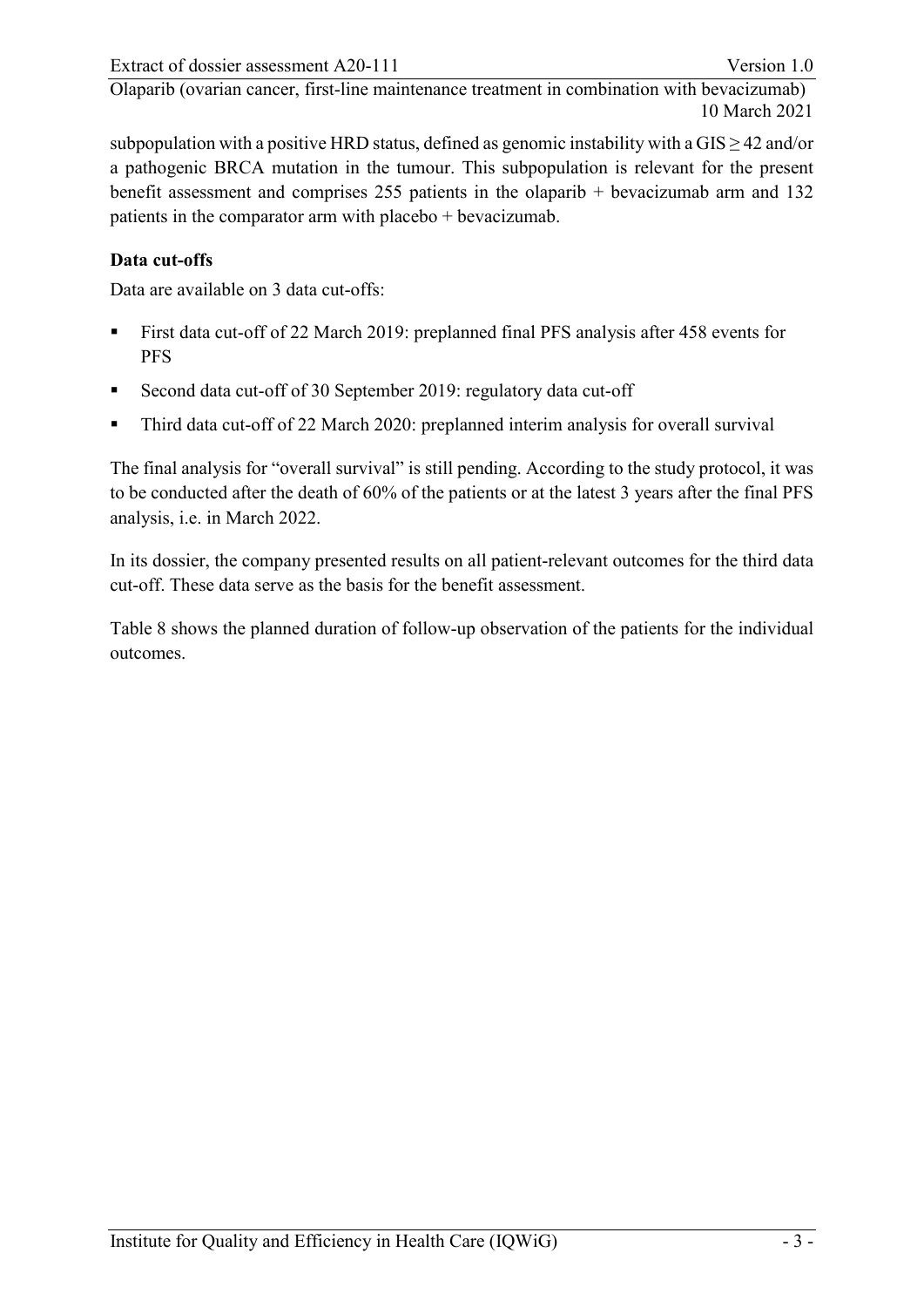subpopulation with a positive HRD status, defined as genomic instability with a GIS $\geq$ 42 and/or a pathogenic BRCA mutation in the tumour. This subpopulation is relevant for the present benefit assessment and comprises 255 patients in the olaparib + bevacizumab arm and 132 patients in the comparator arm with placebo + bevacizumab.

**Data cut-offs**

Data are available on 3 data cut-offs:

- First data cut-off of 22 March 2019: preplanned final PFS analysis after 458 events for PFS
- Second data cut-off of 30 September 2019: regulatory data cut-off
- Third data cut-off of 22 March 2020: preplanned interim analysis for overall survival

The final analysis for "overall survival" is still pending. According to the study protocol, it was to be conducted after the death of 60% of the patients or at the latest 3 years after the final PFS analysis, i.e. in March 2022.

In its dossier, the company presented results on all patient-relevant outcomes for the third data cut-off. These data serve as the basis for the benefit assessment.

Table 8 shows the planned duration of follow-up observation of the patients for the individual outcomes.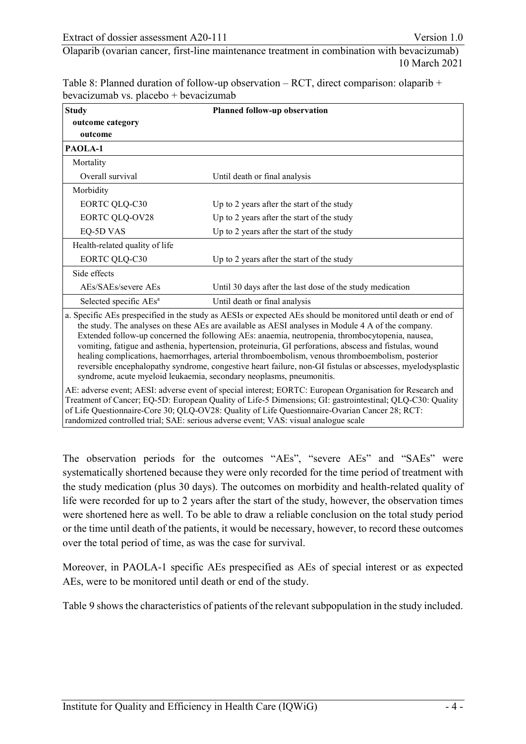Table 8: Planned duration of follow-up observation – RCT, direct comparison: olaparib + bevacizumab vs. placebo + bevacizumab

| Study<br>outcome category<br>outcome | Planned follow-up observation |
|---|---|
| **PAOLA-1** | |
| Mortality | |
| Overall survival | Until death or final analysis |
| Morbidity | |
| EORTC QLQ-C30 | Up to 2 years after the start of the study |
| EORTC QLQ-OV28 | Up to 2 years after the start of the study |
| EQ-5D VAS | Up to 2 years after the start of the study |
| Health-related quality of life | |
| EORTC QLQ-C30 | Up to 2 years after the start of the study |
| Side effects | |
| AEs/SAEs/severe AEs | Until 30 days after the last dose of the study medication |
| Selected specific AEs[a] | Until death or final analysis |

a. Specific AEs prespecified in the study as AESIs or expected AEs should be monitored until death or end of the study. The analyses on these AEs are available as AESI analyses in Module 4 A of the company. Extended follow-up concerned the following AEs: anaemia, neutropenia, thrombocytopenia, nausea, vomiting, fatigue and asthenia, hypertension, proteinuria, GI perforations, abscess and fistulas, wound healing complications, haemorrhages, arterial thromboembolism, venous thromboembolism, posterior reversible encephalopathy syndrome, congestive heart failure, non-GI fistulas or abscesses, myelodysplastic syndrome, acute myeloid leukaemia, secondary neoplasms, pneumonitis.

AE: adverse event; AESI: adverse event of special interest; EORTC: European Organisation for Research and Treatment of Cancer; EQ-5D: European Quality of Life-5 Dimensions; GI: gastrointestinal; QLQ-C30: Quality of Life Questionnaire-Core 30; QLQ-OV28: Quality of Life Questionnaire-Ovarian Cancer 28; RCT: randomized controlled trial; SAE: serious adverse event; VAS: visual analogue scale

The observation periods for the outcomes "AEs", "severe AEs" and "SAEs" were systematically shortened because they were only recorded for the time period of treatment with the study medication (plus 30 days). The outcomes on morbidity and health-related quality of life were recorded for up to 2 years after the start of the study, however, the observation times were shortened here as well. To be able to draw a reliable conclusion on the total study period or the time until death of the patients, it would be necessary, however, to record these outcomes over the total period of time, as was the case for survival.

Moreover, in PAOLA-1 specific AEs prespecified as AEs of special interest or as expected AEs, were to be monitored until death or end of the study.

Table 9 shows the characteristics of patients of the relevant subpopulation in the study included.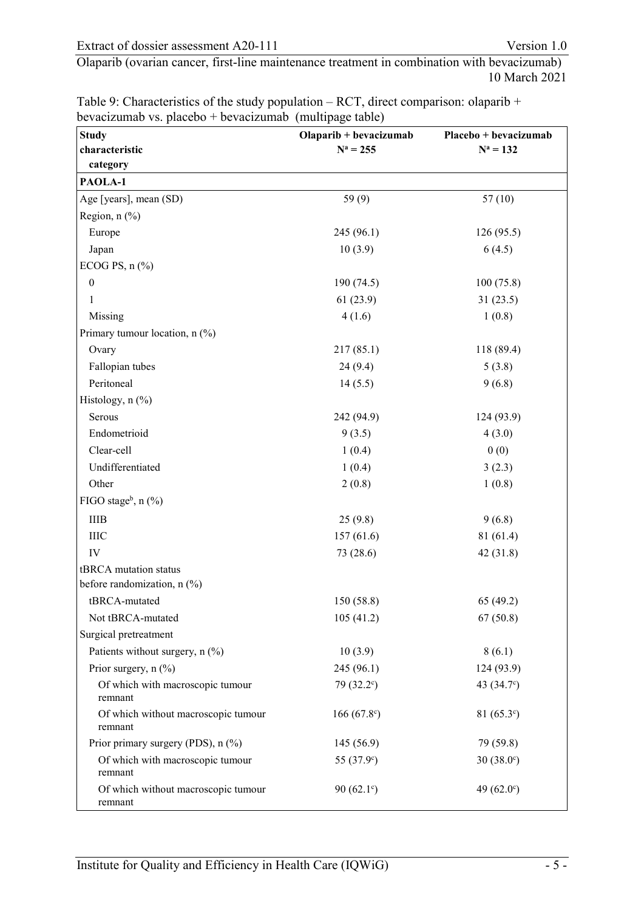Table 9: Characteristics of the study population – RCT, direct comparison: olaparib + bevacizumab vs. placebo + bevacizumab (multipage table)

| Study characteristic category | Olaparib + bevacizumab $N^a$ = 255 | Placebo + bevacizumab $N^a$ = 132 |
|---|---|---|
| **PAOLA-1** | | |
| Age [years], mean (SD) | 59 (9) | 57 (10) |
| Region, n (%) | | |
| Europe | 245 (96.1) | 126 (95.5) |
| Japan | 10 (3.9) | 6 (4.5) |
| ECOG PS, n (%) | | |
| 0 | 190 (74.5) | 100 (75.8) |
| 1 | 61 (23.9) | 31 (23.5) |
| Missing | 4 (1.6) | 1 (0.8) |
| Primary tumour location, n (%) | | |
| Ovary | 217 (85.1) | 118 (89.4) |
| Fallopian tubes | 24 (9.4) | 5 (3.8) |
| Peritoneal | 14 (5.5) | 9 (6.8) |
| Histology, n (%) | | |
| Serous | 242 (94.9) | 124 (93.9) |
| Endometrioid | 9 (3.5) | 4 (3.0) |
| Clear-cell | 1 (0.4) | 0 (0) |
| Undifferentiated | 1 (0.4) | 3 (2.3) |
| Other | 2 (0.8) | 1 (0.8) |
| FIGO stage[b], n (%) | | |
| IIIB | 25 (9.8) | 9 (6.8) |
| IIIC | 157 (61.6) | 81 (61.4) |
| IV | 73 (28.6) | 42 (31.8) |
| tBRCA mutation status before randomization, n (%) | | |
| tBRCA-mutated | 150 (58.8) | 65 (49.2) |
| Not tBRCA-mutated | 105 (41.2) | 67 (50.8) |
| Surgical pretreatment | | |
| Patients without surgery, n (%) | 10 (3.9) | 8 (6.1) |
| Prior surgery, n (%) | 245 (96.1) | 124 (93.9) |
| Of which with macroscopic tumour remnant | 79 (32.2[c]) | 43 (34.7[c]) |
| Of which without macroscopic tumour remnant | 166 (67.8[c]) | 81 (65.3[c]) |
| Prior primary surgery (PDS), n (%) | 145 (56.9) | 79 (59.8) |
| Of which with macroscopic tumour remnant | 55 (37.9[c]) | 30 (38.0[c]) |
| Of which without macroscopic tumour remnant | 90 (62.1[c]) | 49 (62.0[c]) |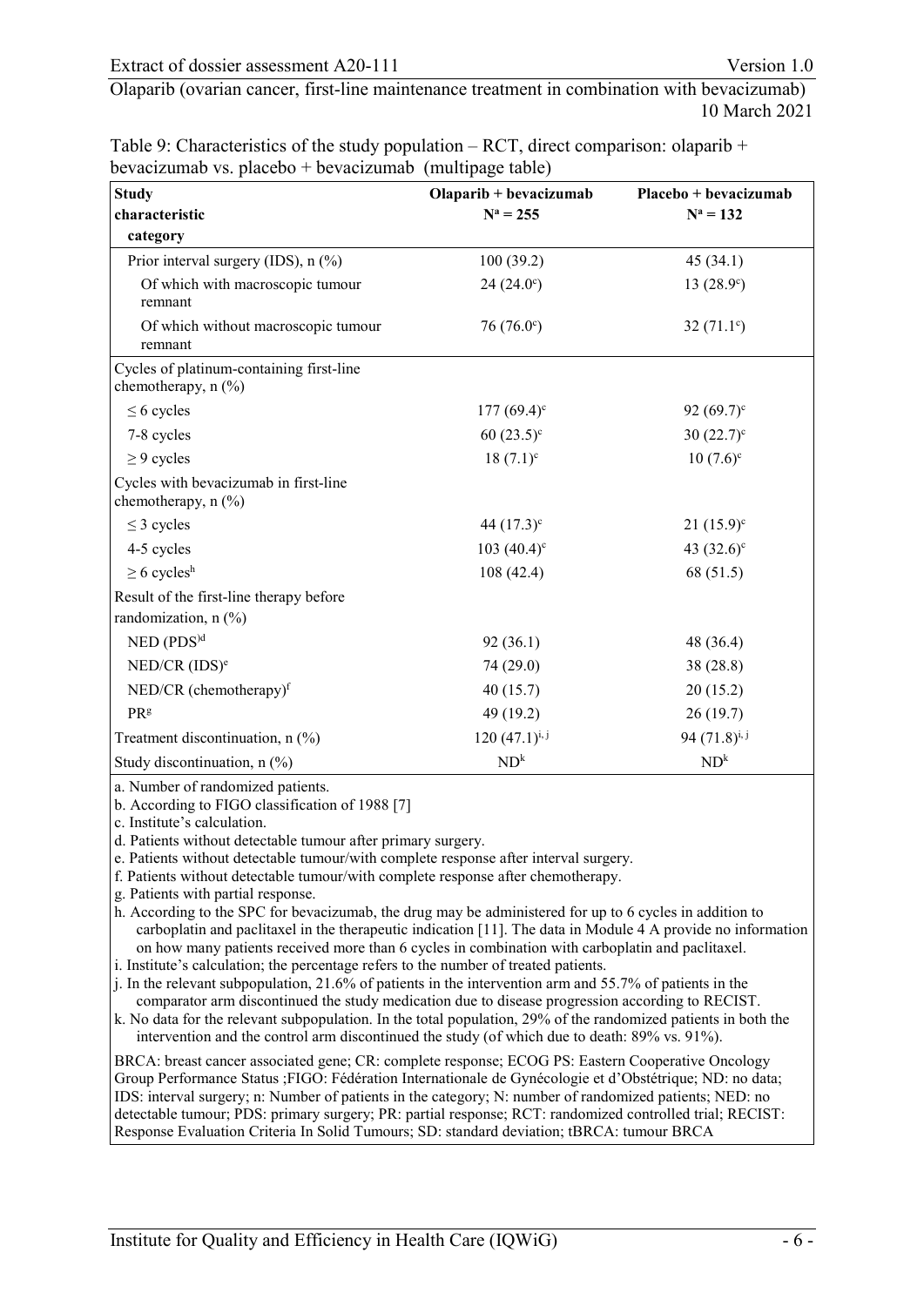Table 9: Characteristics of the study population – RCT, direct comparison: olaparib + bevacizumab vs. placebo + bevacizumab (multipage table)

| Study characteristic<br>category | Olaparib + bevacizumab<br>N[a] = 255 | Placebo + bevacizumab<br>N[a] = 132 |
|---|---|---|
| Prior interval surgery (IDS), n (%) | 100 (39.2) | 45 (34.1) |
| Of which with macroscopic tumour remnant | 24 (24.0[c]) | 13 (28.9[c]) |
| Of which without macroscopic tumour remnant | 76 (76.0[c]) | 32 (71.1[c]) |
| Cycles of platinum-containing first-line chemotherapy, n (%) | | |
| ≤ 6 cycles | 177 (69.4)[c] | 92 (69.7)[c] |
| 7-8 cycles | 60 (23.5)[c] | 30 (22.7)[c] |
| ≥ 9 cycles | 18 (7.1)[c] | 10 (7.6)[c] |
| Cycles with bevacizumab in first-line chemotherapy, n (%) | | |
| ≤ 3 cycles | 44 (17.3)[c] | 21 (15.9)[c] |
| 4-5 cycles | 103 (40.4)[c] | 43 (32.6)[c] |
| ≥ 6 cycles[h] | 108 (42.4) | 68 (51.5) |
| Result of the first-line therapy before randomization, n (%) | | |
| NED (PDS)[d] | 92 (36.1) | 48 (36.4) |
| NED/CR (IDS)[e] | 74 (29.0) | 38 (28.8) |
| NED/CR (chemotherapy)[f] | 40 (15.7) | 20 (15.2) |
| PR[g] | 49 (19.2) | 26 (19.7) |
| Treatment discontinuation, n (%) | 120 (47.1)[i, j] | 94 (71.8)[i, j] |
| Study discontinuation, n (%) | ND[k] | ND[k] |

a. Number of randomized patients.
b. According to FIGO classification of 1988 [7]
c. Institute's calculation.
d. Patients without detectable tumour after primary surgery.
e. Patients without detectable tumour/with complete response after interval surgery.
f. Patients without detectable tumour/with complete response after chemotherapy.
g. Patients with partial response.
h. According to the SPC for bevacizumab, the drug may be administered for up to 6 cycles in addition to carboplatin and paclitaxel in the therapeutic indication [11]. The data in Module 4 A provide no information on how many patients received more than 6 cycles in combination with carboplatin and paclitaxel.
i. Institute's calculation; the percentage refers to the number of treated patients.
j. In the relevant subpopulation, 21.6% of patients in the intervention arm and 55.7% of patients in the comparator arm discontinued the study medication due to disease progression according to RECIST.
k. No data for the relevant subpopulation. In the total population, 29% of the randomized patients in both the intervention and the control arm discontinued the study (of which due to death: 89% vs. 91%).

BRCA: breast cancer associated gene; CR: complete response; ECOG PS: Eastern Cooperative Oncology Group Performance Status ;FIGO: Fédération Internationale de Gynécologie et d'Obstétrique; ND: no data; IDS: interval surgery; n: Number of patients in the category; N: number of randomized patients; NED: no detectable tumour; PDS: primary surgery; PR: partial response; RCT: randomized controlled trial; RECIST: Response Evaluation Criteria In Solid Tumours; SD: standard deviation; tBRCA: tumour BRCA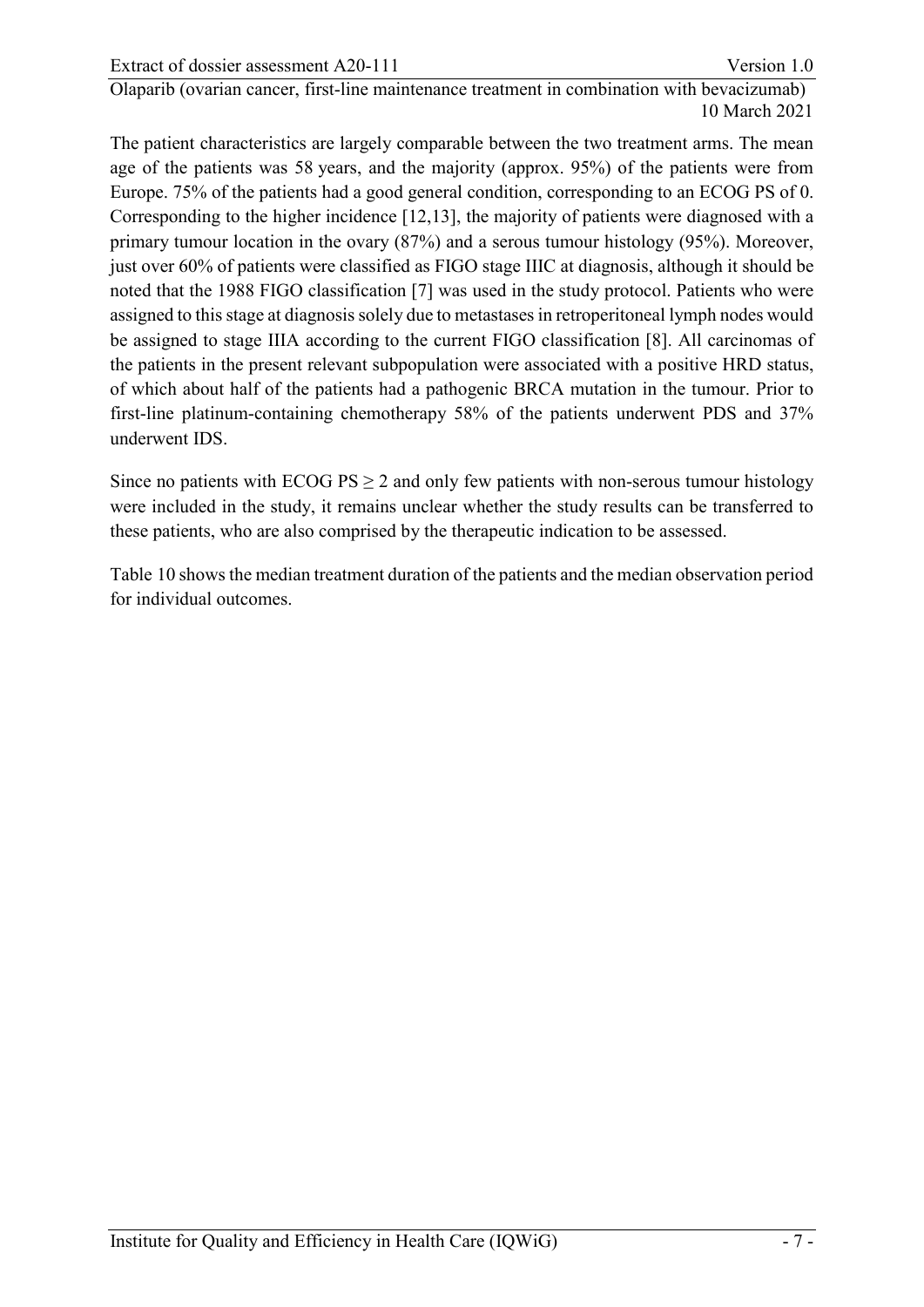The patient characteristics are largely comparable between the two treatment arms. The mean age of the patients was 58 years, and the majority (approx. 95%) of the patients were from Europe. 75% of the patients had a good general condition, corresponding to an ECOG PS of 0. Corresponding to the higher incidence [12,13], the majority of patients were diagnosed with a primary tumour location in the ovary (87%) and a serous tumour histology (95%). Moreover, just over 60% of patients were classified as FIGO stage IIIC at diagnosis, although it should be noted that the 1988 FIGO classification [7] was used in the study protocol. Patients who were assigned to this stage at diagnosis solely due to metastases in retroperitoneal lymph nodes would be assigned to stage IIIA according to the current FIGO classification [8]. All carcinomas of the patients in the present relevant subpopulation were associated with a positive HRD status, of which about half of the patients had a pathogenic BRCA mutation in the tumour. Prior to first-line platinum-containing chemotherapy 58% of the patients underwent PDS and 37% underwent IDS.

Since no patients with ECOG PS $\geq 2$ and only few patients with non-serous tumour histology were included in the study, it remains unclear whether the study results can be transferred to these patients, who are also comprised by the therapeutic indication to be assessed.

Table 10 shows the median treatment duration of the patients and the median observation period for individual outcomes.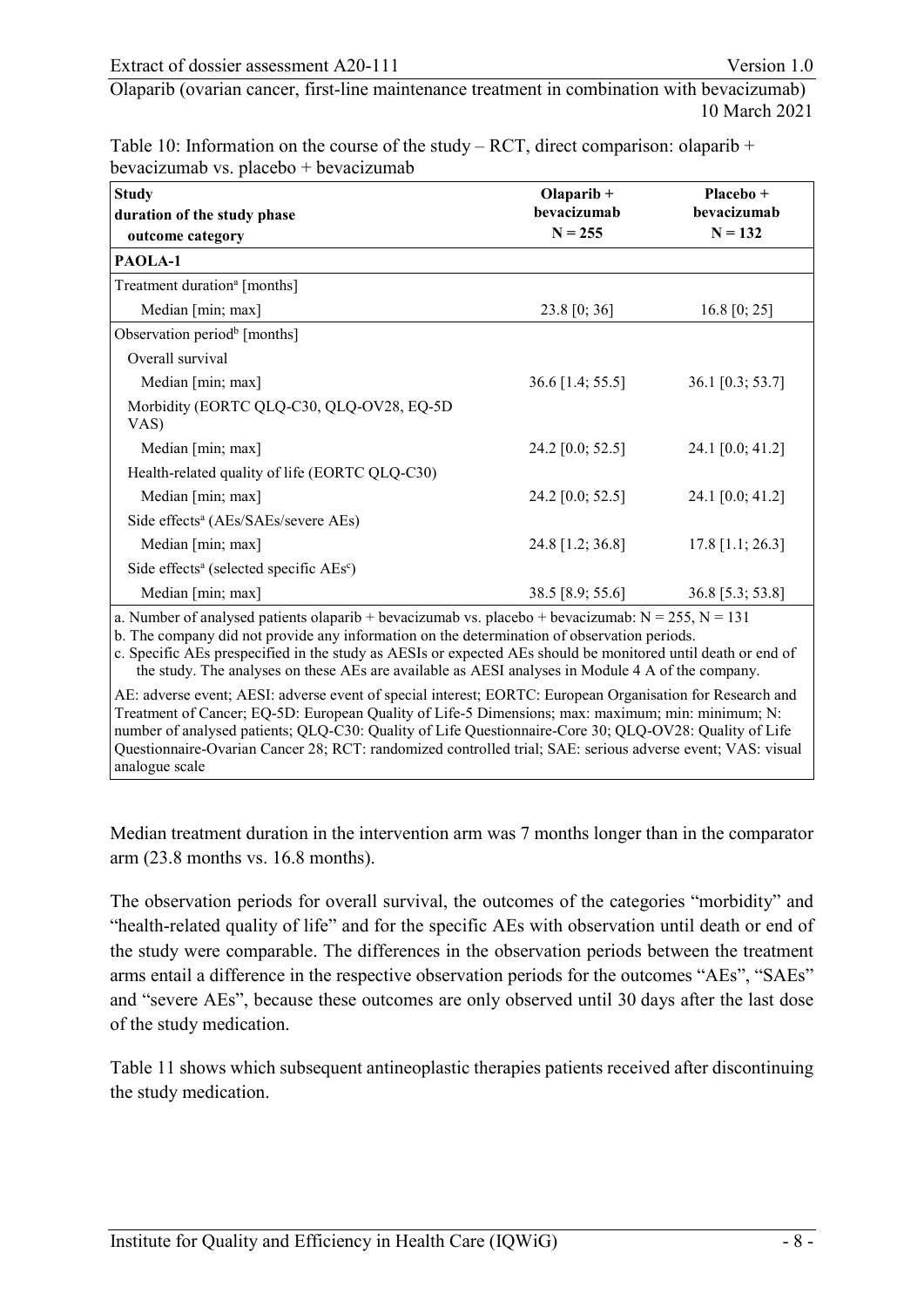Table 10: Information on the course of the study – RCT, direct comparison: olaparib + bevacizumab vs. placebo + bevacizumab

| Study<br>duration of the study phase<br>outcome category | Olaparib + bevacizumab<br>N = 255 | Placebo + bevacizumab<br>N = 132 |
|---|---|---|
| **PAOLA-1** | | |
| Treatment duration[a] [months] | | |
| Median [min; max] | 23.8 [0; 36] | 16.8 [0; 25] |
| Observation period[b] [months] | | |
| Overall survival | | |
| Median [min; max] | 36.6 [1.4; 55.5] | 36.1 [0.3; 53.7] |
| Morbidity (EORTC QLQ-C30, QLQ-OV28, EQ-5D VAS) | | |
| Median [min; max] | 24.2 [0.0; 52.5] | 24.1 [0.0; 41.2] |
| Health-related quality of life (EORTC QLQ-C30) | | |
| Median [min; max] | 24.2 [0.0; 52.5] | 24.1 [0.0; 41.2] |
| Side effects[a] (AEs/SAEs/severe AEs) | | |
| Median [min; max] | 24.8 [1.2; 36.8] | 17.8 [1.1; 26.3] |
| Side effects[a] (selected specific AEs[c]) | | |
| Median [min; max] | 38.5 [8.9; 55.6] | 36.8 [5.3; 53.8] |

a. Number of analysed patients olaparib + bevacizumab vs. placebo + bevacizumab: N = 255, N = 131
b. The company did not provide any information on the determination of observation periods.
c. Specific AEs prespecified in the study as AESIs or expected AEs should be monitored until death or end of the study. The analyses on these AEs are available as AESI analyses in Module 4 A of the company.

AE: adverse event; AESI: adverse event of special interest; EORTC: European Organisation for Research and Treatment of Cancer; EQ-5D: European Quality of Life-5 Dimensions; max: maximum; min: minimum; N: number of analysed patients; QLQ-C30: Quality of Life Questionnaire-Core 30; QLQ-OV28: Quality of Life Questionnaire-Ovarian Cancer 28; RCT: randomized controlled trial; SAE: serious adverse event; VAS: visual analogue scale

Median treatment duration in the intervention arm was 7 months longer than in the comparator arm (23.8 months vs. 16.8 months).

The observation periods for overall survival, the outcomes of the categories "morbidity" and "health-related quality of life" and for the specific AEs with observation until death or end of the study were comparable. The differences in the observation periods between the treatment arms entail a difference in the respective observation periods for the outcomes "AEs", "SAEs" and "severe AEs", because these outcomes are only observed until 30 days after the last dose of the study medication.

Table 11 shows which subsequent antineoplastic therapies patients received after discontinuing the study medication.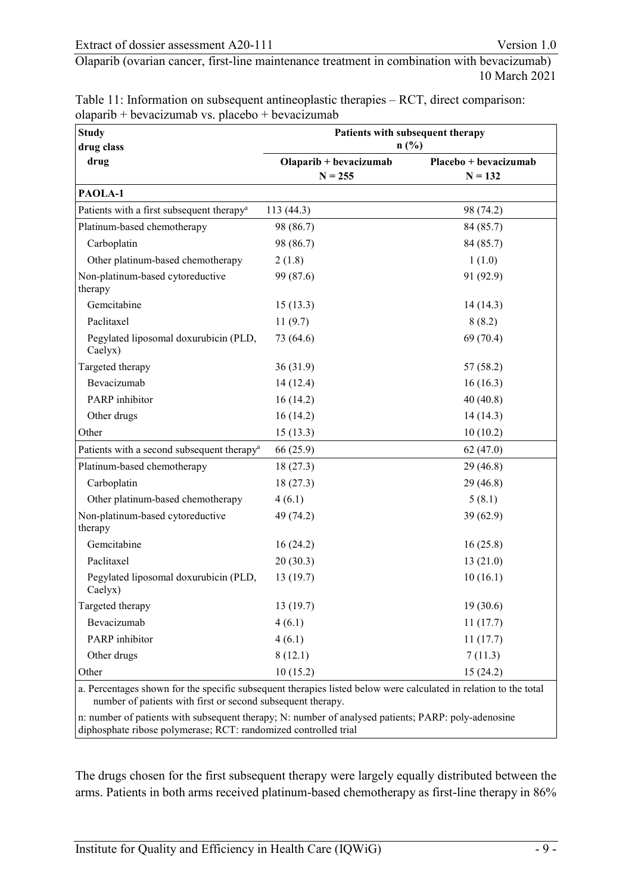Table 11: Information on subsequent antineoplastic therapies – RCT, direct comparison: olaparib + bevacizumab vs. placebo + bevacizumab

| Study<br>drug class<br>drug | Patients with subsequent therapy<br>n (%) | |
|---|---|---|
| | Olaparib + bevacizumab<br>N = 255 | Placebo + bevacizumab<br>N = 132 |
| **PAOLA-1** | | |
| Patients with a first subsequent therapy[a] | 113 (44.3) | 98 (74.2) |
| Platinum-based chemotherapy | 98 (86.7) | 84 (85.7) |
| Carboplatin | 98 (86.7) | 84 (85.7) |
| Other platinum-based chemotherapy | 2 (1.8) | 1 (1.0) |
| Non-platinum-based cytoreductive therapy | 99 (87.6) | 91 (92.9) |
| Gemcitabine | 15 (13.3) | 14 (14.3) |
| Paclitaxel | 11 (9.7) | 8 (8.2) |
| Pegylated liposomal doxurubicin (PLD, Caelyx) | 73 (64.6) | 69 (70.4) |
| Targeted therapy | 36 (31.9) | 57 (58.2) |
| Bevacizumab | 14 (12.4) | 16 (16.3) |
| PARP inhibitor | 16 (14.2) | 40 (40.8) |
| Other drugs | 16 (14.2) | 14 (14.3) |
| Other | 15 (13.3) | 10 (10.2) |
| Patients with a second subsequent therapy[a] | 66 (25.9) | 62 (47.0) |
| Platinum-based chemotherapy | 18 (27.3) | 29 (46.8) |
| Carboplatin | 18 (27.3) | 29 (46.8) |
| Other platinum-based chemotherapy | 4 (6.1) | 5 (8.1) |
| Non-platinum-based cytoreductive therapy | 49 (74.2) | 39 (62.9) |
| Gemcitabine | 16 (24.2) | 16 (25.8) |
| Paclitaxel | 20 (30.3) | 13 (21.0) |
| Pegylated liposomal doxurubicin (PLD, Caelyx) | 13 (19.7) | 10 (16.1) |
| Targeted therapy | 13 (19.7) | 19 (30.6) |
| Bevacizumab | 4 (6.1) | 11 (17.7) |
| PARP inhibitor | 4 (6.1) | 11 (17.7) |
| Other drugs | 8 (12.1) | 7 (11.3) |
| Other | 10 (15.2) | 15 (24.2) |

a. Percentages shown for the specific subsequent therapies listed below were calculated in relation to the total number of patients with first or second subsequent therapy.

n: number of patients with subsequent therapy; N: number of analysed patients; PARP: poly-adenosine diphosphate ribose polymerase; RCT: randomized controlled trial

The drugs chosen for the first subsequent therapy were largely equally distributed between the arms. Patients in both arms received platinum-based chemotherapy as first-line therapy in 86%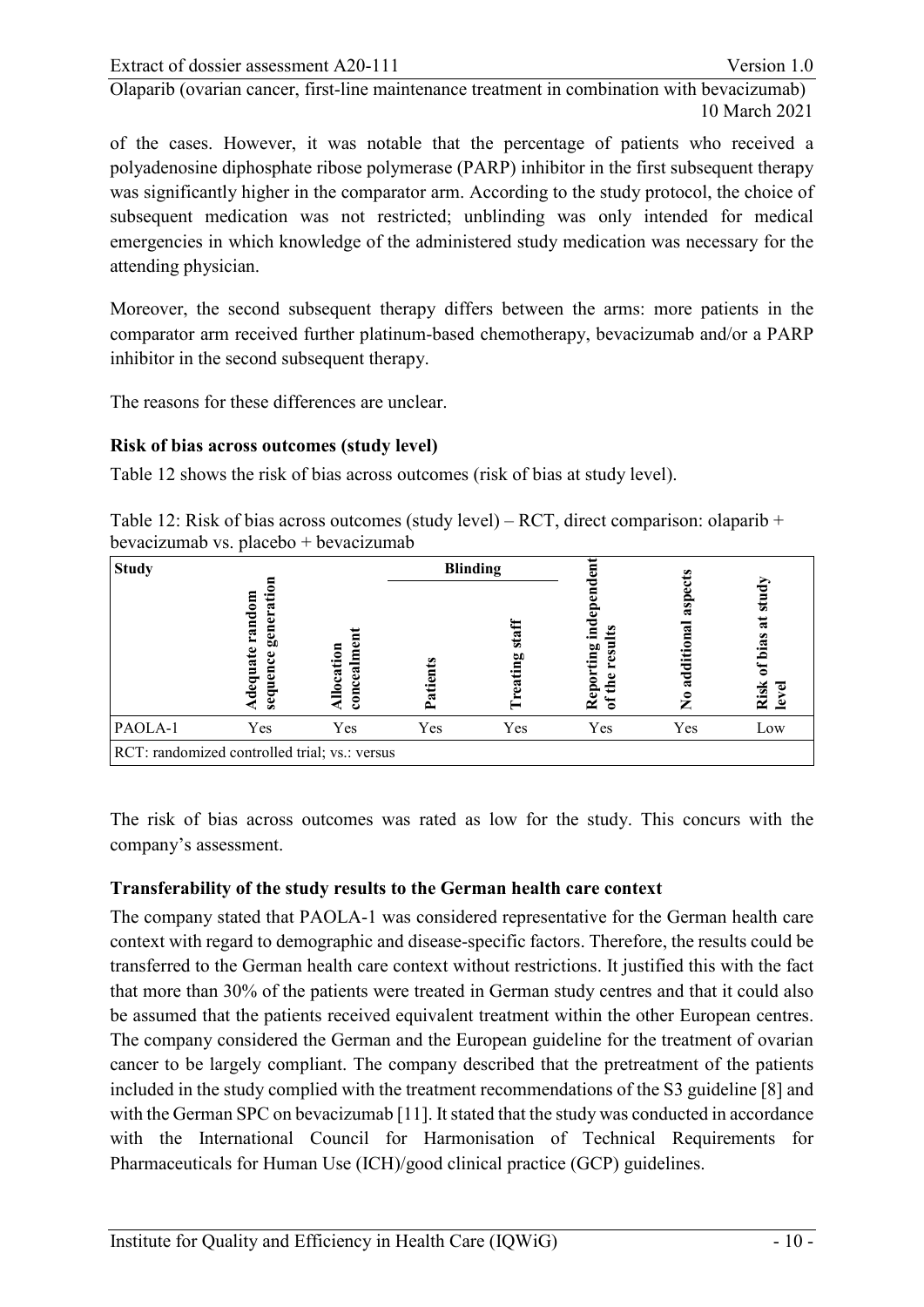of the cases. However, it was notable that the percentage of patients who received a polyadenosine diphosphate ribose polymerase (PARP) inhibitor in the first subsequent therapy was significantly higher in the comparator arm. According to the study protocol, the choice of subsequent medication was not restricted; unblinding was only intended for medical emergencies in which knowledge of the administered study medication was necessary for the attending physician.

Moreover, the second subsequent therapy differs between the arms: more patients in the comparator arm received further platinum-based chemotherapy, bevacizumab and/or a PARP inhibitor in the second subsequent therapy.

The reasons for these differences are unclear.

**Risk of bias across outcomes (study level)**

Table 12 shows the risk of bias across outcomes (risk of bias at study level).

Table 12: Risk of bias across outcomes (study level) – RCT, direct comparison: olaparib + bevacizumab vs. placebo + bevacizumab

| Study | Adequate random sequence generation | Allocation concealment | Blinding | | Reporting independent of the results | No additional aspects | Risk of bias at study level |
|---|---|---|---|---|---|---|---|
| | | | Patients | Treating staff | | | |
| PAOLA-1 | Yes | Yes | Yes | Yes | Yes | Yes | Low |

RCT: randomized controlled trial; vs.: versus

The risk of bias across outcomes was rated as low for the study. This concurs with the company's assessment.

**Transferability of the study results to the German health care context**

The company stated that PAOLA-1 was considered representative for the German health care context with regard to demographic and disease-specific factors. Therefore, the results could be transferred to the German health care context without restrictions. It justified this with the fact that more than 30% of the patients were treated in German study centres and that it could also be assumed that the patients received equivalent treatment within the other European centres. The company considered the German and the European guideline for the treatment of ovarian cancer to be largely compliant. The company described that the pretreatment of the patients included in the study complied with the treatment recommendations of the S3 guideline [8] and with the German SPC on bevacizumab [11]. It stated that the study was conducted in accordance with the International Council for Harmonisation of Technical Requirements for Pharmaceuticals for Human Use (ICH)/good clinical practice (GCP) guidelines.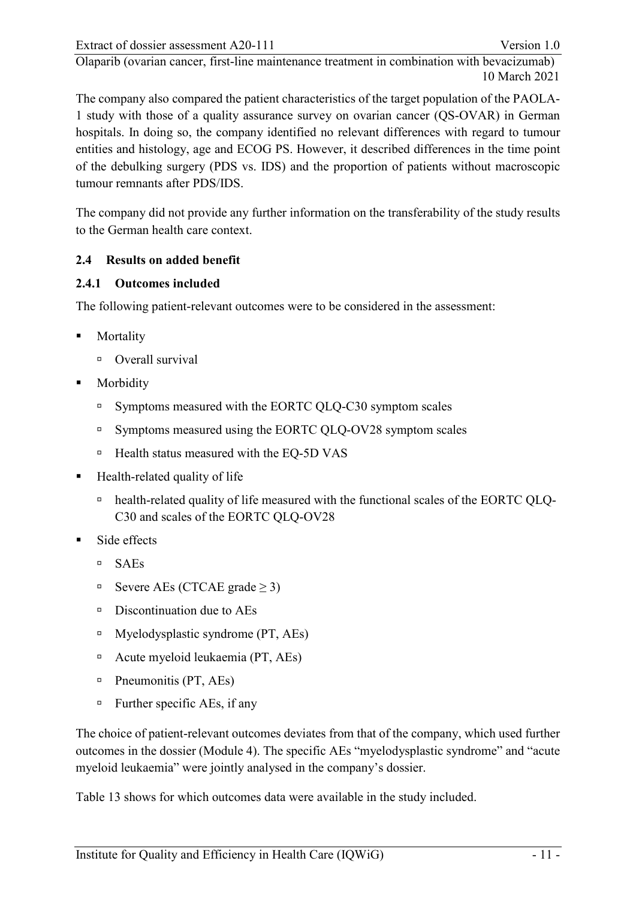The company also compared the patient characteristics of the target population of the PAOLA-1 study with those of a quality assurance survey on ovarian cancer (QS-OVAR) in German hospitals. In doing so, the company identified no relevant differences with regard to tumour entities and histology, age and ECOG PS. However, it described differences in the time point of the debulking surgery (PDS vs. IDS) and the proportion of patients without macroscopic tumour remnants after PDS/IDS.

The company did not provide any further information on the transferability of the study results to the German health care context.

### 2.4 Results on added benefit

#### 2.4.1 Outcomes included

The following patient-relevant outcomes were to be considered in the assessment:

- Mortality
  - Overall survival
- Morbidity
  - Symptoms measured with the EORTC QLQ-C30 symptom scales
  - Symptoms measured using the EORTC QLQ-OV28 symptom scales
  - Health status measured with the EQ-5D VAS
- Health-related quality of life
  - health-related quality of life measured with the functional scales of the EORTC QLQ-C30 and scales of the EORTC QLQ-OV28
- Side effects
  - SAEs
  - Severe AEs (CTCAE grade ≥ 3)
  - Discontinuation due to AEs
  - Myelodysplastic syndrome (PT, AEs)
  - Acute myeloid leukaemia (PT, AEs)
  - Pneumonitis (PT, AEs)
  - Further specific AEs, if any

The choice of patient-relevant outcomes deviates from that of the company, which used further outcomes in the dossier (Module 4). The specific AEs "myelodysplastic syndrome" and "acute myeloid leukaemia" were jointly analysed in the company's dossier.

Table 13 shows for which outcomes data were available in the study included.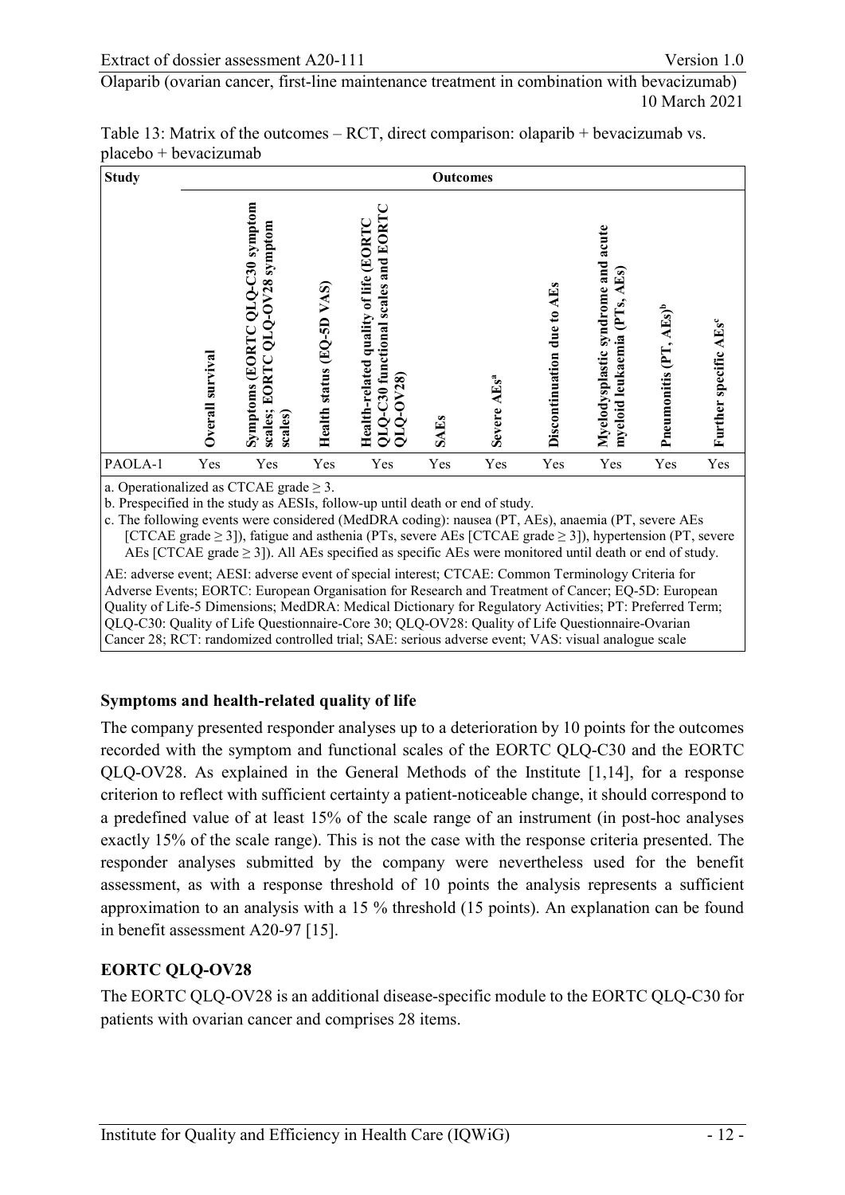Table 13: Matrix of the outcomes – RCT, direct comparison: olaparib + bevacizumab vs. placebo + bevacizumab

| Study | Outcomes | | | | | | | | | |
|---|---|---|---|---|---|---|---|---|---|---|
| | Overall survival | Symptoms (EORTC QLQ-C30 symptom scales; EORTC QLQ-OV28 symptom scales) | Health status (EQ-5D VAS) | Health-related quality of life (EORTC QLQ-C30 functional scales and EORTC QLQ-OV28) | SAEs | Severe AEs[a] | Discontinuation due to AEs | Myelodysplastic syndrome and acute myeloid leukaemia (PTs, AEs) | Pneumonitis (PT, AEs)[b] | Further specific AEs[c] |
| PAOLA-1 | Yes | Yes | Yes | Yes | Yes | Yes | Yes | Yes | Yes | Yes |

a. Operationalized as CTCAE grade ≥ 3.
b. Prespecified in the study as AESIs, follow-up until death or end of study.
c. The following events were considered (MedDRA coding): nausea (PT, AEs), anaemia (PT, severe AEs [CTCAE grade ≥ 3]), fatigue and asthenia (PTs, severe AEs [CTCAE grade ≥ 3]), hypertension (PT, severe AEs [CTCAE grade ≥ 3]). All AEs specified as specific AEs were monitored until death or end of study.

AE: adverse event; AESI: adverse event of special interest; CTCAE: Common Terminology Criteria for Adverse Events; EORTC: European Organisation for Research and Treatment of Cancer; EQ-5D: European Quality of Life-5 Dimensions; MedDRA: Medical Dictionary for Regulatory Activities; PT: Preferred Term; QLQ-C30: Quality of Life Questionnaire-Core 30; QLQ-OV28: Quality of Life Questionnaire-Ovarian Cancer 28; RCT: randomized controlled trial; SAE: serious adverse event; VAS: visual analogue scale

### Symptoms and health-related quality of life

The company presented responder analyses up to a deterioration by 10 points for the outcomes recorded with the symptom and functional scales of the EORTC QLQ-C30 and the EORTC QLQ-OV28. As explained in the General Methods of the Institute [1,14], for a response criterion to reflect with sufficient certainty a patient-noticeable change, it should correspond to a predefined value of at least 15% of the scale range of an instrument (in post-hoc analyses exactly 15% of the scale range). This is not the case with the response criteria presented. The responder analyses submitted by the company were nevertheless used for the benefit assessment, as with a response threshold of 10 points the analysis represents a sufficient approximation to an analysis with a 15 % threshold (15 points). An explanation can be found in benefit assessment A20-97 [15].

### EORTC QLQ-OV28

The EORTC QLQ-OV28 is an additional disease-specific module to the EORTC QLQ-C30 for patients with ovarian cancer and comprises 28 items.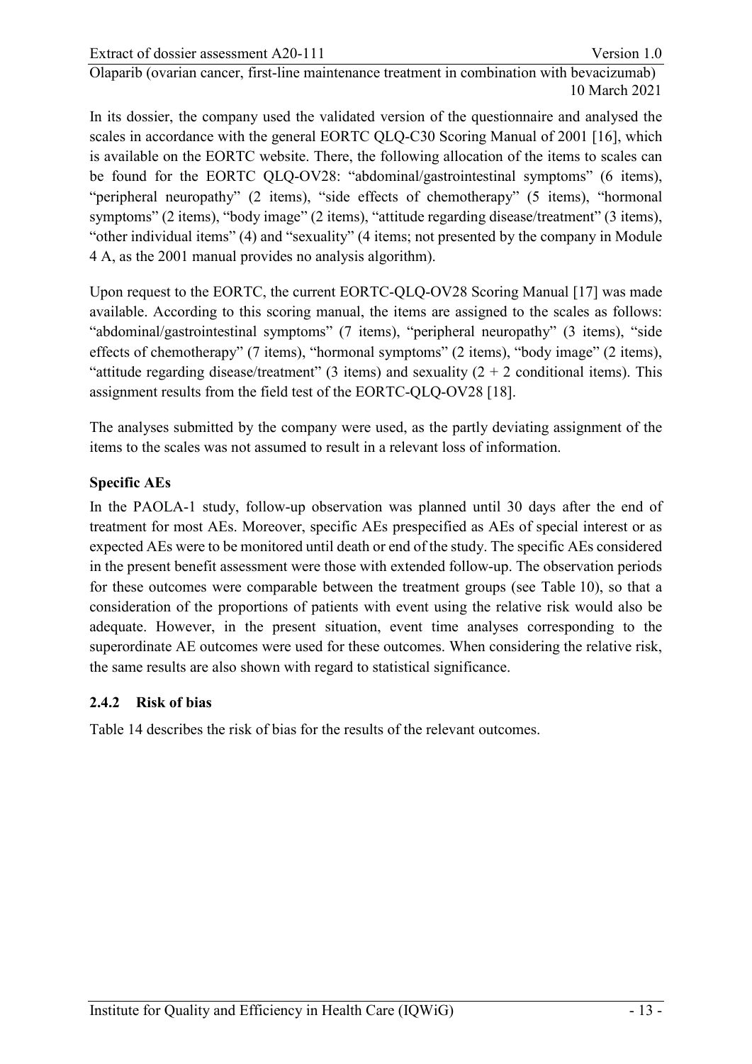In its dossier, the company used the validated version of the questionnaire and analysed the scales in accordance with the general EORTC QLQ-C30 Scoring Manual of 2001 [16], which is available on the EORTC website. There, the following allocation of the items to scales can be found for the EORTC QLQ-OV28: "abdominal/gastrointestinal symptoms" (6 items), "peripheral neuropathy" (2 items), "side effects of chemotherapy" (5 items), "hormonal symptoms" (2 items), "body image" (2 items), "attitude regarding disease/treatment" (3 items), "other individual items" (4) and "sexuality" (4 items; not presented by the company in Module 4 A, as the 2001 manual provides no analysis algorithm).

Upon request to the EORTC, the current EORTC-QLQ-OV28 Scoring Manual [17] was made available. According to this scoring manual, the items are assigned to the scales as follows: "abdominal/gastrointestinal symptoms" (7 items), "peripheral neuropathy" (3 items), "side effects of chemotherapy" (7 items), "hormonal symptoms" (2 items), "body image" (2 items), "attitude regarding disease/treatment" (3 items) and sexuality (2 + 2 conditional items). This assignment results from the field test of the EORTC-QLQ-OV28 [18].

The analyses submitted by the company were used, as the partly deviating assignment of the items to the scales was not assumed to result in a relevant loss of information.

**Specific AEs**

In the PAOLA-1 study, follow-up observation was planned until 30 days after the end of treatment for most AEs. Moreover, specific AEs prespecified as AEs of special interest or as expected AEs were to be monitored until death or end of the study. The specific AEs considered in the present benefit assessment were those with extended follow-up. The observation periods for these outcomes were comparable between the treatment groups (see Table 10), so that a consideration of the proportions of patients with event using the relative risk would also be adequate. However, in the present situation, event time analyses corresponding to the superordinate AE outcomes were used for these outcomes. When considering the relative risk, the same results are also shown with regard to statistical significance.

### 2.4.2 Risk of bias

Table 14 describes the risk of bias for the results of the relevant outcomes.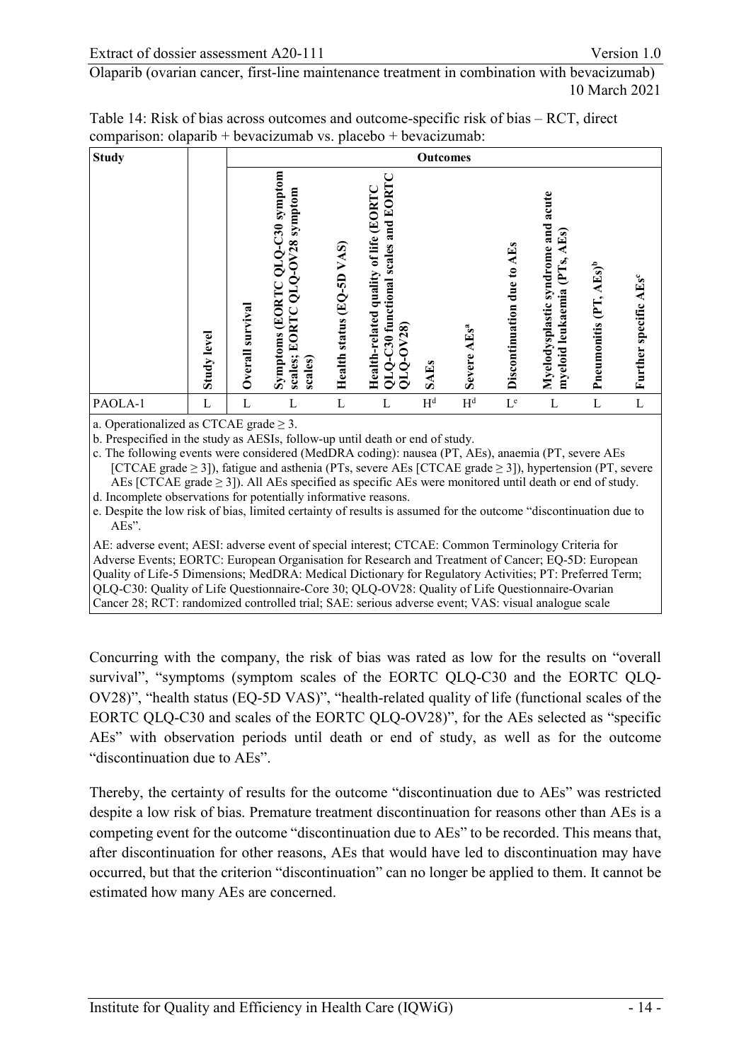Table 14: Risk of bias across outcomes and outcome-specific risk of bias – RCT, direct comparison: olaparib + bevacizumab vs. placebo + bevacizumab:

| Study | Study level | Outcomes | | | | | | | | | |
|---|---|---|---|---|---|---|---|---|---|---|---|
| | | Overall survival | Symptoms (EORTC QLQ-C30 symptom scales; EORTC QLQ-OV28 symptom scales) | Health status (EQ-5D VAS) | Health-related quality of life (EORTC QLQ-C30 functional scales and EORTC QLQ-OV28) | SAEs | Severe AEs[a] | Discontinuation due to AEs | Myelodysplastic syndrome and acute myeloid leukaemia (PTs, AEs) | Pneumonitis (PT, AEs)[b] | Further specific AEs[c] |
| PAOLA-1 | L | L | L | L | L | H[d] | H[d] | L[e] | L | L | L |

a. Operationalized as CTCAE grade ≥ 3.
b. Prespecified in the study as AESIs, follow-up until death or end of study.
c. The following events were considered (MedDRA coding): nausea (PT, AEs), anaemia (PT, severe AEs [CTCAE grade ≥ 3]), fatigue and asthenia (PTs, severe AEs [CTCAE grade ≥ 3]), hypertension (PT, severe AEs [CTCAE grade ≥ 3]). All AEs specified as specific AEs were monitored until death or end of study.
d. Incomplete observations for potentially informative reasons.
e. Despite the low risk of bias, limited certainty of results is assumed for the outcome "discontinuation due to AEs".

AE: adverse event; AESI: adverse event of special interest; CTCAE: Common Terminology Criteria for Adverse Events; EORTC: European Organisation for Research and Treatment of Cancer; EQ-5D: European Quality of Life-5 Dimensions; MedDRA: Medical Dictionary for Regulatory Activities; PT: Preferred Term; QLQ-C30: Quality of Life Questionnaire-Core 30; QLQ-OV28: Quality of Life Questionnaire-Ovarian Cancer 28; RCT: randomized controlled trial; SAE: serious adverse event; VAS: visual analogue scale

Concurring with the company, the risk of bias was rated as low for the results on "overall survival", "symptoms (symptom scales of the EORTC QLQ-C30 and the EORTC QLQ-OV28)", "health status (EQ-5D VAS)", "health-related quality of life (functional scales of the EORTC QLQ-C30 and scales of the EORTC QLQ-OV28)", for the AEs selected as "specific AEs" with observation periods until death or end of study, as well as for the outcome "discontinuation due to AEs".

Thereby, the certainty of results for the outcome "discontinuation due to AEs" was restricted despite a low risk of bias. Premature treatment discontinuation for reasons other than AEs is a competing event for the outcome "discontinuation due to AEs" to be recorded. This means that, after discontinuation for other reasons, AEs that would have led to discontinuation may have occurred, but that the criterion "discontinuation" can no longer be applied to them. It cannot be estimated how many AEs are concerned.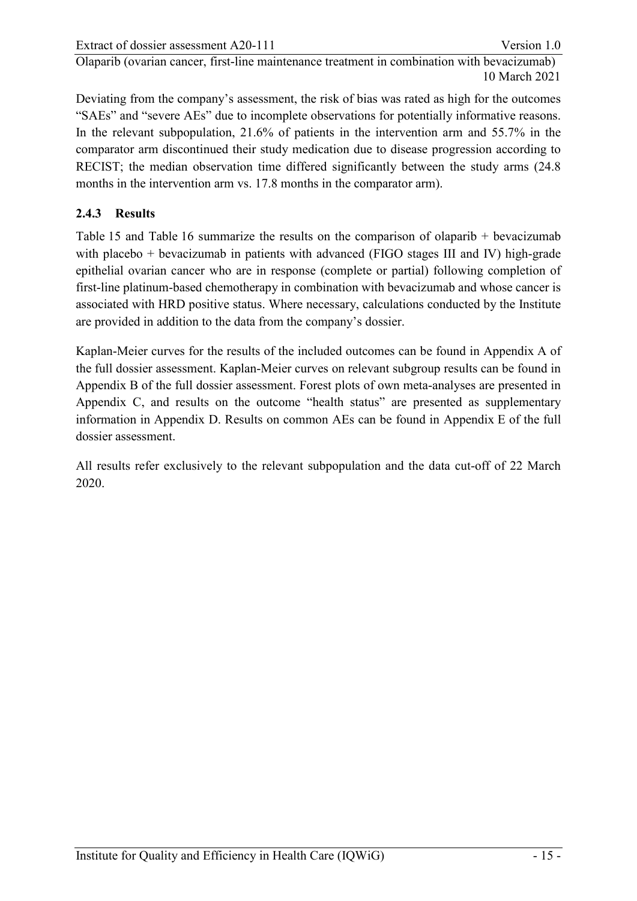Deviating from the company's assessment, the risk of bias was rated as high for the outcomes "SAEs" and "severe AEs" due to incomplete observations for potentially informative reasons. In the relevant subpopulation, 21.6% of patients in the intervention arm and 55.7% in the comparator arm discontinued their study medication due to disease progression according to RECIST; the median observation time differed significantly between the study arms (24.8 months in the intervention arm vs. 17.8 months in the comparator arm).

### 2.4.3 Results

Table 15 and Table 16 summarize the results on the comparison of olaparib + bevacizumab with placebo + bevacizumab in patients with advanced (FIGO stages III and IV) high-grade epithelial ovarian cancer who are in response (complete or partial) following completion of first-line platinum-based chemotherapy in combination with bevacizumab and whose cancer is associated with HRD positive status. Where necessary, calculations conducted by the Institute are provided in addition to the data from the company's dossier.

Kaplan-Meier curves for the results of the included outcomes can be found in Appendix A of the full dossier assessment. Kaplan-Meier curves on relevant subgroup results can be found in Appendix B of the full dossier assessment. Forest plots of own meta-analyses are presented in Appendix C, and results on the outcome "health status" are presented as supplementary information in Appendix D. Results on common AEs can be found in Appendix E of the full dossier assessment.

All results refer exclusively to the relevant subpopulation and the data cut-off of 22 March 2020.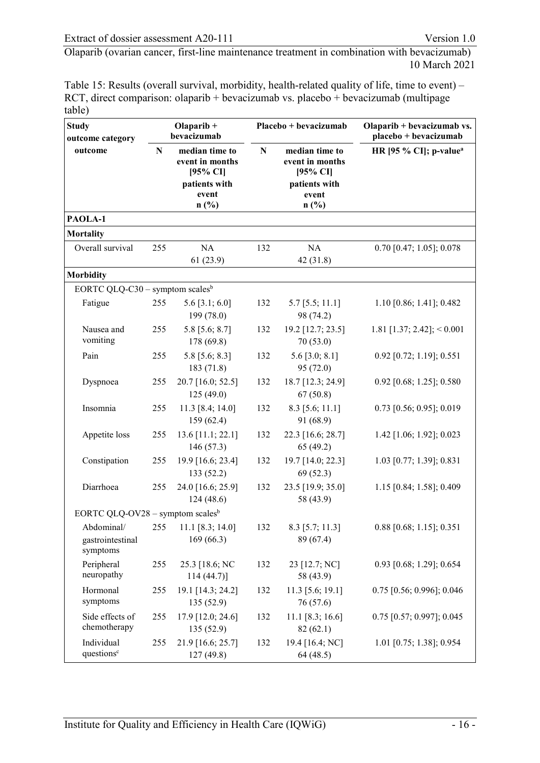Table 15: Results (overall survival, morbidity, health-related quality of life, time to event) – RCT, direct comparison: olaparib + bevacizumab vs. placebo + bevacizumab (multipage table)

| Study outcome category outcome | Olaparib + bevacizumab | | Placebo + bevacizumab | | Olaparib + bevacizumab vs. placebo + bevacizumab |
|---|---|---|---|---|---|
| | N | median time to event in months [95% CI] patients with event n (%) | N | median time to event in months [95% CI] patients with event n (%) | HR [95 % CI]; p-value[a] |
| **PAOLA-1** | | | | | |
| **Mortality** | | | | | |
| Overall survival | 255 | NA 61 (23.9) | 132 | NA 42 (31.8) | 0.70 [0.47; 1.05]; 0.078 |
| **Morbidity** | | | | | |
| EORTC QLQ-C30 – symptom scales[b] | | | | | |
| Fatigue | 255 | 5.6 [3.1; 6.0] 199 (78.0) | 132 | 5.7 [5.5; 11.1] 98 (74.2) | 1.10 [0.86; 1.41]; 0.482 |
| Nausea and vomiting | 255 | 5.8 [5.6; 8.7] 178 (69.8) | 132 | 19.2 [12.7; 23.5] 70 (53.0) | 1.81 [1.37; 2.42]; < 0.001 |
| Pain | 255 | 5.8 [5.6; 8.3] 183 (71.8) | 132 | 5.6 [3.0; 8.1] 95 (72.0) | 0.92 [0.72; 1.19]; 0.551 |
| Dyspnoea | 255 | 20.7 [16.0; 52.5] 125 (49.0) | 132 | 18.7 [12.3; 24.9] 67 (50.8) | 0.92 [0.68; 1.25]; 0.580 |
| Insomnia | 255 | 11.3 [8.4; 14.0] 159 (62.4) | 132 | 8.3 [5.6; 11.1] 91 (68.9) | 0.73 [0.56; 0.95]; 0.019 |
| Appetite loss | 255 | 13.6 [11.1; 22.1] 146 (57.3) | 132 | 22.3 [16.6; 28.7] 65 (49.2) | 1.42 [1.06; 1.92]; 0.023 |
| Constipation | 255 | 19.9 [16.6; 23.4] 133 (52.2) | 132 | 19.7 [14.0; 22.3] 69 (52.3) | 1.03 [0.77; 1.39]; 0.831 |
| Diarrhoea | 255 | 24.0 [16.6; 25.9] 124 (48.6) | 132 | 23.5 [19.9; 35.0] 58 (43.9) | 1.15 [0.84; 1.58]; 0.409 |
| EORTC QLQ-OV28 – symptom scales[b] | | | | | |
| Abdominal/ gastrointestinal symptoms | 255 | 11.1 [8.3; 14.0] 169 (66.3) | 132 | 8.3 [5.7; 11.3] 89 (67.4) | 0.88 [0.68; 1.15]; 0.351 |
| Peripheral neuropathy | 255 | 25.3 [18.6; NC 114 (44.7)] | 132 | 23 [12.7; NC] 58 (43.9) | 0.93 [0.68; 1.29]; 0.654 |
| Hormonal symptoms | 255 | 19.1 [14.3; 24.2] 135 (52.9) | 132 | 11.3 [5.6; 19.1] 76 (57.6) | 0.75 [0.56; 0.996]; 0.046 |
| Side effects of chemotherapy | 255 | 17.9 [12.0; 24.6] 135 (52.9) | 132 | 11.1 [8.3; 16.6] 82 (62.1) | 0.75 [0.57; 0.997]; 0.045 |
| Individual questions[c] | 255 | 21.9 [16.6; 25.7] 127 (49.8) | 132 | 19.4 [16.4; NC] 64 (48.5) | 1.01 [0.75; 1.38]; 0.954 |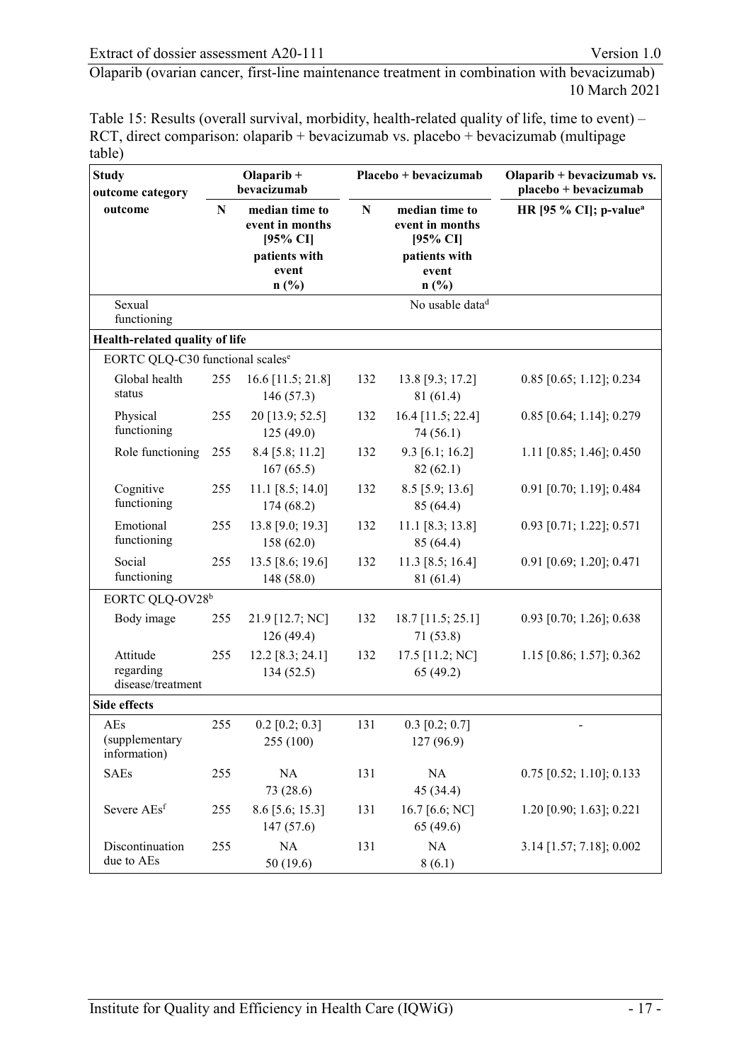Table 15: Results (overall survival, morbidity, health-related quality of life, time to event) – RCT, direct comparison: olaparib + bevacizumab vs. placebo + bevacizumab (multipage table)

| Study outcome category outcome | Olaparib + bevacizumab | | Placebo + bevacizumab | | Olaparib + bevacizumab vs. placebo + bevacizumab |
|---|---|---|---|---|---|
| | N | median time to event in months [95% CI] patients with event n (%) | N | median time to event in months [95% CI] patients with event n (%) | HR [95 % CI]; p-value[a] |
| Sexual functioning | No usable data[d] | | | | |
| **Health-related quality of life** | | | | | |
| EORTC QLQ-C30 functional scales[e] | | | | | |
| Global health status | 255 | 16.6 [11.5; 21.8] 146 (57.3) | 132 | 13.8 [9.3; 17.2] 81 (61.4) | 0.85 [0.65; 1.12]; 0.234 |
| Physical functioning | 255 | 20 [13.9; 52.5] 125 (49.0) | 132 | 16.4 [11.5; 22.4] 74 (56.1) | 0.85 [0.64; 1.14]; 0.279 |
| Role functioning | 255 | 8.4 [5.8; 11.2] 167 (65.5) | 132 | 9.3 [6.1; 16.2] 82 (62.1) | 1.11 [0.85; 1.46]; 0.450 |
| Cognitive functioning | 255 | 11.1 [8.5; 14.0] 174 (68.2) | 132 | 8.5 [5.9; 13.6] 85 (64.4) | 0.91 [0.70; 1.19]; 0.484 |
| Emotional functioning | 255 | 13.8 [9.0; 19.3] 158 (62.0) | 132 | 11.1 [8.3; 13.8] 85 (64.4) | 0.93 [0.71; 1.22]; 0.571 |
| Social functioning | 255 | 13.5 [8.6; 19.6] 148 (58.0) | 132 | 11.3 [8.5; 16.4] 81 (61.4) | 0.91 [0.69; 1.20]; 0.471 |
| EORTC QLQ-OV28[b] | | | | | |
| Body image | 255 | 21.9 [12.7; NC] 126 (49.4) | 132 | 18.7 [11.5; 25.1] 71 (53.8) | 0.93 [0.70; 1.26]; 0.638 |
| Attitude regarding disease/treatment | 255 | 12.2 [8.3; 24.1] 134 (52.5) | 132 | 17.5 [11.2; NC] 65 (49.2) | 1.15 [0.86; 1.57]; 0.362 |
| **Side effects** | | | | | |
| AEs (supplementary information) | 255 | 0.2 [0.2; 0.3] 255 (100) | 131 | 0.3 [0.2; 0.7] 127 (96.9) | - |
| SAEs | 255 | NA 73 (28.6) | 131 | NA 45 (34.4) | 0.75 [0.52; 1.10]; 0.133 |
| Severe AEs[f] | 255 | 8.6 [5.6; 15.3] 147 (57.6) | 131 | 16.7 [6.6; NC] 65 (49.6) | 1.20 [0.90; 1.63]; 0.221 |
| Discontinuation due to AEs | 255 | NA 50 (19.6) | 131 | NA 8 (6.1) | 3.14 [1.57; 7.18]; 0.002 |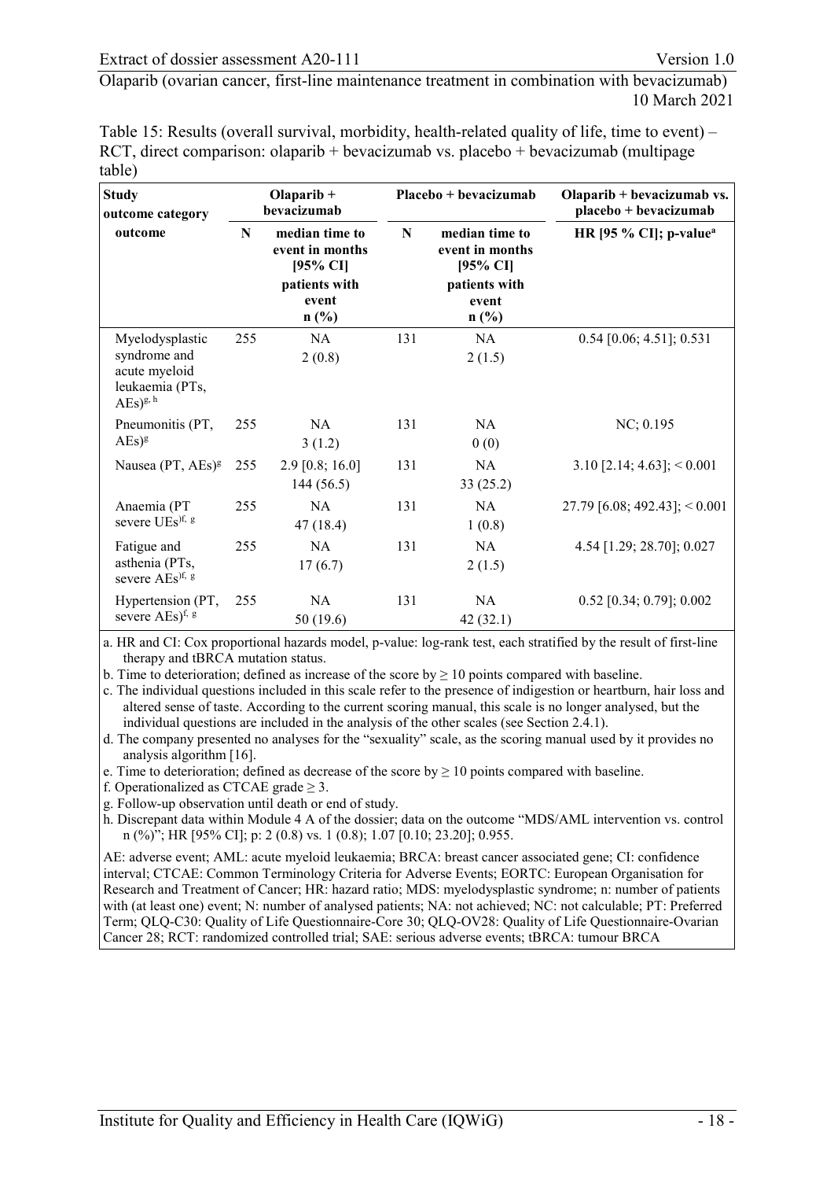Table 15: Results (overall survival, morbidity, health-related quality of life, time to event) – RCT, direct comparison: olaparib + bevacizumab vs. placebo + bevacizumab (multipage table)

| Study<br>outcome category<br>outcome | Olaparib + bevacizumab | | Placebo + bevacizumab | | Olaparib + bevacizumab vs. placebo + bevacizumab |
|---|---|---|---|---|---|
| | N | median time to event in months [95% CI]<br>patients with event<br>n (%) | N | median time to event in months [95% CI]<br>patients with event<br>n (%) | HR [95 % CI]; p-value[a] |
| Myelodysplastic syndrome and acute myeloid leukaemia (PTs, AEs)[g, h] | 255 | NA<br>2 (0.8) | 131 | NA<br>2 (1.5) | 0.54 [0.06; 4.51]; 0.531 |
| Pneumonitis (PT, AEs)[g] | 255 | NA<br>3 (1.2) | 131 | NA<br>0 (0) | NC; 0.195 |
| Nausea (PT, AEs)[g] | 255 | 2.9 [0.8; 16.0]<br>144 (56.5) | 131 | NA<br>33 (25.2) | 3.10 [2.14; 4.63]; < 0.001 |
| Anaemia (PT severe UEs)[f, g] | 255 | NA<br>47 (18.4) | 131 | NA<br>1 (0.8) | 27.79 [6.08; 492.43]; < 0.001 |
| Fatigue and asthenia (PTs, severe AEs)[f, g] | 255 | NA<br>17 (6.7) | 131 | NA<br>2 (1.5) | 4.54 [1.29; 28.70]; 0.027 |
| Hypertension (PT, severe AEs)[f, g] | 255 | NA<br>50 (19.6) | 131 | NA<br>42 (32.1) | 0.52 [0.34; 0.79]; 0.002 |

a. HR and CI: Cox proportional hazards model, p-value: log-rank test, each stratified by the result of first-line therapy and tBRCA mutation status.
b. Time to deterioration; defined as increase of the score by ≥ 10 points compared with baseline.
c. The individual questions included in this scale refer to the presence of indigestion or heartburn, hair loss and altered sense of taste. According to the current scoring manual, this scale is no longer analysed, but the individual questions are included in the analysis of the other scales (see Section 2.4.1).
d. The company presented no analyses for the "sexuality" scale, as the scoring manual used by it provides no analysis algorithm [16].
e. Time to deterioration; defined as decrease of the score by ≥ 10 points compared with baseline.
f. Operationalized as CTCAE grade ≥ 3.
g. Follow-up observation until death or end of study.
h. Discrepant data within Module 4 A of the dossier; data on the outcome "MDS/AML intervention vs. control n (%)"; HR [95% CI]; p: 2 (0.8) vs. 1 (0.8); 1.07 [0.10; 23.20]; 0.955.

AE: adverse event; AML: acute myeloid leukaemia; BRCA: breast cancer associated gene; CI: confidence interval; CTCAE: Common Terminology Criteria for Adverse Events; EORTC: European Organisation for Research and Treatment of Cancer; HR: hazard ratio; MDS: myelodysplastic syndrome; n: number of patients with (at least one) event; N: number of analysed patients; NA: not achieved; NC: not calculable; PT: Preferred Term; QLQ-C30: Quality of Life Questionnaire-Core 30; QLQ-OV28: Quality of Life Questionnaire-Ovarian Cancer 28; RCT: randomized controlled trial; SAE: serious adverse events; tBRCA: tumour BRCA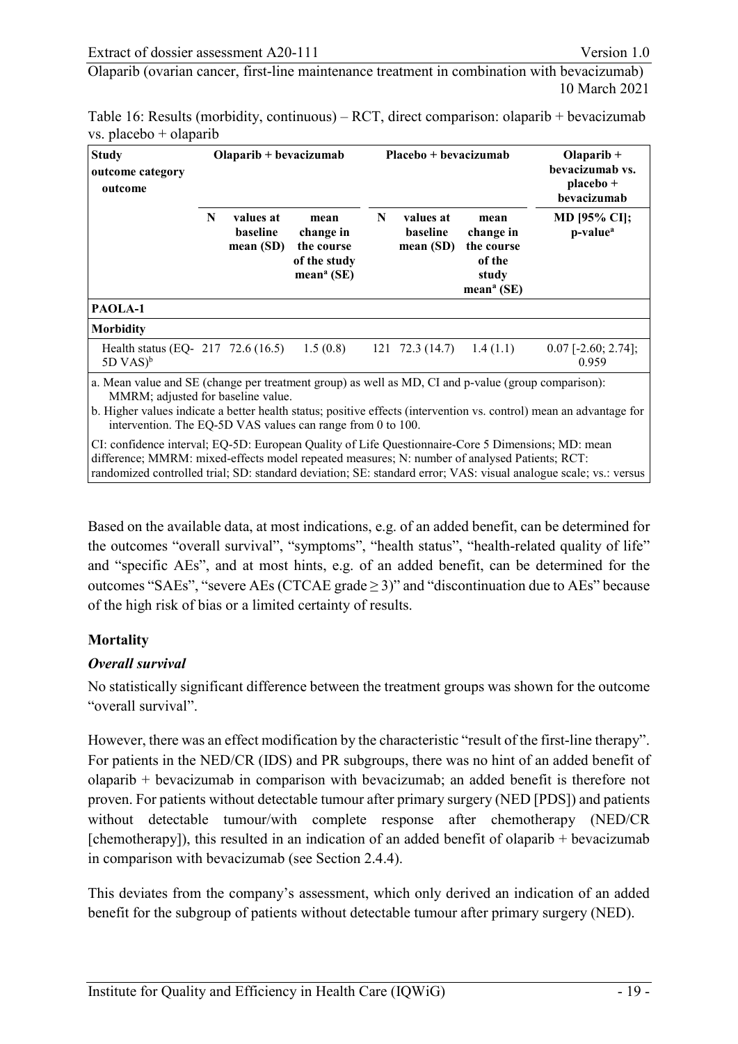Table 16: Results (morbidity, continuous) – RCT, direct comparison: olaparib + bevacizumab vs. placebo + olaparib

| Study<br>outcome category<br>outcome | Olaparib + bevacizumab | | | Placebo + bevacizumab | | | Olaparib + bevacizumab vs. placebo + bevacizumab |
|---|---|---|---|---|---|---|---|
| | N | values at baseline mean (SD) | mean change in the course of the study mean[a] (SE) | N | values at baseline mean (SD) | mean change in the course of the study mean[a] (SE) | MD [95% CI]; p-value[a] |
| **PAOLA-1** | | | | | | | |
| **Morbidity** | | | | | | | |
| Health status (EQ-5D VAS)[b] | 217 | 72.6 (16.5) | 1.5 (0.8) | 121 | 72.3 (14.7) | 1.4 (1.1) | 0.07 [-2.60; 2.74]; 0.959 |

a. Mean value and SE (change per treatment group) as well as MD, CI and p-value (group comparison): MMRM; adjusted for baseline value.
b. Higher values indicate a better health status; positive effects (intervention vs. control) mean an advantage for intervention. The EQ-5D VAS values can range from 0 to 100.

CI: confidence interval; EQ-5D: European Quality of Life Questionnaire-Core 5 Dimensions; MD: mean difference; MMRM: mixed-effects model repeated measures; N: number of analysed Patients; RCT: randomized controlled trial; SD: standard deviation; SE: standard error; VAS: visual analogue scale; vs.: versus

Based on the available data, at most indications, e.g. of an added benefit, can be determined for the outcomes "overall survival", "symptoms", "health status", "health-related quality of life" and "specific AEs", and at most hints, e.g. of an added benefit, can be determined for the outcomes "SAEs", "severe AEs (CTCAE grade ≥ 3)" and "discontinuation due to AEs" because of the high risk of bias or a limited certainty of results.

## Mortality

### *Overall survival*

No statistically significant difference between the treatment groups was shown for the outcome "overall survival".

However, there was an effect modification by the characteristic "result of the first-line therapy". For patients in the NED/CR (IDS) and PR subgroups, there was no hint of an added benefit of olaparib + bevacizumab in comparison with bevacizumab; an added benefit is therefore not proven. For patients without detectable tumour after primary surgery (NED [PDS]) and patients without detectable tumour/with complete response after chemotherapy (NED/CR [chemotherapy]), this resulted in an indication of an added benefit of olaparib + bevacizumab in comparison with bevacizumab (see Section 2.4.4).

This deviates from the company's assessment, which only derived an indication of an added benefit for the subgroup of patients without detectable tumour after primary surgery (NED).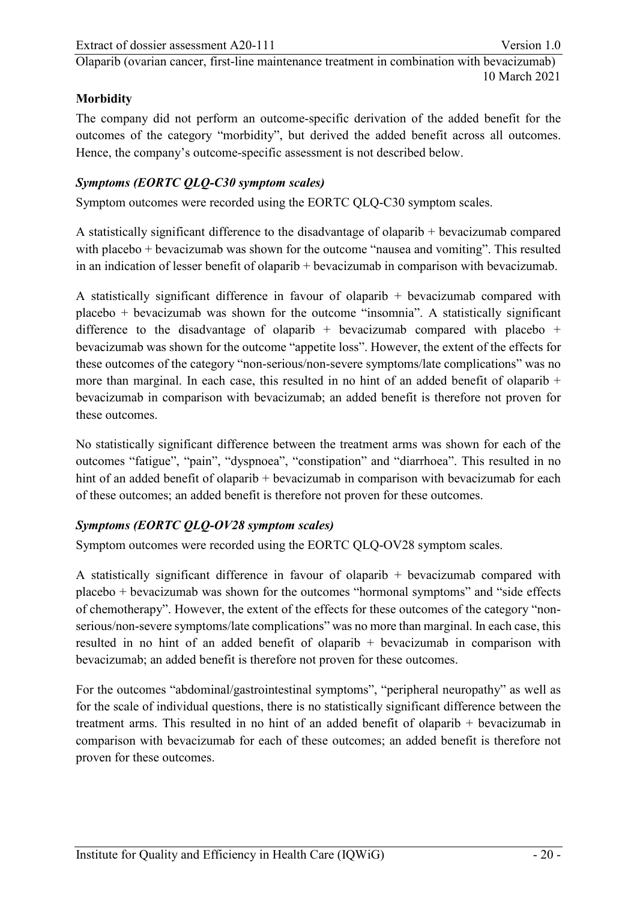**Morbidity**

The company did not perform an outcome-specific derivation of the added benefit for the outcomes of the category "morbidity", but derived the added benefit across all outcomes. Hence, the company's outcome-specific assessment is not described below.

***Symptoms (EORTC QLQ-C30 symptom scales)***

Symptom outcomes were recorded using the EORTC QLQ-C30 symptom scales.

A statistically significant difference to the disadvantage of olaparib + bevacizumab compared with placebo + bevacizumab was shown for the outcome "nausea and vomiting". This resulted in an indication of lesser benefit of olaparib + bevacizumab in comparison with bevacizumab.

A statistically significant difference in favour of olaparib + bevacizumab compared with placebo + bevacizumab was shown for the outcome "insomnia". A statistically significant difference to the disadvantage of olaparib + bevacizumab compared with placebo + bevacizumab was shown for the outcome "appetite loss". However, the extent of the effects for these outcomes of the category "non-serious/non-severe symptoms/late complications" was no more than marginal. In each case, this resulted in no hint of an added benefit of olaparib + bevacizumab in comparison with bevacizumab; an added benefit is therefore not proven for these outcomes.

No statistically significant difference between the treatment arms was shown for each of the outcomes "fatigue", "pain", "dyspnoea", "constipation" and "diarrhoea". This resulted in no hint of an added benefit of olaparib + bevacizumab in comparison with bevacizumab for each of these outcomes; an added benefit is therefore not proven for these outcomes.

***Symptoms (EORTC QLQ-OV28 symptom scales)***

Symptom outcomes were recorded using the EORTC QLQ-OV28 symptom scales.

A statistically significant difference in favour of olaparib + bevacizumab compared with placebo + bevacizumab was shown for the outcomes "hormonal symptoms" and "side effects of chemotherapy". However, the extent of the effects for these outcomes of the category "non-serious/non-severe symptoms/late complications" was no more than marginal. In each case, this resulted in no hint of an added benefit of olaparib + bevacizumab in comparison with bevacizumab; an added benefit is therefore not proven for these outcomes.

For the outcomes "abdominal/gastrointestinal symptoms", "peripheral neuropathy" as well as for the scale of individual questions, there is no statistically significant difference between the treatment arms. This resulted in no hint of an added benefit of olaparib + bevacizumab in comparison with bevacizumab for each of these outcomes; an added benefit is therefore not proven for these outcomes.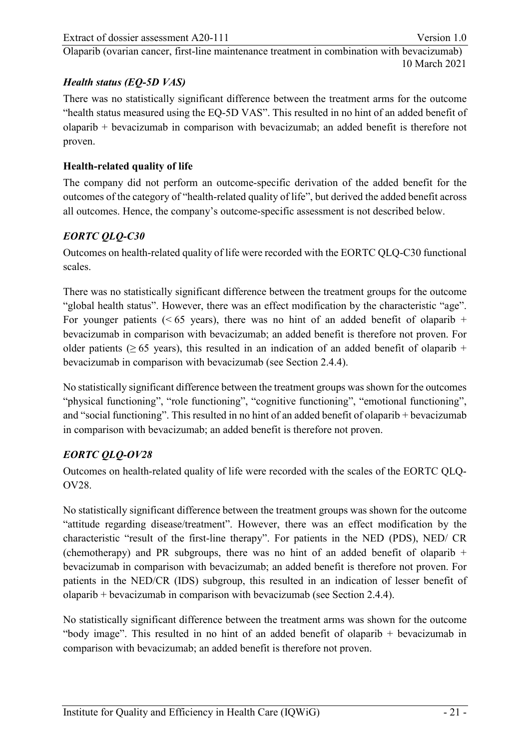*Health status (EQ-5D VAS)*

There was no statistically significant difference between the treatment arms for the outcome "health status measured using the EQ-5D VAS". This resulted in no hint of an added benefit of olaparib + bevacizumab in comparison with bevacizumab; an added benefit is therefore not proven.

**Health-related quality of life**

The company did not perform an outcome-specific derivation of the added benefit for the outcomes of the category of "health-related quality of life", but derived the added benefit across all outcomes. Hence, the company's outcome-specific assessment is not described below.

*EORTC QLQ-C30*

Outcomes on health-related quality of life were recorded with the EORTC QLQ-C30 functional scales.

There was no statistically significant difference between the treatment groups for the outcome "global health status". However, there was an effect modification by the characteristic "age". For younger patients (< 65 years), there was no hint of an added benefit of olaparib + bevacizumab in comparison with bevacizumab; an added benefit is therefore not proven. For older patients (≥ 65 years), this resulted in an indication of an added benefit of olaparib + bevacizumab in comparison with bevacizumab (see Section 2.4.4).

No statistically significant difference between the treatment groups was shown for the outcomes "physical functioning", "role functioning", "cognitive functioning", "emotional functioning", and "social functioning". This resulted in no hint of an added benefit of olaparib + bevacizumab in comparison with bevacizumab; an added benefit is therefore not proven.

*EORTC QLQ-OV28*

Outcomes on health-related quality of life were recorded with the scales of the EORTC QLQ-OV28.

No statistically significant difference between the treatment groups was shown for the outcome "attitude regarding disease/treatment". However, there was an effect modification by the characteristic "result of the first-line therapy". For patients in the NED (PDS), NED/ CR (chemotherapy) and PR subgroups, there was no hint of an added benefit of olaparib + bevacizumab in comparison with bevacizumab; an added benefit is therefore not proven. For patients in the NED/CR (IDS) subgroup, this resulted in an indication of lesser benefit of olaparib + bevacizumab in comparison with bevacizumab (see Section 2.4.4).

No statistically significant difference between the treatment arms was shown for the outcome "body image". This resulted in no hint of an added benefit of olaparib + bevacizumab in comparison with bevacizumab; an added benefit is therefore not proven.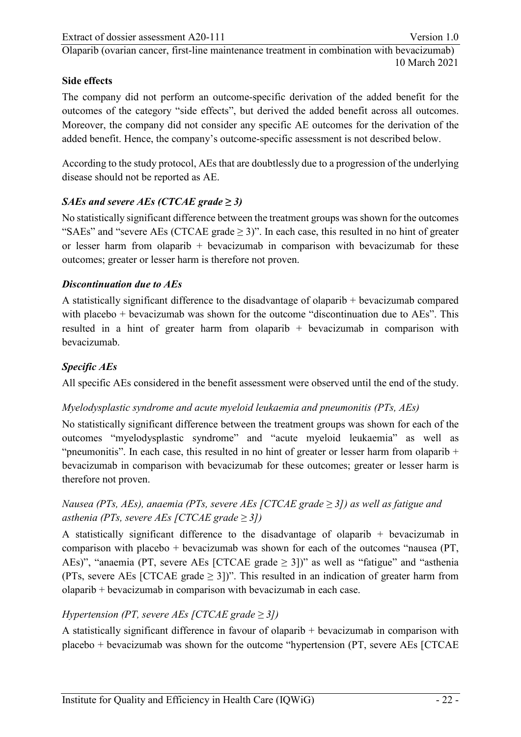### Side effects

The company did not perform an outcome-specific derivation of the added benefit for the outcomes of the category "side effects", but derived the added benefit across all outcomes. Moreover, the company did not consider any specific AE outcomes for the derivation of the added benefit. Hence, the company's outcome-specific assessment is not described below.

According to the study protocol, AEs that are doubtlessly due to a progression of the underlying disease should not be reported as AE.

#### *SAEs and severe AEs (CTCAE grade ≥ 3)*

No statistically significant difference between the treatment groups was shown for the outcomes "SAEs" and "severe AEs (CTCAE grade ≥ 3)". In each case, this resulted in no hint of greater or lesser harm from olaparib + bevacizumab in comparison with bevacizumab for these outcomes; greater or lesser harm is therefore not proven.

#### *Discontinuation due to AEs*

A statistically significant difference to the disadvantage of olaparib + bevacizumab compared with placebo + bevacizumab was shown for the outcome "discontinuation due to AEs". This resulted in a hint of greater harm from olaparib + bevacizumab in comparison with bevacizumab.

#### *Specific AEs*

All specific AEs considered in the benefit assessment were observed until the end of the study.

*Myelodysplastic syndrome and acute myeloid leukaemia and pneumonitis (PTs, AEs)*

No statistically significant difference between the treatment groups was shown for each of the outcomes "myelodysplastic syndrome" and "acute myeloid leukaemia" as well as "pneumonitis". In each case, this resulted in no hint of greater or lesser harm from olaparib + bevacizumab in comparison with bevacizumab for these outcomes; greater or lesser harm is therefore not proven.

*Nausea (PTs, AEs), anaemia (PTs, severe AEs [CTCAE grade ≥ 3]) as well as fatigue and asthenia (PTs, severe AEs [CTCAE grade ≥ 3])*

A statistically significant difference to the disadvantage of olaparib + bevacizumab in comparison with placebo + bevacizumab was shown for each of the outcomes "nausea (PT, AEs)", "anaemia (PT, severe AEs [CTCAE grade ≥ 3])" as well as "fatigue" and "asthenia (PTs, severe AEs [CTCAE grade ≥ 3])". This resulted in an indication of greater harm from olaparib + bevacizumab in comparison with bevacizumab in each case.

*Hypertension (PT, severe AEs [CTCAE grade ≥ 3])*

A statistically significant difference in favour of olaparib + bevacizumab in comparison with placebo + bevacizumab was shown for the outcome "hypertension (PT, severe AEs [CTCAE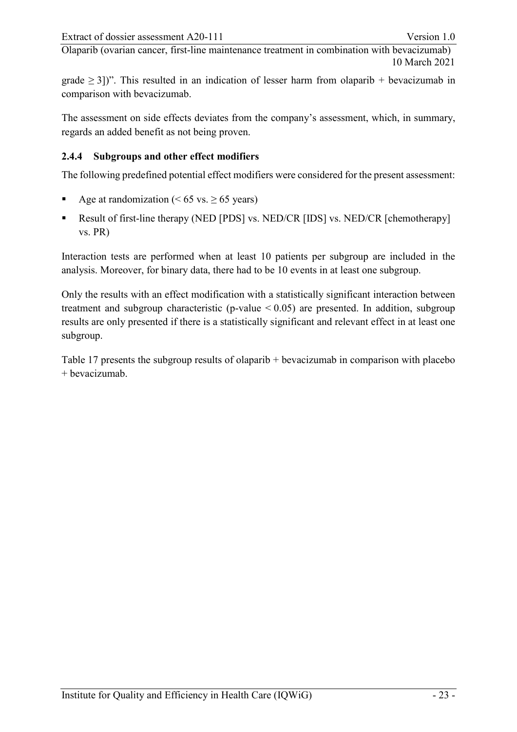grade $\geq 3$])”. This resulted in an indication of lesser harm from olaparib + bevacizumab in comparison with bevacizumab.

The assessment on side effects deviates from the company’s assessment, which, in summary, regards an added benefit as not being proven.

### 2.4.4 Subgroups and other effect modifiers

The following predefined potential effect modifiers were considered for the present assessment:

- Age at randomization ($< 65$ vs. $\geq 65$ years)
- Result of first-line therapy (NED [PDS] vs. NED/CR [IDS] vs. NED/CR [chemotherapy] vs. PR)

Interaction tests are performed when at least 10 patients per subgroup are included in the analysis. Moreover, for binary data, there had to be 10 events in at least one subgroup.

Only the results with an effect modification with a statistically significant interaction between treatment and subgroup characteristic (p-value $< 0.05$) are presented. In addition, subgroup results are only presented if there is a statistically significant and relevant effect in at least one subgroup.

Table 17 presents the subgroup results of olaparib + bevacizumab in comparison with placebo + bevacizumab.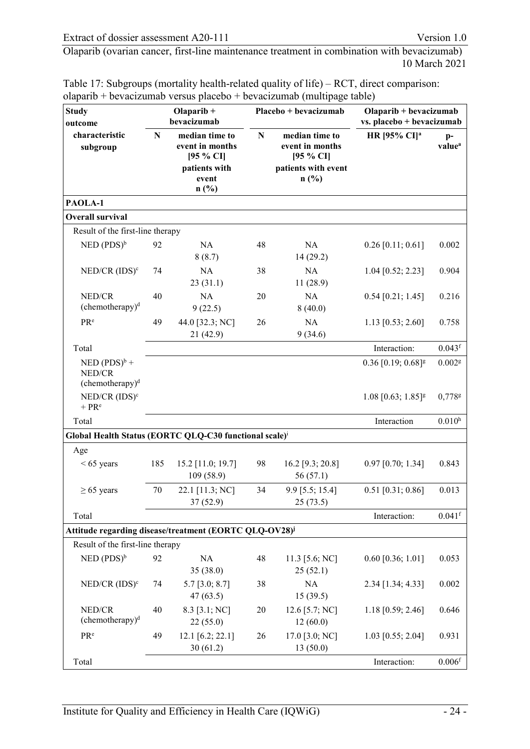Table 17: Subgroups (mortality health-related quality of life) – RCT, direct comparison: olaparib + bevacizumab versus placebo + bevacizumab (multipage table)

| Study outcome | Olaparib + bevacizumab | | Placebo + bevacizumab | | Olaparib + bevacizumab vs. placebo + bevacizumab | |
|---|---|---|---|---|---|---|
| characteristic subgroup | N | median time to event in months [95 % CI] patients with event n (%) | N | median time to event in months [95 % CI] patients with event n (%) | HR [95% CI][a] | p-value[a] |
| **PAOLA-1** | | | | | | |
| **Overall survival** | | | | | | |
| Result of the first-line therapy | | | | | | |
| NED (PDS)[b] | 92 | NA 8 (8.7) | 48 | NA 14 (29.2) | 0.26 [0.11; 0.61] | 0.002 |
| NED/CR (IDS)[c] | 74 | NA 23 (31.1) | 38 | NA 11 (28.9) | 1.04 [0.52; 2.23] | 0.904 |
| NED/CR (chemotherapy)[d] | 40 | NA 9 (22.5) | 20 | NA 8 (40.0) | 0.54 [0.21; 1.45] | 0.216 |
| PR[e] | 49 | 44.0 [32.3; NC] 21 (42.9) | 26 | NA 9 (34.6) | 1.13 [0.53; 2.60] | 0.758 |
| Total | | | | | Interaction: | 0.043[f] |
| NED (PDS)[b] + NED/CR (chemotherapy)[d] | | | | | 0.36 [0.19; 0.68][g] | 0.002[g] |
| NED/CR (IDS)[c] + PR[e] | | | | | 1.08 [0.63; 1.85][g] | 0,778[g] |
| Total | | | | | Interaction | 0.010[h] |
| **Global Health Status (EORTC QLQ-C30 functional scale)[i]** | | | | | | |
| Age | | | | | | |
| < 65 years | 185 | 15.2 [11.0; 19.7] 109 (58.9) | 98 | 16.2 [9.3; 20.8] 56 (57.1) | 0.97 [0.70; 1.34] | 0.843 |
| ≥ 65 years | 70 | 22.1 [11.3; NC] 37 (52.9) | 34 | 9.9 [5.5; 15.4] 25 (73.5) | 0.51 [0.31; 0.86] | 0.013 |
| Total | | | | | Interaction: | 0.041[f] |
| **Attitude regarding disease/treatment (EORTC QLQ-OV28)[j]** | | | | | | |
| Result of the first-line therapy | | | | | | |
| NED (PDS)[b] | 92 | NA 35 (38.0) | 48 | 11.3 [5.6; NC] 25 (52.1) | 0.60 [0.36; 1.01] | 0.053 |
| NED/CR (IDS)[c] | 74 | 5.7 [3.0; 8.7] 47 (63.5) | 38 | NA 15 (39.5) | 2.34 [1.34; 4.33] | 0.002 |
| NED/CR (chemotherapy)[d] | 40 | 8.3 [3.1; NC] 22 (55.0) | 20 | 12.6 [5.7; NC] 12 (60.0) | 1.18 [0.59; 2.46] | 0.646 |
| PR[e] | 49 | 12.1 [6.2; 22.1] 30 (61.2) | 26 | 17.0 [3.0; NC] 13 (50.0) | 1.03 [0.55; 2.04] | 0.931 |
| Total | | | | | Interaction: | 0.006[f] |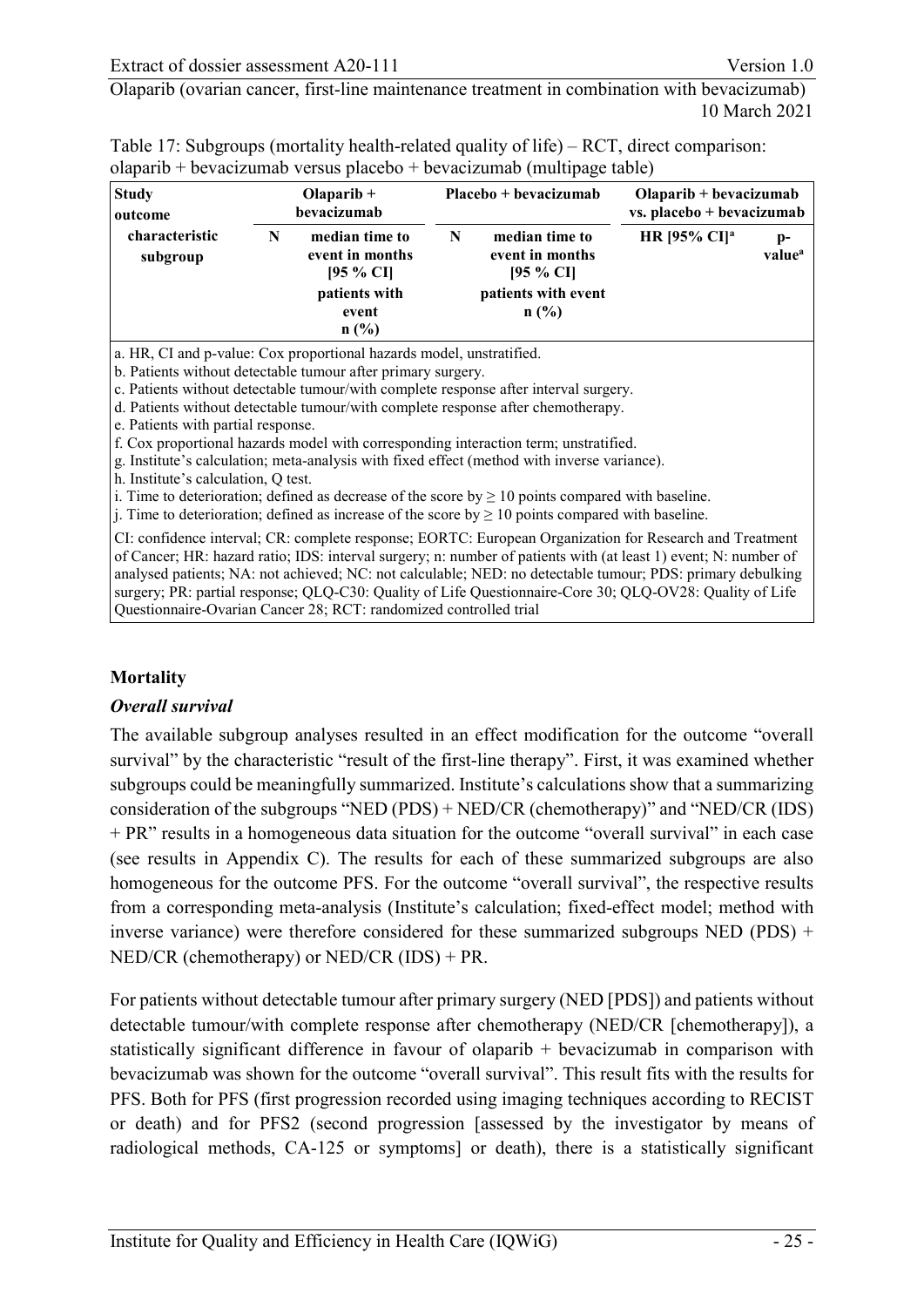Table 17: Subgroups (mortality health-related quality of life) – RCT, direct comparison: olaparib + bevacizumab versus placebo + bevacizumab (multipage table)

| Study outcome characteristic subgroup | Olaparib + bevacizumab | | Placebo + bevacizumab | | Olaparib + bevacizumab vs. placebo + bevacizumab | |
|---|---|---|---|---|---|---|
| | N | median time to event in months [95 % CI] patients with event n (%) | N | median time to event in months [95 % CI] patients with event n (%) | HR [95% CI][a] | p-value[a] |

a. HR, CI and p-value: Cox proportional hazards model, unstratified.
b. Patients without detectable tumour after primary surgery.
c. Patients without detectable tumour/with complete response after interval surgery.
d. Patients without detectable tumour/with complete response after chemotherapy.
e. Patients with partial response.
f. Cox proportional hazards model with corresponding interaction term; unstratified.
g. Institute's calculation; meta-analysis with fixed effect (method with inverse variance).
h. Institute's calculation, Q test.
i. Time to deterioration; defined as decrease of the score by ≥ 10 points compared with baseline.
j. Time to deterioration; defined as increase of the score by ≥ 10 points compared with baseline.

CI: confidence interval; CR: complete response; EORTC: European Organization for Research and Treatment of Cancer; HR: hazard ratio; IDS: interval surgery; n: number of patients with (at least 1) event; N: number of analysed patients; NA: not achieved; NC: not calculable; NED: no detectable tumour; PDS: primary debulking surgery; PR: partial response; QLQ-C30: Quality of Life Questionnaire-Core 30; QLQ-OV28: Quality of Life Questionnaire-Ovarian Cancer 28; RCT: randomized controlled trial

## Mortality

### *Overall survival*

The available subgroup analyses resulted in an effect modification for the outcome "overall survival" by the characteristic "result of the first-line therapy". First, it was examined whether subgroups could be meaningfully summarized. Institute's calculations show that a summarizing consideration of the subgroups "NED (PDS) + NED/CR (chemotherapy)" and "NED/CR (IDS) + PR" results in a homogeneous data situation for the outcome "overall survival" in each case (see results in Appendix C). The results for each of these summarized subgroups are also homogeneous for the outcome PFS. For the outcome "overall survival", the respective results from a corresponding meta-analysis (Institute's calculation; fixed-effect model; method with inverse variance) were therefore considered for these summarized subgroups NED (PDS) + NED/CR (chemotherapy) or NED/CR (IDS) + PR.

For patients without detectable tumour after primary surgery (NED [PDS]) and patients without detectable tumour/with complete response after chemotherapy (NED/CR [chemotherapy]), a statistically significant difference in favour of olaparib + bevacizumab in comparison with bevacizumab was shown for the outcome "overall survival". This result fits with the results for PFS. Both for PFS (first progression recorded using imaging techniques according to RECIST or death) and for PFS2 (second progression [assessed by the investigator by means of radiological methods, CA-125 or symptoms] or death), there is a statistically significant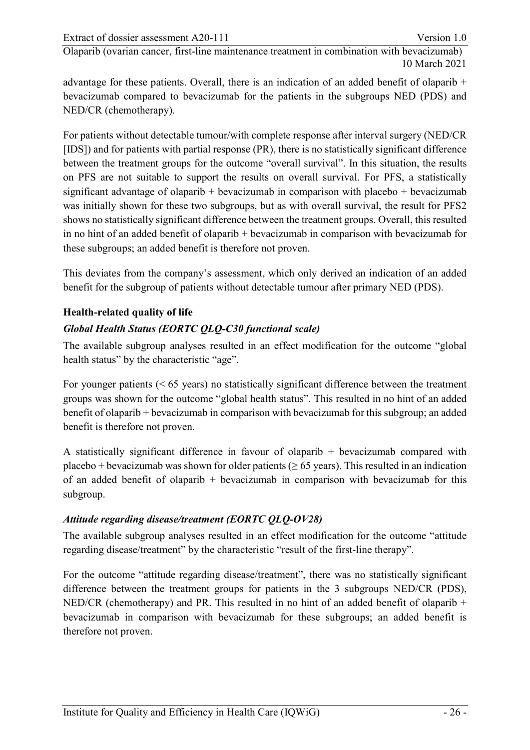advantage for these patients. Overall, there is an indication of an added benefit of olaparib + bevacizumab compared to bevacizumab for the patients in the subgroups NED (PDS) and NED/CR (chemotherapy).

For patients without detectable tumour/with complete response after interval surgery (NED/CR [IDS]) and for patients with partial response (PR), there is no statistically significant difference between the treatment groups for the outcome "overall survival". In this situation, the results on PFS are not suitable to support the results on overall survival. For PFS, a statistically significant advantage of olaparib + bevacizumab in comparison with placebo + bevacizumab was initially shown for these two subgroups, but as with overall survival, the result for PFS2 shows no statistically significant difference between the treatment groups. Overall, this resulted in no hint of an added benefit of olaparib + bevacizumab in comparison with bevacizumab for these subgroups; an added benefit is therefore not proven.

This deviates from the company's assessment, which only derived an indication of an added benefit for the subgroup of patients without detectable tumour after primary NED (PDS).

**Health-related quality of life**

***Global Health Status (EORTC QLQ-C30 functional scale)***

The available subgroup analyses resulted in an effect modification for the outcome "global health status" by the characteristic "age".

For younger patients (< 65 years) no statistically significant difference between the treatment groups was shown for the outcome "global health status". This resulted in no hint of an added benefit of olaparib + bevacizumab in comparison with bevacizumab for this subgroup; an added benefit is therefore not proven.

A statistically significant difference in favour of olaparib + bevacizumab compared with placebo + bevacizumab was shown for older patients (≥ 65 years). This resulted in an indication of an added benefit of olaparib + bevacizumab in comparison with bevacizumab for this subgroup.

***Attitude regarding disease/treatment (EORTC QLQ-OV28)***

The available subgroup analyses resulted in an effect modification for the outcome "attitude regarding disease/treatment" by the characteristic "result of the first-line therapy".

For the outcome "attitude regarding disease/treatment", there was no statistically significant difference between the treatment groups for patients in the 3 subgroups NED/CR (PDS), NED/CR (chemotherapy) and PR. This resulted in no hint of an added benefit of olaparib + bevacizumab in comparison with bevacizumab for these subgroups; an added benefit is therefore not proven.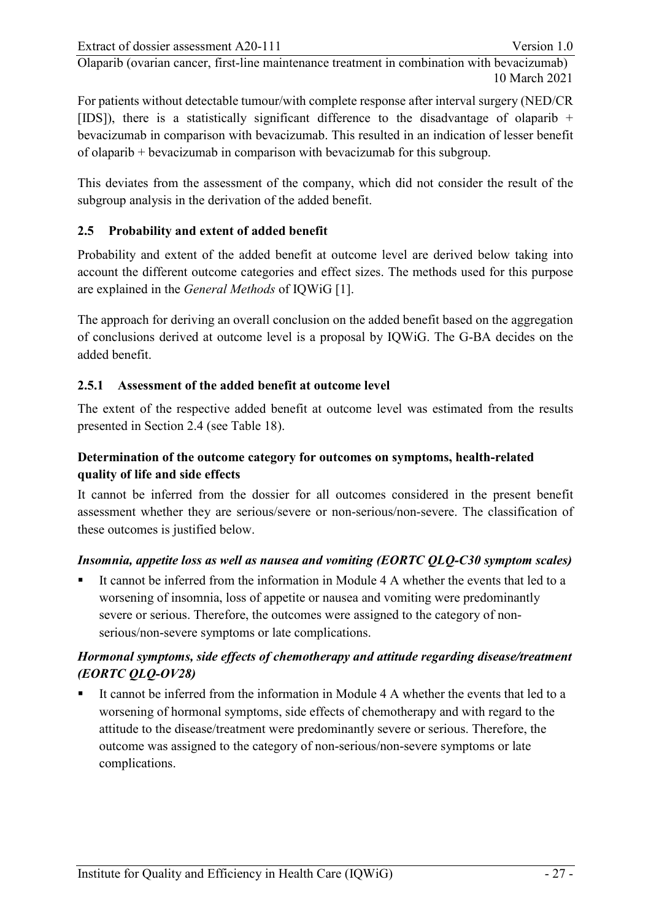For patients without detectable tumour/with complete response after interval surgery (NED/CR [IDS]), there is a statistically significant difference to the disadvantage of olaparib + bevacizumab in comparison with bevacizumab. This resulted in an indication of lesser benefit of olaparib + bevacizumab in comparison with bevacizumab for this subgroup.

This deviates from the assessment of the company, which did not consider the result of the subgroup analysis in the derivation of the added benefit.

## 2.5 Probability and extent of added benefit

Probability and extent of the added benefit at outcome level are derived below taking into account the different outcome categories and effect sizes. The methods used for this purpose are explained in the *General Methods* of IQWiG [1].

The approach for deriving an overall conclusion on the added benefit based on the aggregation of conclusions derived at outcome level is a proposal by IQWiG. The G-BA decides on the added benefit.

### 2.5.1 Assessment of the added benefit at outcome level

The extent of the respective added benefit at outcome level was estimated from the results presented in Section 2.4 (see Table 18).

**Determination of the outcome category for outcomes on symptoms, health-related quality of life and side effects**

It cannot be inferred from the dossier for all outcomes considered in the present benefit assessment whether they are serious/severe or non-serious/non-severe. The classification of these outcomes is justified below.

***Insomnia, appetite loss as well as nausea and vomiting (EORTC QLQ-C30 symptom scales)***

- It cannot be inferred from the information in Module 4 A whether the events that led to a worsening of insomnia, loss of appetite or nausea and vomiting were predominantly severe or serious. Therefore, the outcomes were assigned to the category of non-serious/non-severe symptoms or late complications.

***Hormonal symptoms, side effects of chemotherapy and attitude regarding disease/treatment (EORTC QLQ-OV28)***

- It cannot be inferred from the information in Module 4 A whether the events that led to a worsening of hormonal symptoms, side effects of chemotherapy and with regard to the attitude to the disease/treatment were predominantly severe or serious. Therefore, the outcome was assigned to the category of non-serious/non-severe symptoms or late complications.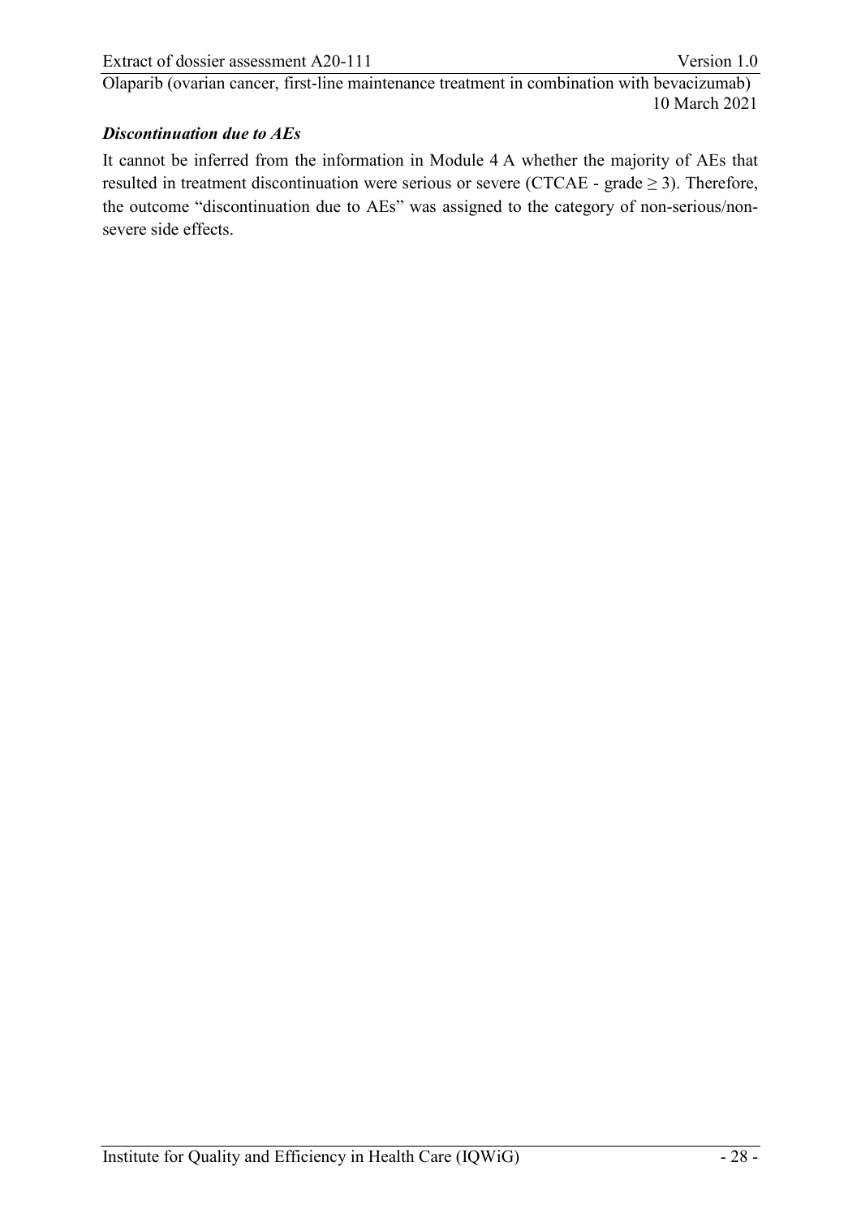***Discontinuation due to AEs***

It cannot be inferred from the information in Module 4 A whether the majority of AEs that resulted in treatment discontinuation were serious or severe (CTCAE - grade $\geq 3$). Therefore, the outcome "discontinuation due to AEs" was assigned to the category of non-serious/non-severe side effects.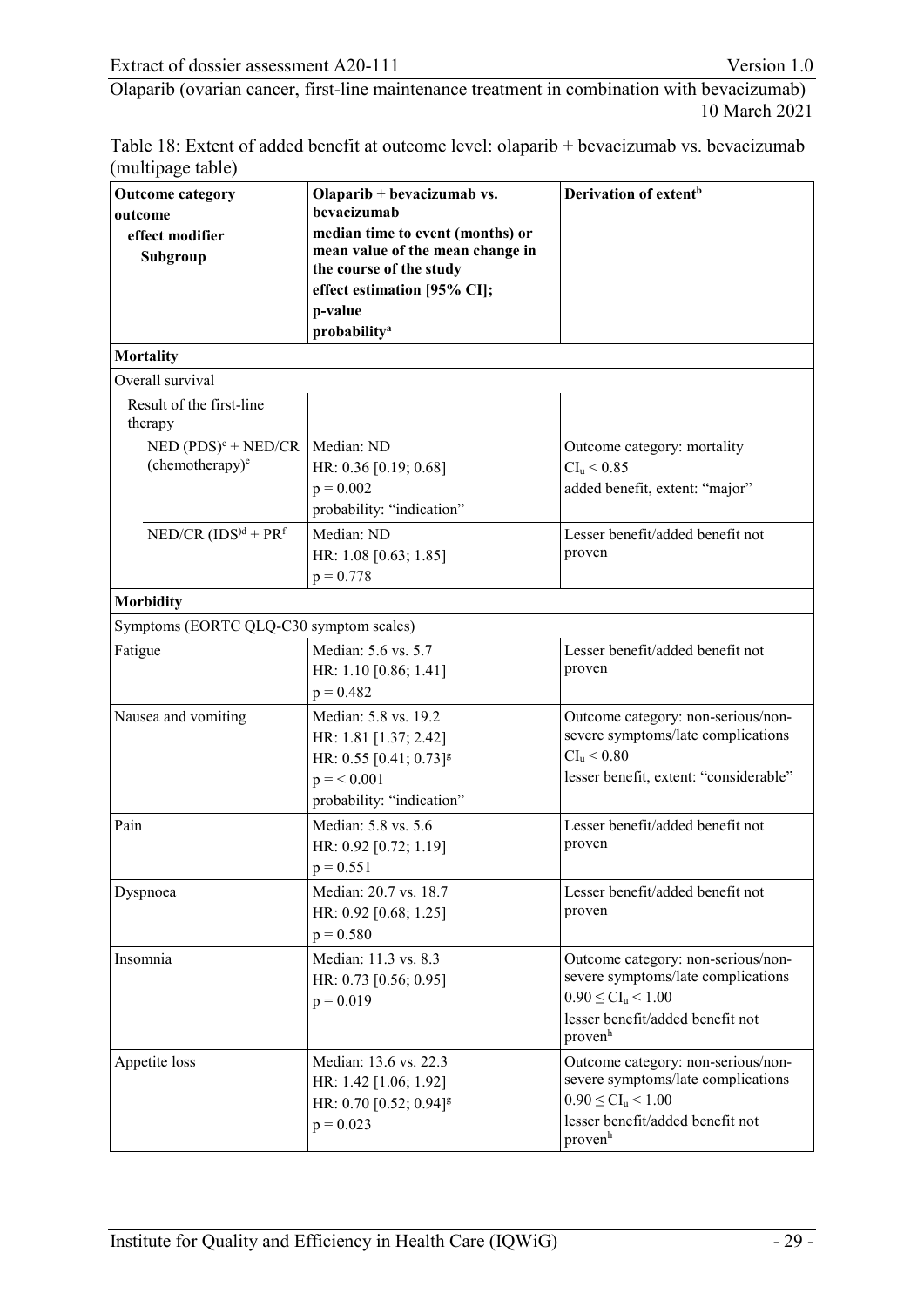Table 18: Extent of added benefit at outcome level: olaparib + bevacizumab vs. bevacizumab (multipage table)

| Outcome category<br>outcome<br>effect modifier<br>Subgroup | Olaparib + bevacizumab vs. bevacizumab<br>median time to event (months) or mean value of the mean change in the course of the study<br>effect estimation [95% CI];<br>p-value<br>probability[a] | Derivation of extent[b] |
|---|---|---|
| **Mortality** | | |
| Overall survival | | |
| Result of the first-line therapy | | |
| NED (PDS)[c] + NED/CR (chemotherapy)[e] | Median: ND<br>HR: 0.36 [0.19; 0.68]<br>$p = 0.002$<br>probability: "indication" | Outcome category: mortality<br>$CI_u < 0.85$<br>added benefit, extent: "major" |
| NED/CR (IDS)[d] + PR[f] | Median: ND<br>HR: 1.08 [0.63; 1.85]<br>$p = 0.778$ | Lesser benefit/added benefit not proven |
| **Morbidity** | | |
| Symptoms (EORTC QLQ-C30 symptom scales) | | |
| Fatigue | Median: 5.6 vs. 5.7<br>HR: 1.10 [0.86; 1.41]<br>$p = 0.482$ | Lesser benefit/added benefit not proven |
| Nausea and vomiting | Median: 5.8 vs. 19.2<br>HR: 1.81 [1.37; 2.42]<br>HR: 0.55 [0.41; 0.73][g]<br>$p = < 0.001$<br>probability: "indication" | Outcome category: non-serious/non-severe symptoms/late complications<br>$CI_u < 0.80$<br>lesser benefit, extent: "considerable" |
| Pain | Median: 5.8 vs. 5.6<br>HR: 0.92 [0.72; 1.19]<br>$p = 0.551$ | Lesser benefit/added benefit not proven |
| Dyspnoea | Median: 20.7 vs. 18.7<br>HR: 0.92 [0.68; 1.25]<br>$p = 0.580$ | Lesser benefit/added benefit not proven |
| Insomnia | Median: 11.3 vs. 8.3<br>HR: 0.73 [0.56; 0.95]<br>$p = 0.019$ | Outcome category: non-serious/non-severe symptoms/late complications<br>$0.90 \leq CI_u < 1.00$<br>lesser benefit/added benefit not proven[h] |
| Appetite loss | Median: 13.6 vs. 22.3<br>HR: 1.42 [1.06; 1.92]<br>HR: 0.70 [0.52; 0.94][g]<br>$p = 0.023$ | Outcome category: non-serious/non-severe symptoms/late complications<br>$0.90 \leq CI_u < 1.00$<br>lesser benefit/added benefit not proven[h] |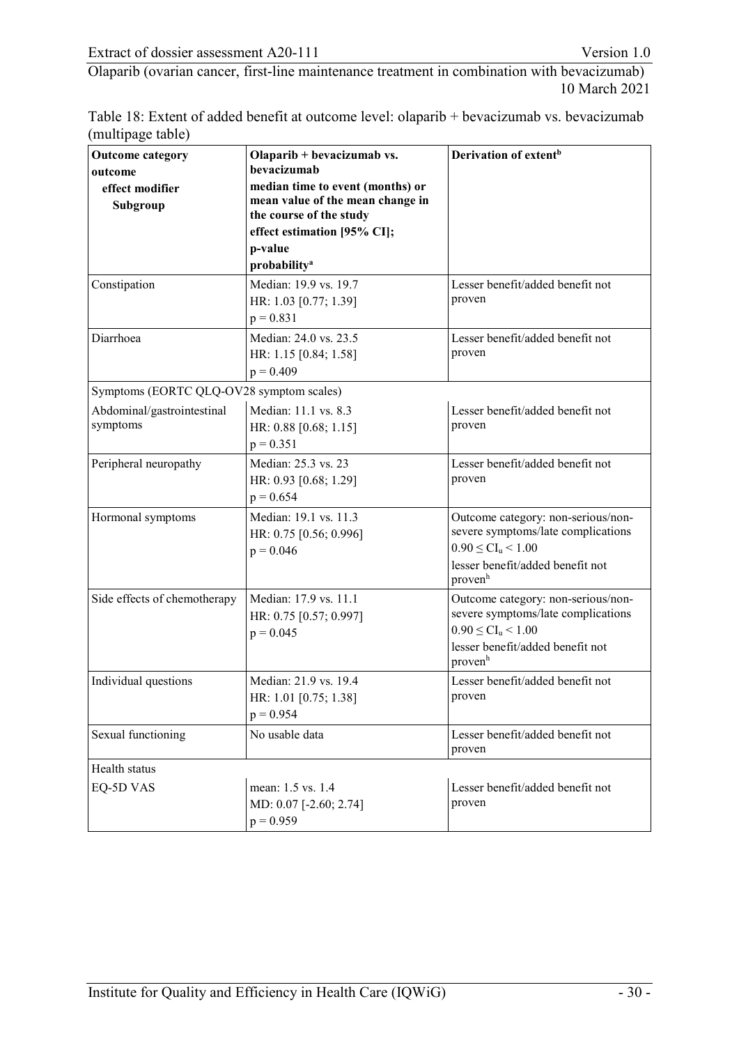Table 18: Extent of added benefit at outcome level: olaparib + bevacizumab vs. bevacizumab (multipage table)

| Outcome category<br>outcome<br>effect modifier<br>Subgroup | Olaparib + bevacizumab vs. bevacizumab<br>median time to event (months) or mean value of the mean change in the course of the study<br>effect estimation [95% CI];<br>p-value<br>probability[a] | Derivation of extent[b] |
|---|---|---|
| Constipation | Median: 19.9 vs. 19.7<br>HR: 1.03 [0.77; 1.39]<br>$p = 0.831$ | Lesser benefit/added benefit not proven |
| Diarrhoea | Median: 24.0 vs. 23.5<br>HR: 1.15 [0.84; 1.58]<br>$p = 0.409$ | Lesser benefit/added benefit not proven |
| Symptoms (EORTC QLQ-OV28 symptom scales) | | |
| Abdominal/gastrointestinal symptoms | Median: 11.1 vs. 8.3<br>HR: 0.88 [0.68; 1.15]<br>$p = 0.351$ | Lesser benefit/added benefit not proven |
| Peripheral neuropathy | Median: 25.3 vs. 23<br>HR: 0.93 [0.68; 1.29]<br>$p = 0.654$ | Lesser benefit/added benefit not proven |
| Hormonal symptoms | Median: 19.1 vs. 11.3<br>HR: 0.75 [0.56; 0.996]<br>$p = 0.046$ | Outcome category: non-serious/non-severe symptoms/late complications<br>$0.90 \leq CI_u < 1.00$<br>lesser benefit/added benefit not proven[h] |
| Side effects of chemotherapy | Median: 17.9 vs. 11.1<br>HR: 0.75 [0.57; 0.997]<br>$p = 0.045$ | Outcome category: non-serious/non-severe symptoms/late complications<br>$0.90 \leq CI_u < 1.00$<br>lesser benefit/added benefit not proven[h] |
| Individual questions | Median: 21.9 vs. 19.4<br>HR: 1.01 [0.75; 1.38]<br>$p = 0.954$ | Lesser benefit/added benefit not proven |
| Sexual functioning | No usable data | Lesser benefit/added benefit not proven |
| Health status | | |
| EQ-5D VAS | mean: 1.5 vs. 1.4<br>MD: 0.07 [-2.60; 2.74]<br>$p = 0.959$ | Lesser benefit/added benefit not proven |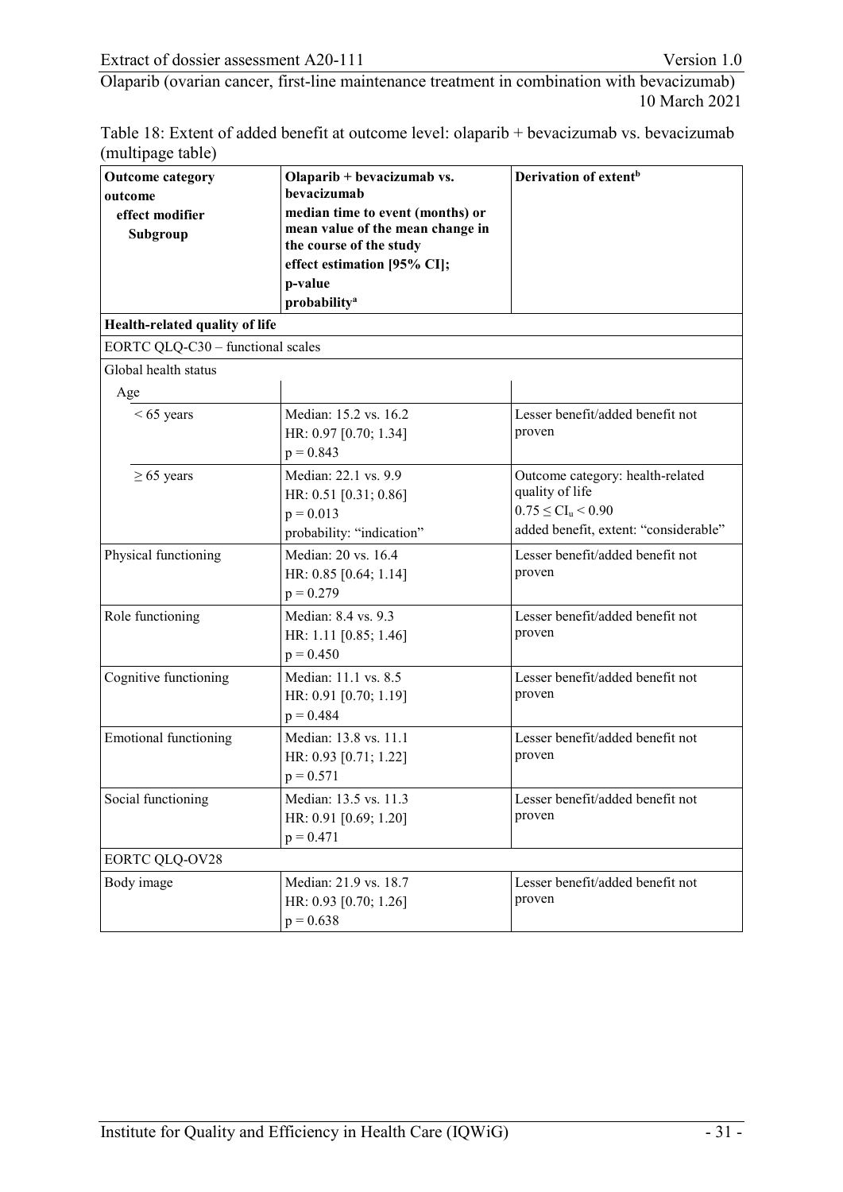Table 18: Extent of added benefit at outcome level: olaparib + bevacizumab vs. bevacizumab (multipage table)

| Outcome category<br>outcome<br>effect modifier<br>Subgroup | Olaparib + bevacizumab vs. bevacizumab<br>median time to event (months) or mean value of the mean change in the course of the study<br>effect estimation [95% CI];<br>p-value<br>probability[a] | Derivation of extent[b] |
|---|---|---|
| **Health-related quality of life** | | |
| EORTC QLQ-C30 – functional scales | | |
| Global health status | | |
| Age | | |
| < 65 years | Median: 15.2 vs. 16.2<br>HR: 0.97 [0.70; 1.34]<br>$p = 0.843$ | Lesser benefit/added benefit not proven |
| ≥ 65 years | Median: 22.1 vs. 9.9<br>HR: 0.51 [0.31; 0.86]<br>$p = 0.013$<br>probability: "indication" | Outcome category: health-related quality of life<br>$0.75 \leq CI_u < 0.90$<br>added benefit, extent: "considerable" |
| Physical functioning | Median: 20 vs. 16.4<br>HR: 0.85 [0.64; 1.14]<br>$p = 0.279$ | Lesser benefit/added benefit not proven |
| Role functioning | Median: 8.4 vs. 9.3<br>HR: 1.11 [0.85; 1.46]<br>$p = 0.450$ | Lesser benefit/added benefit not proven |
| Cognitive functioning | Median: 11.1 vs. 8.5<br>HR: 0.91 [0.70; 1.19]<br>$p = 0.484$ | Lesser benefit/added benefit not proven |
| Emotional functioning | Median: 13.8 vs. 11.1<br>HR: 0.93 [0.71; 1.22]<br>$p = 0.571$ | Lesser benefit/added benefit not proven |
| Social functioning | Median: 13.5 vs. 11.3<br>HR: 0.91 [0.69; 1.20]<br>$p = 0.471$ | Lesser benefit/added benefit not proven |
| EORTC QLQ-OV28 | | |
| Body image | Median: 21.9 vs. 18.7<br>HR: 0.93 [0.70; 1.26]<br>$p = 0.638$ | Lesser benefit/added benefit not proven |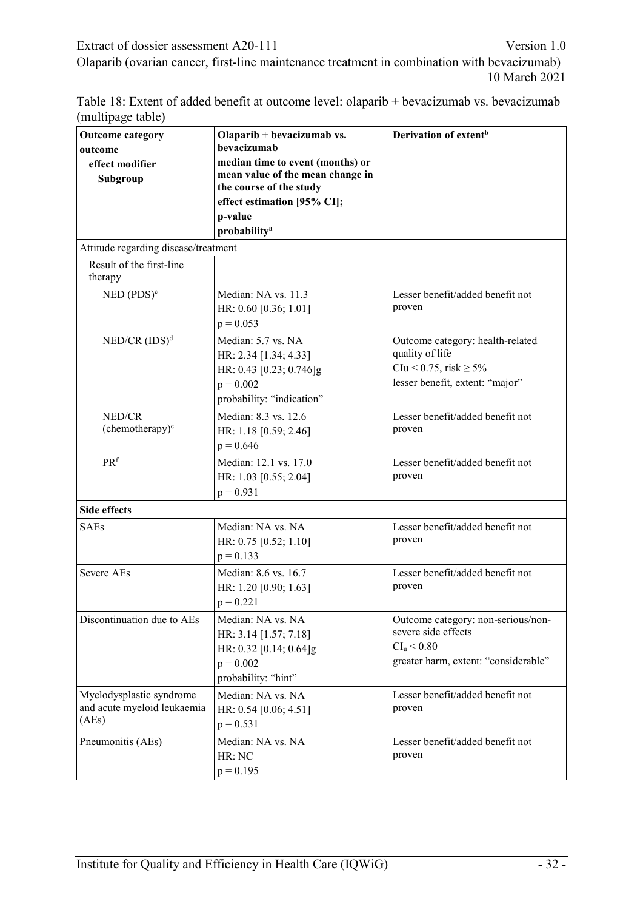Table 18: Extent of added benefit at outcome level: olaparib + bevacizumab vs. bevacizumab (multipage table)

| Outcome category<br>outcome<br>effect modifier<br>Subgroup | Olaparib + bevacizumab vs. bevacizumab<br>median time to event (months) or mean value of the mean change in the course of the study<br>effect estimation [95% CI];<br>p-value<br>probability[a] | Derivation of extent[b] |
|---|---|---|
| Attitude regarding disease/treatment | | |
| Result of the first-line therapy | | |
| NED (PDS)[c] | Median: NA vs. 11.3<br>HR: 0.60 [0.36; 1.01]<br>$p = 0.053$ | Lesser benefit/added benefit not proven |
| NED/CR (IDS)[d] | Median: 5.7 vs. NA<br>HR: 2.34 [1.34; 4.33]<br>HR: 0.43 [0.23; 0.746]g<br>$p = 0.002$<br>probability: "indication" | Outcome category: health-related quality of life<br>$CI_u < 0.75$, risk $\geq 5\%$<br>lesser benefit, extent: "major" |
| NED/CR (chemotherapy)[e] | Median: 8.3 vs. 12.6<br>HR: 1.18 [0.59; 2.46]<br>$p = 0.646$ | Lesser benefit/added benefit not proven |
| PR[f] | Median: 12.1 vs. 17.0<br>HR: 1.03 [0.55; 2.04]<br>$p = 0.931$ | Lesser benefit/added benefit not proven |
| **Side effects** | | |
| SAEs | Median: NA vs. NA<br>HR: 0.75 [0.52; 1.10]<br>$p = 0.133$ | Lesser benefit/added benefit not proven |
| Severe AEs | Median: 8.6 vs. 16.7<br>HR: 1.20 [0.90; 1.63]<br>$p = 0.221$ | Lesser benefit/added benefit not proven |
| Discontinuation due to AEs | Median: NA vs. NA<br>HR: 3.14 [1.57; 7.18]<br>HR: 0.32 [0.14; 0.64]g<br>$p = 0.002$<br>probability: "hint" | Outcome category: non-serious/non-severe side effects<br>$CI_u < 0.80$<br>greater harm, extent: "considerable" |
| Myelodysplastic syndrome and acute myeloid leukaemia (AEs) | Median: NA vs. NA<br>HR: 0.54 [0.06; 4.51]<br>$p = 0.531$ | Lesser benefit/added benefit not proven |
| Pneumonitis (AEs) | Median: NA vs. NA<br>HR: NC<br>$p = 0.195$ | Lesser benefit/added benefit not proven |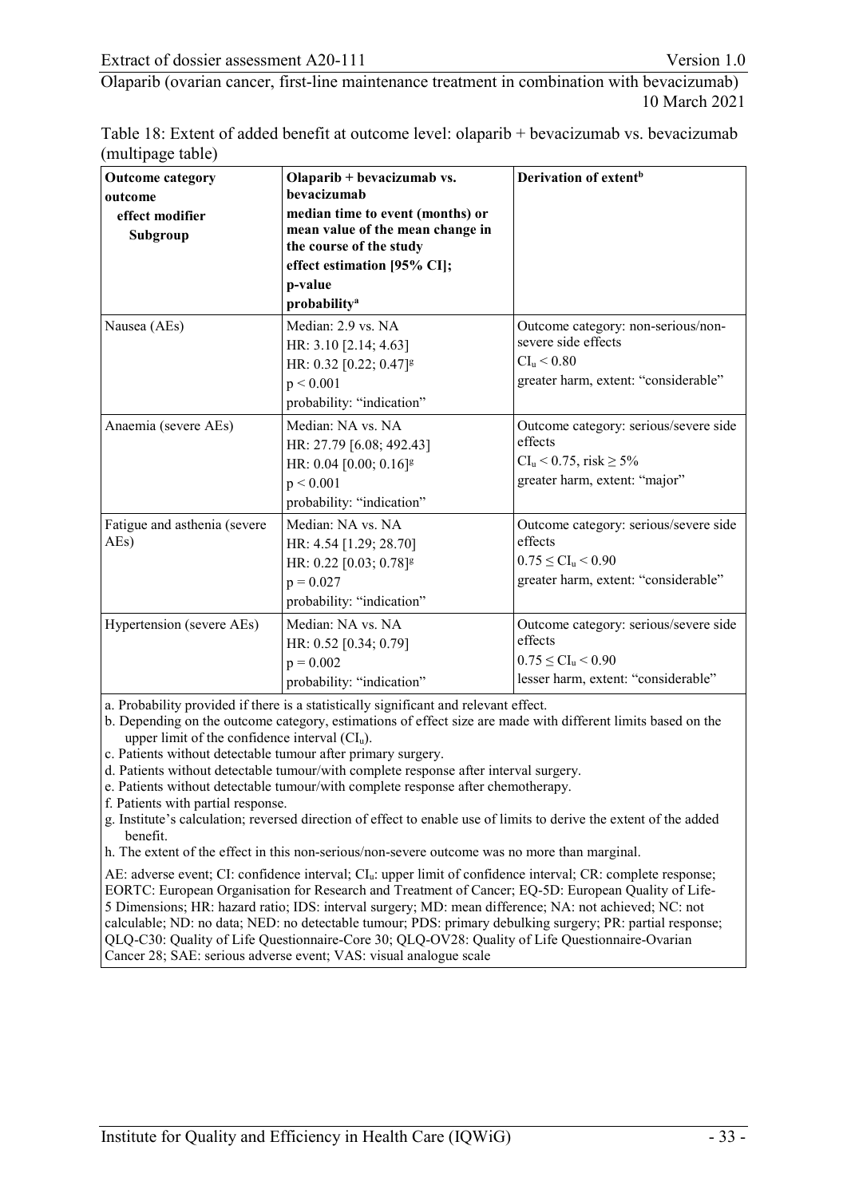Table 18: Extent of added benefit at outcome level: olaparib + bevacizumab vs. bevacizumab (multipage table)

| Outcome category<br>outcome<br>effect modifier<br>Subgroup | Olaparib + bevacizumab vs. bevacizumab<br>median time to event (months) or mean value of the mean change in the course of the study<br>effect estimation [95% CI];<br>p-value<br>probability[a] | Derivation of extent[b] |
|---|---|---|
| Nausea (AEs) | Median: 2.9 vs. NA<br>HR: 3.10 [2.14; 4.63]<br>HR: 0.32 [0.22; 0.47][g]<br>$p < 0.001$<br>probability: "indication" | Outcome category: non-serious/non-severe side effects<br>$CI_u < 0.80$<br>greater harm, extent: "considerable" |
| Anaemia (severe AEs) | Median: NA vs. NA<br>HR: 27.79 [6.08; 492.43]<br>HR: 0.04 [0.00; 0.16][g]<br>$p < 0.001$<br>probability: "indication" | Outcome category: serious/severe side effects<br>$CI_u < 0.75$, risk $\geq 5\%$<br>greater harm, extent: "major" |
| Fatigue and asthenia (severe AEs) | Median: NA vs. NA<br>HR: 4.54 [1.29; 28.70]<br>HR: 0.22 [0.03; 0.78][g]<br>$p = 0.027$<br>probability: "indication" | Outcome category: serious/severe side effects<br>$0.75 \leq CI_u < 0.90$<br>greater harm, extent: "considerable" |
| Hypertension (severe AEs) | Median: NA vs. NA<br>HR: 0.52 [0.34; 0.79]<br>$p = 0.002$<br>probability: "indication" | Outcome category: serious/severe side effects<br>$0.75 \leq CI_u < 0.90$<br>lesser harm, extent: "considerable" |

a. Probability provided if there is a statistically significant and relevant effect.
b. Depending on the outcome category, estimations of effect size are made with different limits based on the upper limit of the confidence interval ($CI_u$).
c. Patients without detectable tumour after primary surgery.
d. Patients without detectable tumour/with complete response after interval surgery.
e. Patients without detectable tumour/with complete response after chemotherapy.
f. Patients with partial response.
g. Institute's calculation; reversed direction of effect to enable use of limits to derive the extent of the added benefit.
h. The extent of the effect in this non-serious/non-severe outcome was no more than marginal.

AE: adverse event; CI: confidence interval; $CI_u$: upper limit of confidence interval; CR: complete response; EORTC: European Organisation for Research and Treatment of Cancer; EQ-5D: European Quality of Life-5 Dimensions; HR: hazard ratio; IDS: interval surgery; MD: mean difference; NA: not achieved; NC: not calculable; ND: no data; NED: no detectable tumour; PDS: primary debulking surgery; PR: partial response; QLQ-C30: Quality of Life Questionnaire-Core 30; QLQ-OV28: Quality of Life Questionnaire-Ovarian Cancer 28; SAE: serious adverse event; VAS: visual analogue scale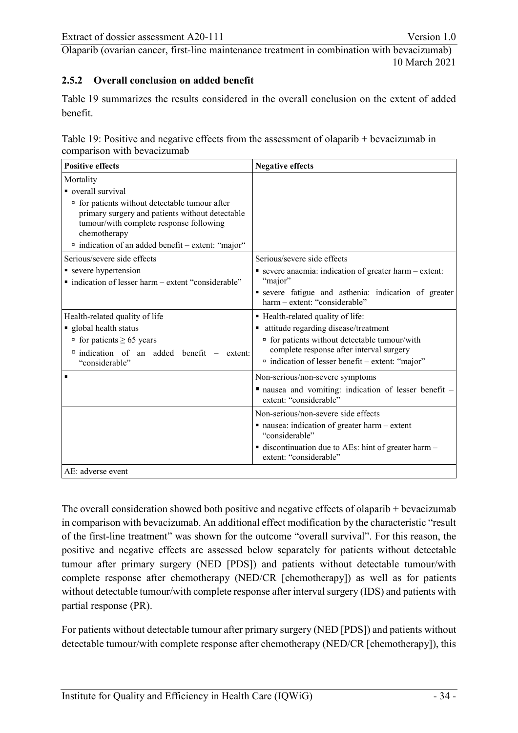### 2.5.2 Overall conclusion on added benefit

Table 19 summarizes the results considered in the overall conclusion on the extent of added benefit.

Table 19: Positive and negative effects from the assessment of olaparib + bevacizumab in comparison with bevacizumab

| Positive effects | Negative effects |
|---|---|
| Mortality<br>▪ overall survival<br>▫ for patients without detectable tumour after primary surgery and patients without detectable tumour/with complete response following chemotherapy<br>▫ indication of an added benefit – extent: "major" | |
| Serious/severe side effects<br>▪ severe hypertension<br>▪ indication of lesser harm – extent "considerable" | Serious/severe side effects<br>▪ severe anaemia: indication of greater harm – extent: "major"<br>▪ severe fatigue and asthenia: indication of greater harm – extent: "considerable" |
| Health-related quality of life<br>▪ global health status<br>▫ for patients ≥ 65 years<br>▫ indication of an added benefit – extent: "considerable" | ▪ Health-related quality of life:<br>▪ attitude regarding disease/treatment<br>▫ for patients without detectable tumour/with complete response after interval surgery<br>▫ indication of lesser benefit – extent: "major" |
| ▪ | Non-serious/non-severe symptoms<br>▪ nausea and vomiting: indication of lesser benefit – extent: "considerable" |
| | Non-serious/non-severe side effects<br>▪ nausea: indication of greater harm – extent "considerable"<br>▪ discontinuation due to AEs: hint of greater harm – extent: "considerable" |
| AE: adverse event | |

The overall consideration showed both positive and negative effects of olaparib + bevacizumab in comparison with bevacizumab. An additional effect modification by the characteristic "result of the first-line treatment" was shown for the outcome "overall survival". For this reason, the positive and negative effects are assessed below separately for patients without detectable tumour after primary surgery (NED [PDS]) and patients without detectable tumour/with complete response after chemotherapy (NED/CR [chemotherapy]) as well as for patients without detectable tumour/with complete response after interval surgery (IDS) and patients with partial response (PR).

For patients without detectable tumour after primary surgery (NED [PDS]) and patients without detectable tumour/with complete response after chemotherapy (NED/CR [chemotherapy]), this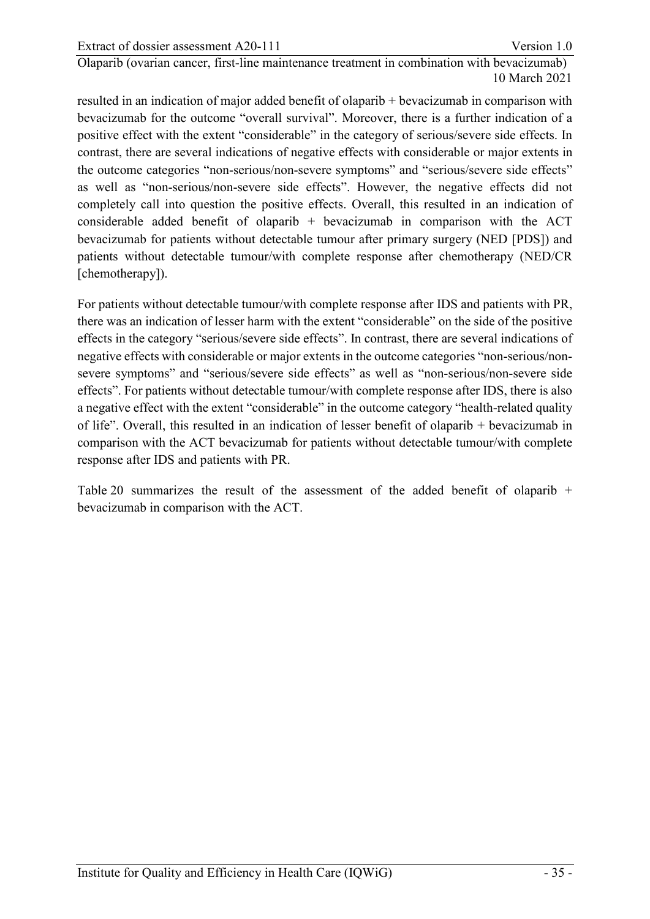resulted in an indication of major added benefit of olaparib + bevacizumab in comparison with bevacizumab for the outcome "overall survival". Moreover, there is a further indication of a positive effect with the extent "considerable" in the category of serious/severe side effects. In contrast, there are several indications of negative effects with considerable or major extents in the outcome categories "non-serious/non-severe symptoms" and "serious/severe side effects" as well as "non-serious/non-severe side effects". However, the negative effects did not completely call into question the positive effects. Overall, this resulted in an indication of considerable added benefit of olaparib + bevacizumab in comparison with the ACT bevacizumab for patients without detectable tumour after primary surgery (NED [PDS]) and patients without detectable tumour/with complete response after chemotherapy (NED/CR [chemotherapy]).

For patients without detectable tumour/with complete response after IDS and patients with PR, there was an indication of lesser harm with the extent "considerable" on the side of the positive effects in the category "serious/severe side effects". In contrast, there are several indications of negative effects with considerable or major extents in the outcome categories "non-serious/non-severe symptoms" and "serious/severe side effects" as well as "non-serious/non-severe side effects". For patients without detectable tumour/with complete response after IDS, there is also a negative effect with the extent "considerable" in the outcome category "health-related quality of life". Overall, this resulted in an indication of lesser benefit of olaparib + bevacizumab in comparison with the ACT bevacizumab for patients without detectable tumour/with complete response after IDS and patients with PR.

Table 20 summarizes the result of the assessment of the added benefit of olaparib + bevacizumab in comparison with the ACT.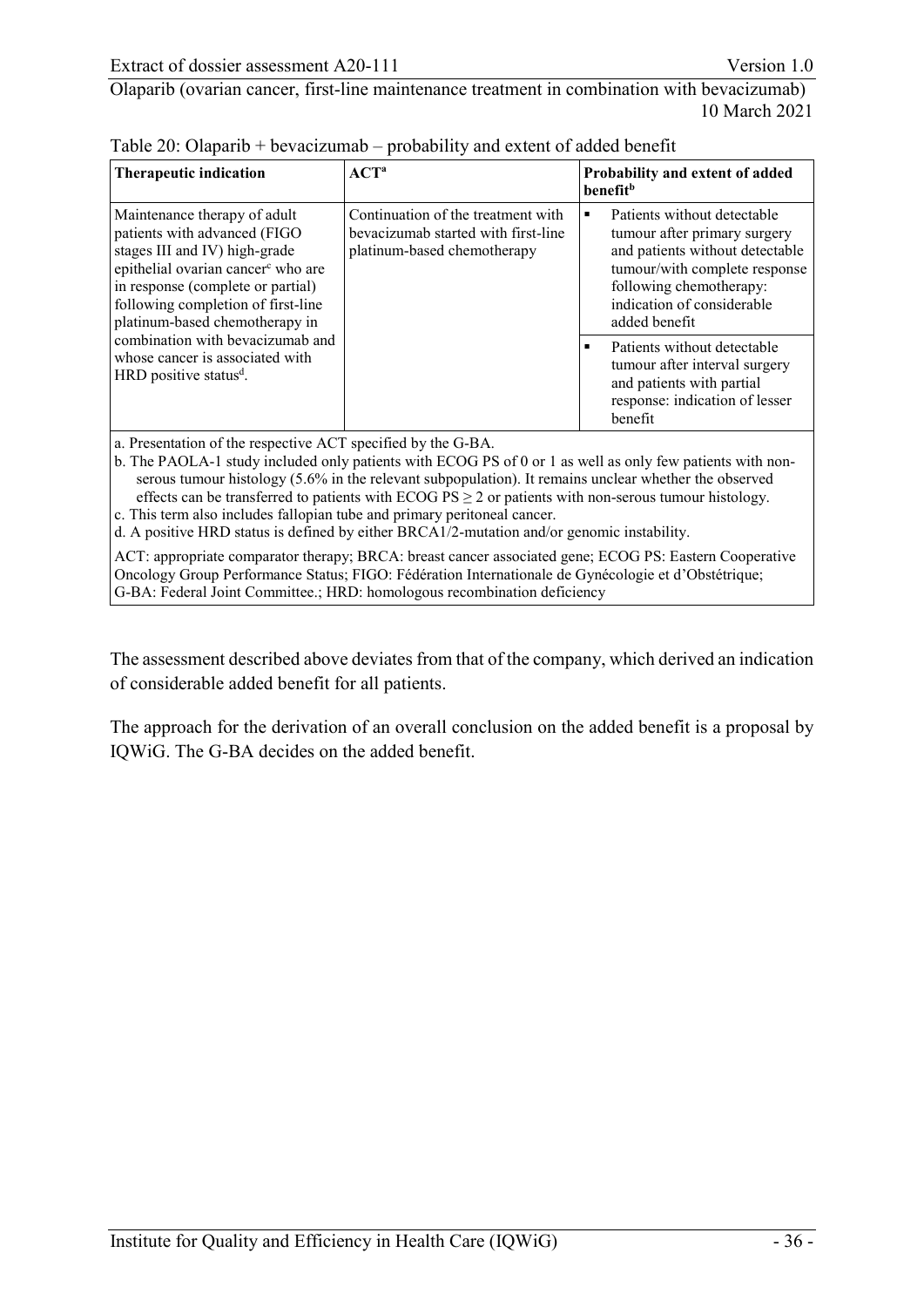Table 20: Olaparib + bevacizumab – probability and extent of added benefit

| Therapeutic indication | ACT[a] | Probability and extent of added benefit[b] |
|---|---|---|
| Maintenance therapy of adult patients with advanced (FIGO stages III and IV) high-grade epithelial ovarian cancer[c] who are in response (complete or partial) following completion of first-line platinum-based chemotherapy in combination with bevacizumab and whose cancer is associated with HRD positive status[d]. | Continuation of the treatment with bevacizumab started with first-line platinum-based chemotherapy | ▪ Patients without detectable tumour after primary surgery and patients without detectable tumour/with complete response following chemotherapy: indication of considerable added benefit |
| | | ▪ Patients without detectable tumour after interval surgery and patients with partial response: indication of lesser benefit |

a. Presentation of the respective ACT specified by the G-BA.
b. The PAOLA-1 study included only patients with ECOG PS of 0 or 1 as well as only few patients with non-serous tumour histology (5.6% in the relevant subpopulation). It remains unclear whether the observed effects can be transferred to patients with ECOG PS $\geq 2$ or patients with non-serous tumour histology.
c. This term also includes fallopian tube and primary peritoneal cancer.
d. A positive HRD status is defined by either BRCA1/2-mutation and/or genomic instability.

ACT: appropriate comparator therapy; BRCA: breast cancer associated gene; ECOG PS: Eastern Cooperative Oncology Group Performance Status; FIGO: Fédération Internationale de Gynécologie et d'Obstétrique; G-BA: Federal Joint Committee.; HRD: homologous recombination deficiency

The assessment described above deviates from that of the company, which derived an indication of considerable added benefit for all patients.

The approach for the derivation of an overall conclusion on the added benefit is a proposal by IQWiG. The G-BA decides on the added benefit.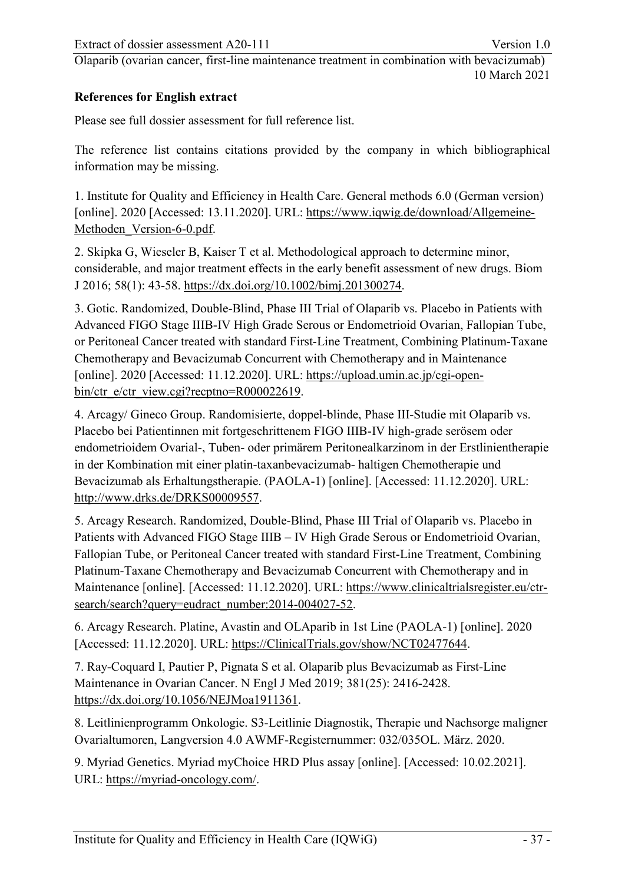**References for English extract**

Please see full dossier assessment for full reference list.

The reference list contains citations provided by the company in which bibliographical information may be missing.

1. Institute for Quality and Efficiency in Health Care. General methods 6.0 (German version) [online]. 2020 [Accessed: 13.11.2020]. URL: https://www.iqwig.de/download/Allgemeine-Methoden_Version-6-0.pdf.

2. Skipka G, Wieseler B, Kaiser T et al. Methodological approach to determine minor, considerable, and major treatment effects in the early benefit assessment of new drugs. Biom J 2016; 58(1): 43-58. https://dx.doi.org/10.1002/bimj.201300274.

3. Gotic. Randomized, Double-Blind, Phase III Trial of Olaparib vs. Placebo in Patients with Advanced FIGO Stage IIIB-IV High Grade Serous or Endometrioid Ovarian, Fallopian Tube, or Peritoneal Cancer treated with standard First-Line Treatment, Combining Platinum-Taxane Chemotherapy and Bevacizumab Concurrent with Chemotherapy and in Maintenance [online]. 2020 [Accessed: 11.12.2020]. URL: https://upload.umin.ac.jp/cgi-open-bin/ctr_e/ctr_view.cgi?recptno=R000022619.

4. Arcagy/ Gineco Group. Randomisierte, doppel-blinde, Phase III-Studie mit Olaparib vs. Placebo bei Patientinnen mit fortgeschrittenem FIGO IIIB-IV high-grade serösem oder endometrioidem Ovarial-, Tuben- oder primärem Peritonealkarzinom in der Erstlinientherapie in der Kombination mit einer platin-taxanbevacizumab- haltigen Chemotherapie und Bevacizumab als Erhaltungstherapie. (PAOLA-1) [online]. [Accessed: 11.12.2020]. URL: http://www.drks.de/DRKS00009557.

5. Arcagy Research. Randomized, Double-Blind, Phase III Trial of Olaparib vs. Placebo in Patients with Advanced FIGO Stage IIIB – IV High Grade Serous or Endometrioid Ovarian, Fallopian Tube, or Peritoneal Cancer treated with standard First-Line Treatment, Combining Platinum-Taxane Chemotherapy and Bevacizumab Concurrent with Chemotherapy and in Maintenance [online]. [Accessed: 11.12.2020]. URL: https://www.clinicaltrialsregister.eu/ctr-search/search?query=eudract_number:2014-004027-52.

6. Arcagy Research. Platine, Avastin and OLAparib in 1st Line (PAOLA-1) [online]. 2020 [Accessed: 11.12.2020]. URL: https://ClinicalTrials.gov/show/NCT02477644.

7. Ray-Coquard I, Pautier P, Pignata S et al. Olaparib plus Bevacizumab as First-Line Maintenance in Ovarian Cancer. N Engl J Med 2019; 381(25): 2416-2428. https://dx.doi.org/10.1056/NEJMoa1911361.

8. Leitlinienprogramm Onkologie. S3-Leitlinie Diagnostik, Therapie und Nachsorge maligner Ovarialtumoren, Langversion 4.0 AWMF-Registernummer: 032/035OL. März. 2020.

9. Myriad Genetics. Myriad myChoice HRD Plus assay [online]. [Accessed: 10.02.2021]. URL: https://myriad-oncology.com/.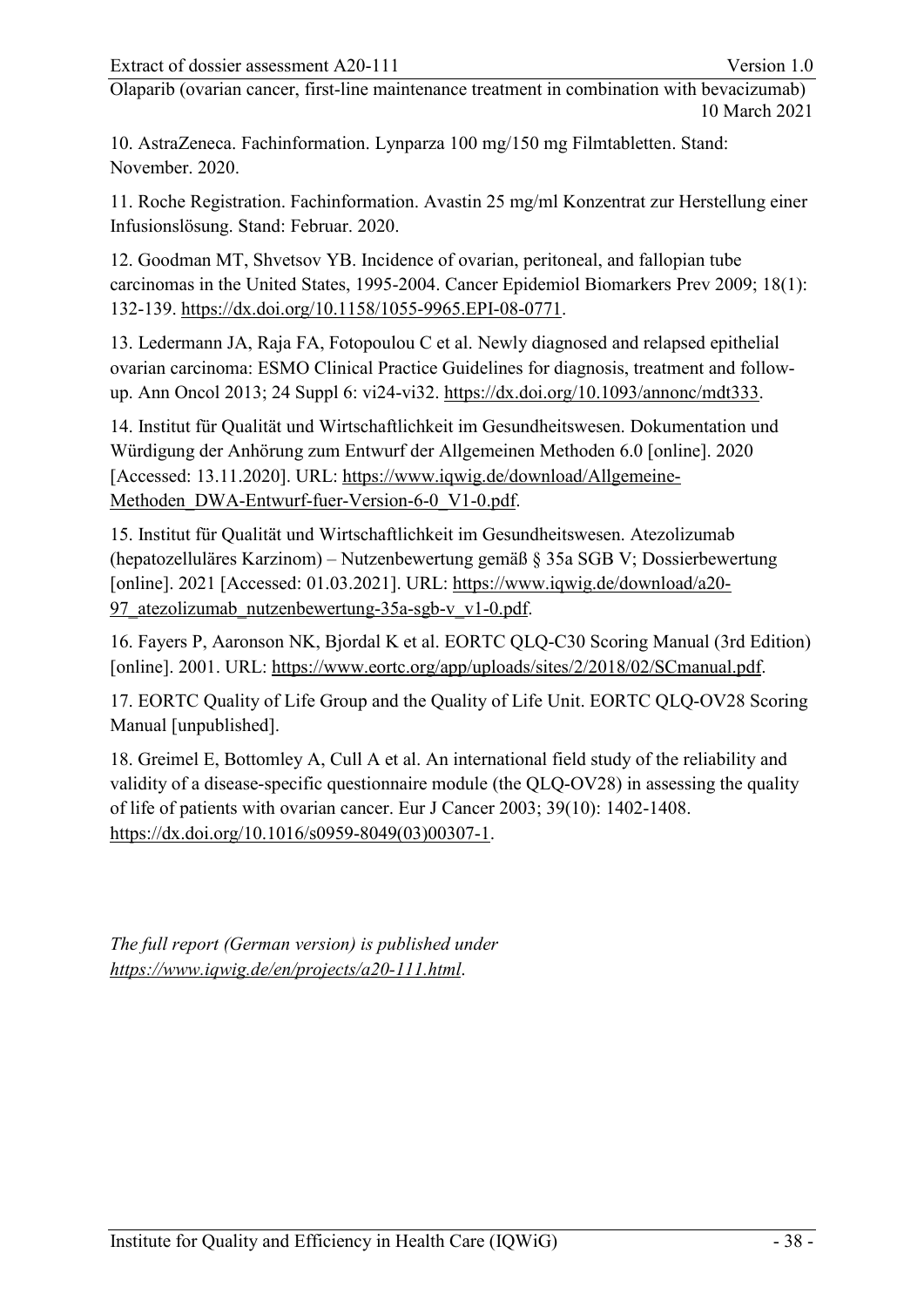10. AstraZeneca. Fachinformation. Lynparza 100 mg/150 mg Filmtabletten. Stand: November. 2020.

11. Roche Registration. Fachinformation. Avastin 25 mg/ml Konzentrat zur Herstellung einer Infusionslösung. Stand: Februar. 2020.

12. Goodman MT, Shvetsov YB. Incidence of ovarian, peritoneal, and fallopian tube carcinomas in the United States, 1995-2004. Cancer Epidemiol Biomarkers Prev 2009; 18(1): 132-139. https://dx.doi.org/10.1158/1055-9965.EPI-08-0771.

13. Ledermann JA, Raja FA, Fotopoulou C et al. Newly diagnosed and relapsed epithelial ovarian carcinoma: ESMO Clinical Practice Guidelines for diagnosis, treatment and follow-up. Ann Oncol 2013; 24 Suppl 6: vi24-vi32. https://dx.doi.org/10.1093/annonc/mdt333.

14. Institut für Qualität und Wirtschaftlichkeit im Gesundheitswesen. Dokumentation und Würdigung der Anhörung zum Entwurf der Allgemeinen Methoden 6.0 [online]. 2020 [Accessed: 13.11.2020]. URL: https://www.iqwig.de/download/Allgemeine-Methoden_DWA-Entwurf-fuer-Version-6-0_V1-0.pdf.

15. Institut für Qualität und Wirtschaftlichkeit im Gesundheitswesen. Atezolizumab (hepatozelluläres Karzinom) – Nutzenbewertung gemäß § 35a SGB V; Dossierbewertung [online]. 2021 [Accessed: 01.03.2021]. URL: https://www.iqwig.de/download/a20-97_atezolizumab_nutzenbewertung-35a-sgb-v_v1-0.pdf.

16. Fayers P, Aaronson NK, Bjordal K et al. EORTC QLQ-C30 Scoring Manual (3rd Edition) [online]. 2001. URL: https://www.eortc.org/app/uploads/sites/2/2018/02/SCmanual.pdf.

17. EORTC Quality of Life Group and the Quality of Life Unit. EORTC QLQ-OV28 Scoring Manual [unpublished].

18. Greimel E, Bottomley A, Cull A et al. An international field study of the reliability and validity of a disease-specific questionnaire module (the QLQ-OV28) in assessing the quality of life of patients with ovarian cancer. Eur J Cancer 2003; 39(10): 1402-1408. https://dx.doi.org/10.1016/s0959-8049(03)00307-1.

*The full report (German version) is published under https://www.iqwig.de/en/projects/a20-111.html.*